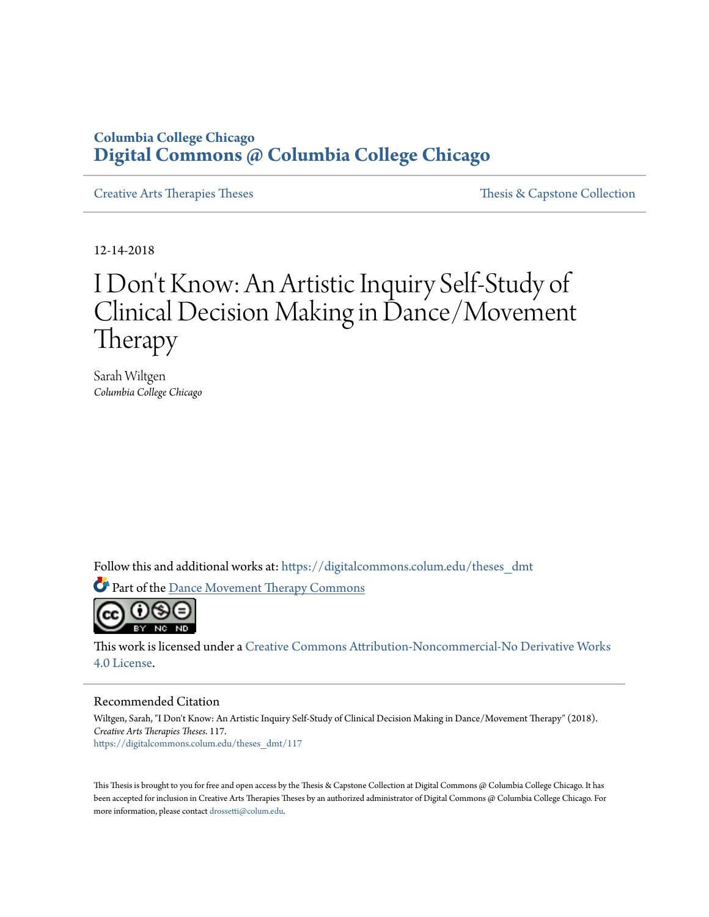Columbia College Chicago

# Digital Commons @ Columbia College Chicago

Creative Arts Therapies Theses | Thesis & Capstone Collection

12-14-2018

# I Don't Know: An Artistic Inquiry Self-Study of Clinical Decision Making in Dance/Movement Therapy

Sarah Wiltgen
*Columbia College Chicago*

Follow this and additional works at: https://digitalcommons.colum.edu/theses_dmt

Part of the Dance Movement Therapy Commons

This work is licensed under a Creative Commons Attribution-Noncommercial-No Derivative Works 4.0 License.

## Recommended Citation

Wiltgen, Sarah, "I Don't Know: An Artistic Inquiry Self-Study of Clinical Decision Making in Dance/Movement Therapy" (2018). *Creative Arts Therapies Theses*. 117.
https://digitalcommons.colum.edu/theses_dmt/117

This Thesis is brought to you for free and open access by the Thesis & Capstone Collection at Digital Commons @ Columbia College Chicago. It has been accepted for inclusion in Creative Arts Therapies Theses by an authorized administrator of Digital Commons @ Columbia College Chicago. For more information, please contact drossetti@colum.edu.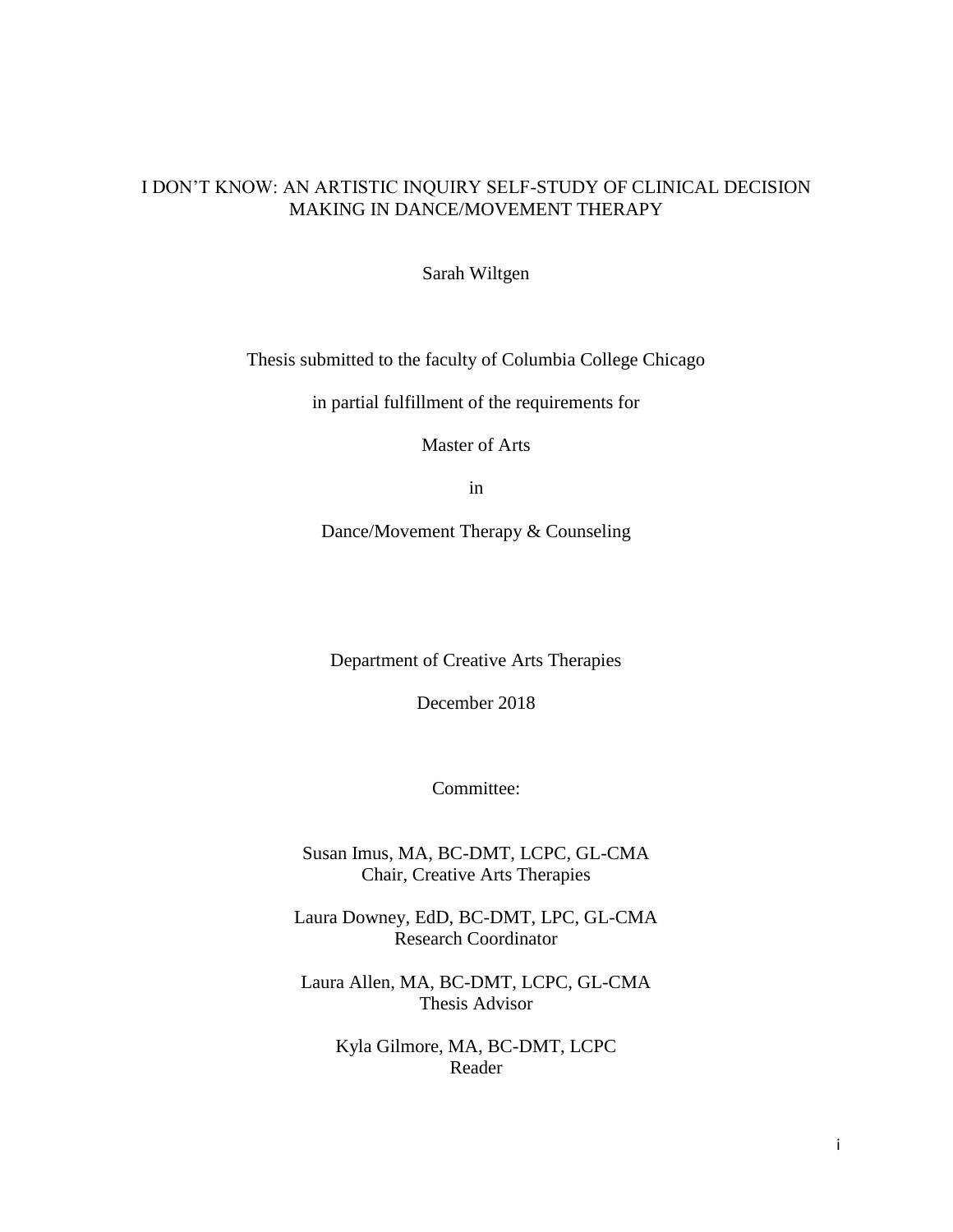# I DON'T KNOW: AN ARTISTIC INQUIRY SELF-STUDY OF CLINICAL DECISION MAKING IN DANCE/MOVEMENT THERAPY

Sarah Wiltgen

Thesis submitted to the faculty of Columbia College Chicago

in partial fulfillment of the requirements for

Master of Arts

in

Dance/Movement Therapy & Counseling

Department of Creative Arts Therapies

December 2018

Committee:

Susan Imus, MA, BC-DMT, LCPC, GL-CMA
Chair, Creative Arts Therapies

Laura Downey, EdD, BC-DMT, LPC, GL-CMA
Research Coordinator

Laura Allen, MA, BC-DMT, LCPC, GL-CMA
Thesis Advisor

Kyla Gilmore, MA, BC-DMT, LCPC
Reader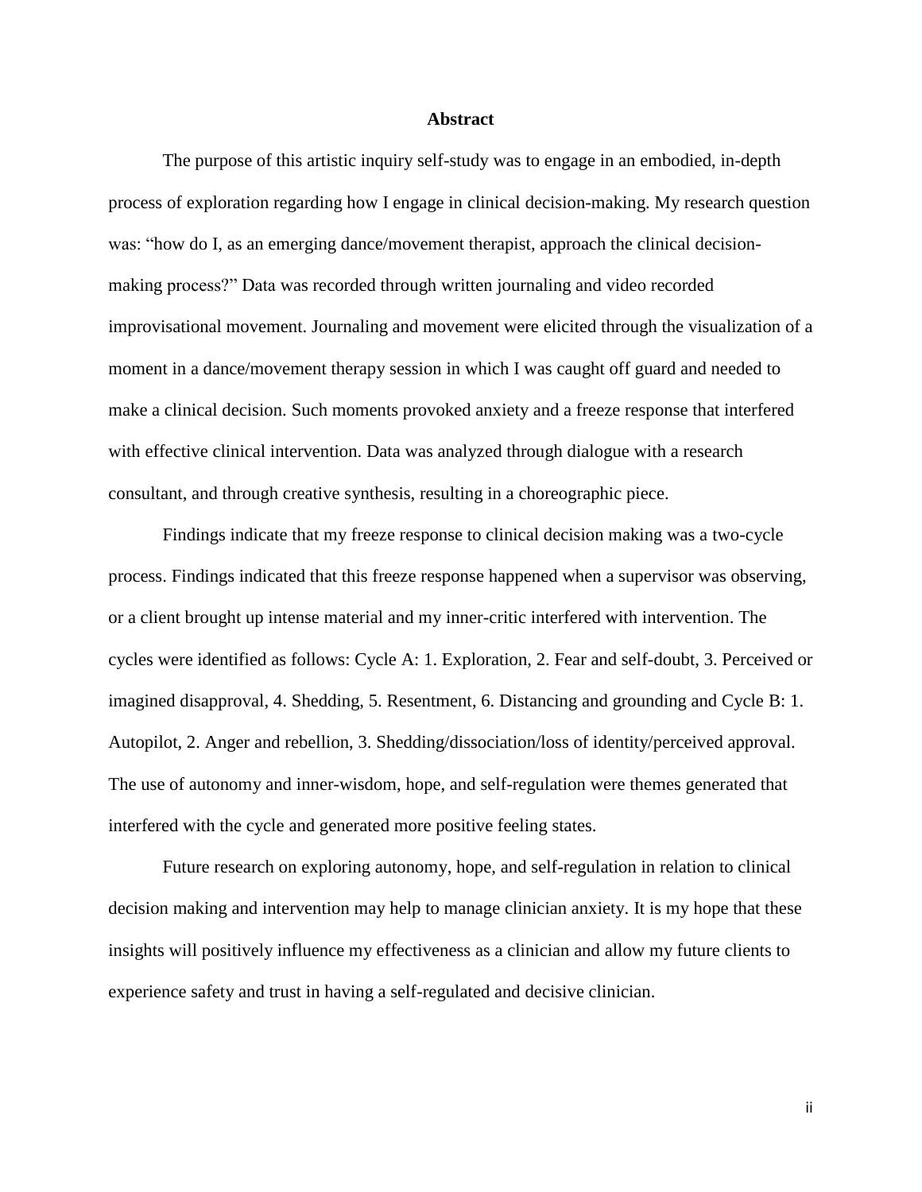# Abstract

The purpose of this artistic inquiry self-study was to engage in an embodied, in-depth process of exploration regarding how I engage in clinical decision-making. My research question was: "how do I, as an emerging dance/movement therapist, approach the clinical decision-making process?" Data was recorded through written journaling and video recorded improvisational movement. Journaling and movement were elicited through the visualization of a moment in a dance/movement therapy session in which I was caught off guard and needed to make a clinical decision. Such moments provoked anxiety and a freeze response that interfered with effective clinical intervention. Data was analyzed through dialogue with a research consultant, and through creative synthesis, resulting in a choreographic piece.

Findings indicate that my freeze response to clinical decision making was a two-cycle process. Findings indicated that this freeze response happened when a supervisor was observing, or a client brought up intense material and my inner-critic interfered with intervention. The cycles were identified as follows: Cycle A: 1. Exploration, 2. Fear and self-doubt, 3. Perceived or imagined disapproval, 4. Shedding, 5. Resentment, 6. Distancing and grounding and Cycle B: 1. Autopilot, 2. Anger and rebellion, 3. Shedding/dissociation/loss of identity/perceived approval. The use of autonomy and inner-wisdom, hope, and self-regulation were themes generated that interfered with the cycle and generated more positive feeling states.

Future research on exploring autonomy, hope, and self-regulation in relation to clinical decision making and intervention may help to manage clinician anxiety. It is my hope that these insights will positively influence my effectiveness as a clinician and allow my future clients to experience safety and trust in having a self-regulated and decisive clinician.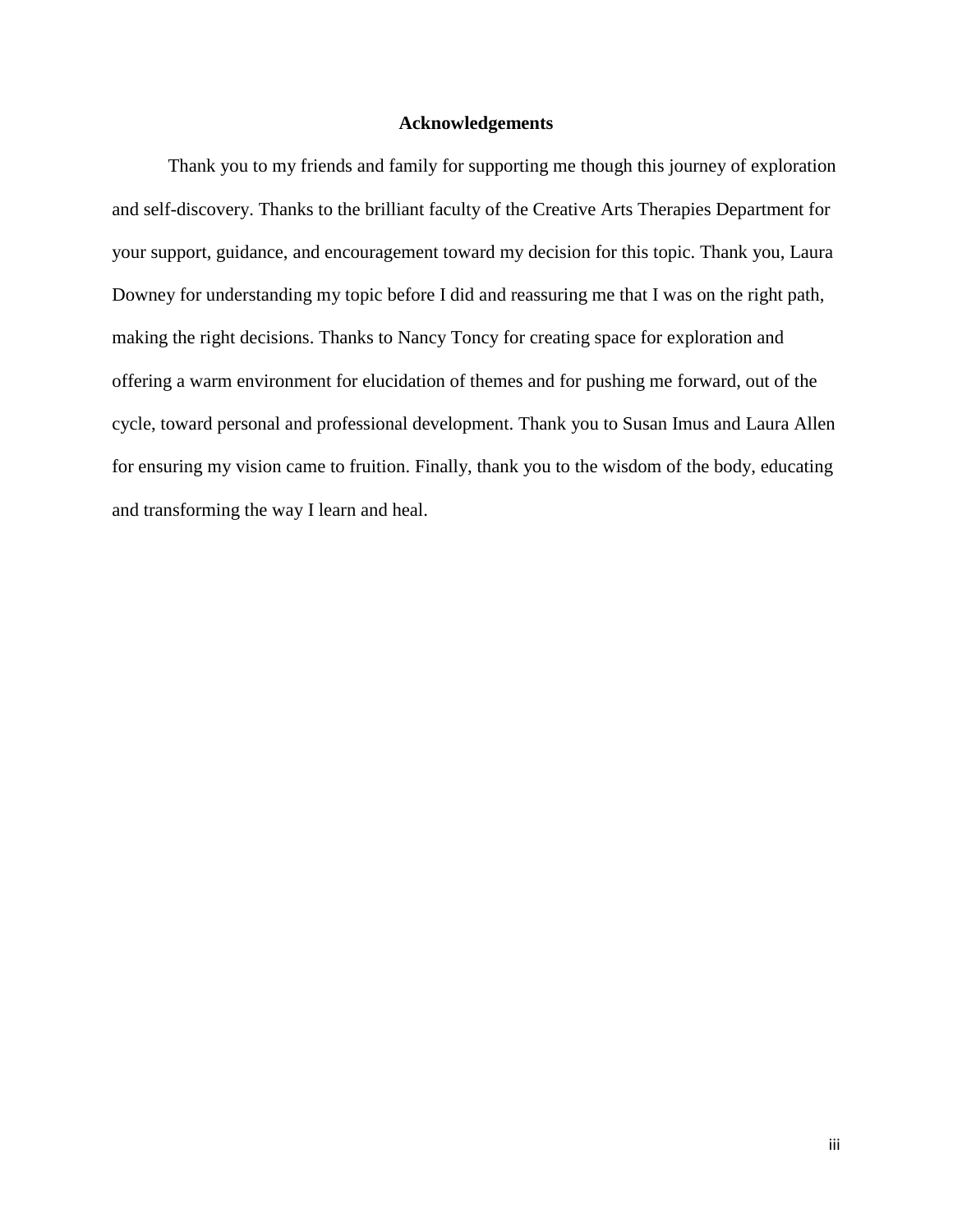## Acknowledgements

Thank you to my friends and family for supporting me though this journey of exploration and self-discovery. Thanks to the brilliant faculty of the Creative Arts Therapies Department for your support, guidance, and encouragement toward my decision for this topic. Thank you, Laura Downey for understanding my topic before I did and reassuring me that I was on the right path, making the right decisions. Thanks to Nancy Toncy for creating space for exploration and offering a warm environment for elucidation of themes and for pushing me forward, out of the cycle, toward personal and professional development. Thank you to Susan Imus and Laura Allen for ensuring my vision came to fruition. Finally, thank you to the wisdom of the body, educating and transforming the way I learn and heal.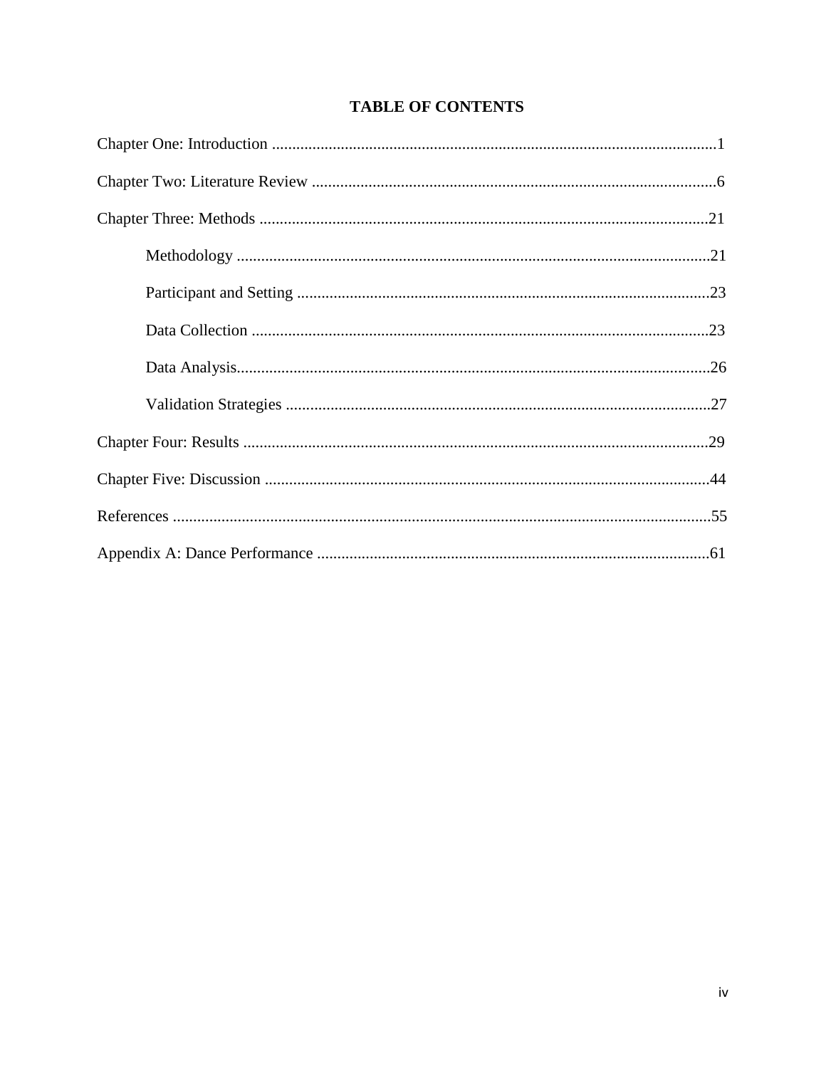# TABLE OF CONTENTS

Chapter One: Introduction ............................................................................................................1

Chapter Two: Literature Review ...................................................................................................6

Chapter Three: Methods ..............................................................................................................21

    Methodology ....................................................................................................................21

    Participant and Setting .....................................................................................................23

    Data Collection ................................................................................................................23

    Data Analysis....................................................................................................................26

    Validation Strategies ........................................................................................................27

Chapter Four: Results ..................................................................................................................29

Chapter Five: Discussion .............................................................................................................44

References ....................................................................................................................................55

Appendix A: Dance Performance ................................................................................................61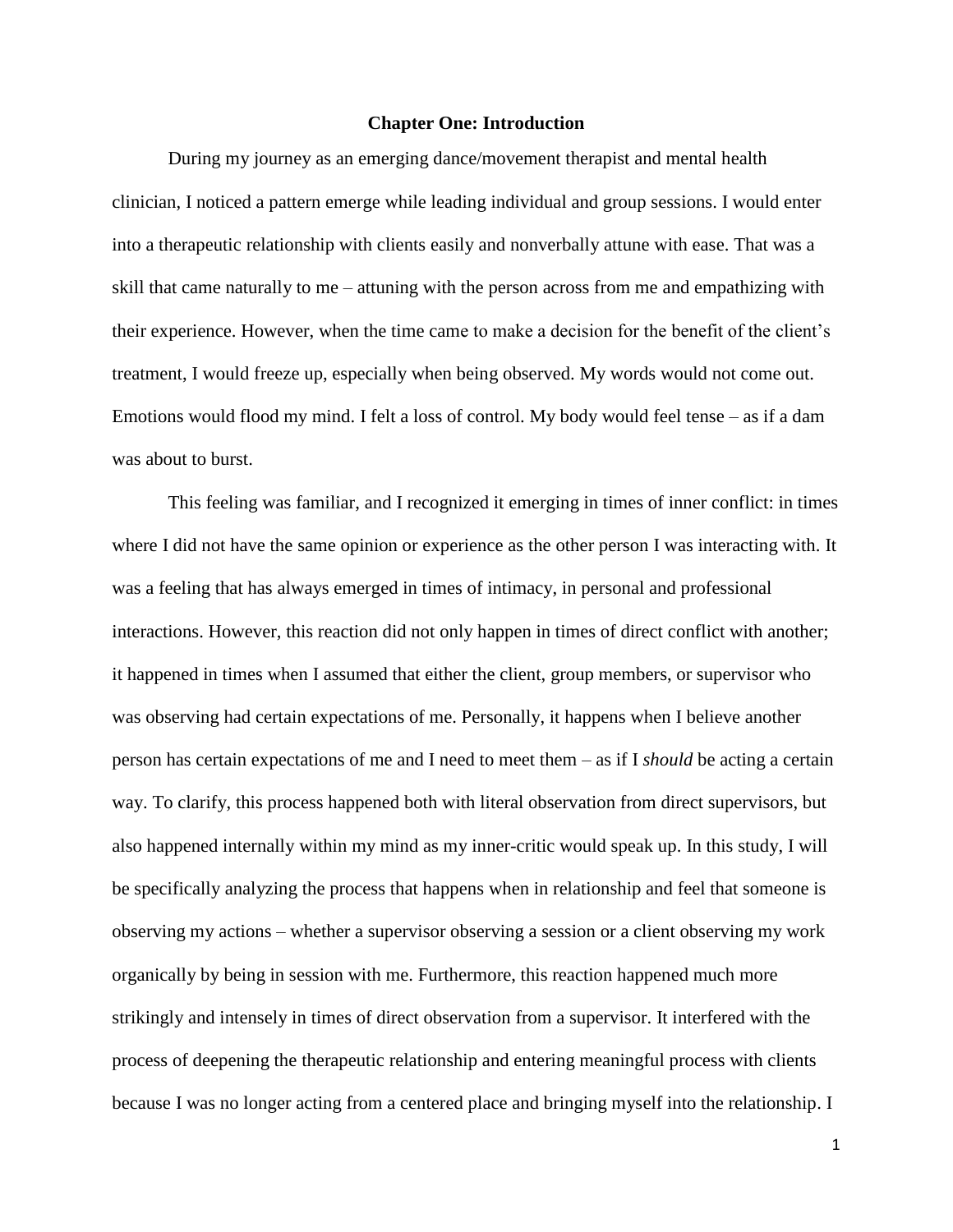# Chapter One: Introduction

During my journey as an emerging dance/movement therapist and mental health clinician, I noticed a pattern emerge while leading individual and group sessions. I would enter into a therapeutic relationship with clients easily and nonverbally attune with ease. That was a skill that came naturally to me – attuning with the person across from me and empathizing with their experience. However, when the time came to make a decision for the benefit of the client's treatment, I would freeze up, especially when being observed. My words would not come out. Emotions would flood my mind. I felt a loss of control. My body would feel tense – as if a dam was about to burst.

This feeling was familiar, and I recognized it emerging in times of inner conflict: in times where I did not have the same opinion or experience as the other person I was interacting with. It was a feeling that has always emerged in times of intimacy, in personal and professional interactions. However, this reaction did not only happen in times of direct conflict with another; it happened in times when I assumed that either the client, group members, or supervisor who was observing had certain expectations of me. Personally, it happens when I believe another person has certain expectations of me and I need to meet them – as if I *should* be acting a certain way. To clarify, this process happened both with literal observation from direct supervisors, but also happened internally within my mind as my inner-critic would speak up. In this study, I will be specifically analyzing the process that happens when in relationship and feel that someone is observing my actions – whether a supervisor observing a session or a client observing my work organically by being in session with me. Furthermore, this reaction happened much more strikingly and intensely in times of direct observation from a supervisor. It interfered with the process of deepening the therapeutic relationship and entering meaningful process with clients because I was no longer acting from a centered place and bringing myself into the relationship. I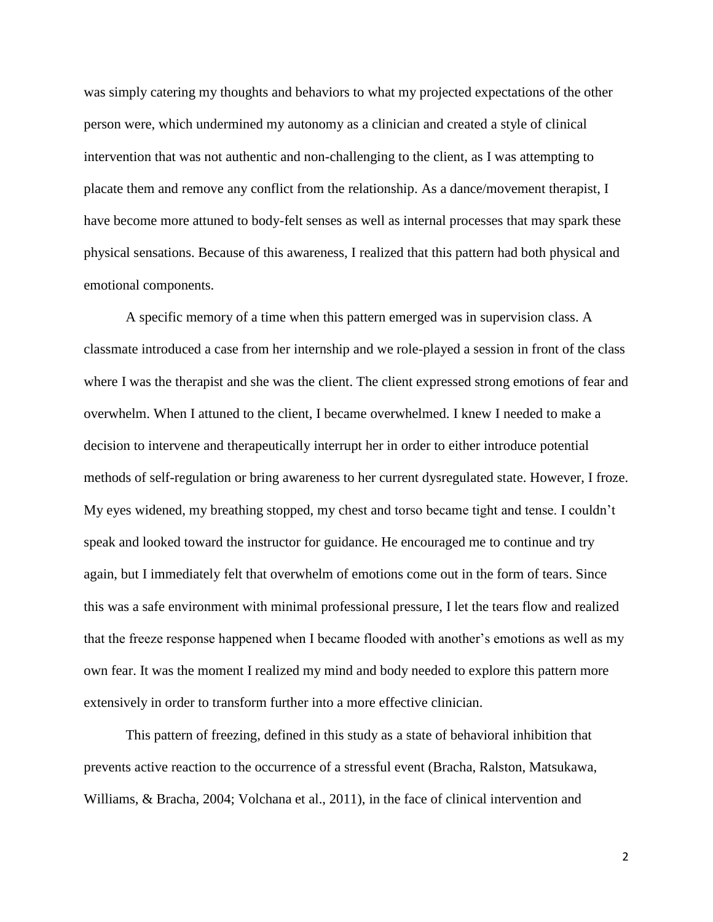was simply catering my thoughts and behaviors to what my projected expectations of the other person were, which undermined my autonomy as a clinician and created a style of clinical intervention that was not authentic and non-challenging to the client, as I was attempting to placate them and remove any conflict from the relationship. As a dance/movement therapist, I have become more attuned to body-felt senses as well as internal processes that may spark these physical sensations. Because of this awareness, I realized that this pattern had both physical and emotional components.

A specific memory of a time when this pattern emerged was in supervision class. A classmate introduced a case from her internship and we role-played a session in front of the class where I was the therapist and she was the client. The client expressed strong emotions of fear and overwhelm. When I attuned to the client, I became overwhelmed. I knew I needed to make a decision to intervene and therapeutically interrupt her in order to either introduce potential methods of self-regulation or bring awareness to her current dysregulated state. However, I froze. My eyes widened, my breathing stopped, my chest and torso became tight and tense. I couldn't speak and looked toward the instructor for guidance. He encouraged me to continue and try again, but I immediately felt that overwhelm of emotions come out in the form of tears. Since this was a safe environment with minimal professional pressure, I let the tears flow and realized that the freeze response happened when I became flooded with another's emotions as well as my own fear. It was the moment I realized my mind and body needed to explore this pattern more extensively in order to transform further into a more effective clinician.

This pattern of freezing, defined in this study as a state of behavioral inhibition that prevents active reaction to the occurrence of a stressful event (Bracha, Ralston, Matsukawa, Williams, & Bracha, 2004; Volchana et al., 2011), in the face of clinical intervention and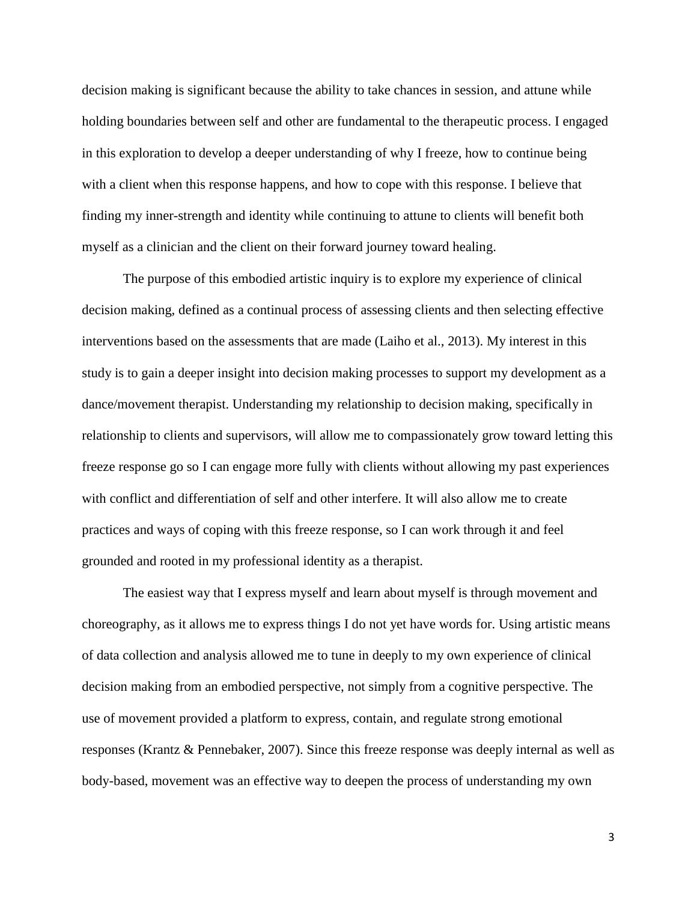decision making is significant because the ability to take chances in session, and attune while holding boundaries between self and other are fundamental to the therapeutic process. I engaged in this exploration to develop a deeper understanding of why I freeze, how to continue being with a client when this response happens, and how to cope with this response. I believe that finding my inner-strength and identity while continuing to attune to clients will benefit both myself as a clinician and the client on their forward journey toward healing.

The purpose of this embodied artistic inquiry is to explore my experience of clinical decision making, defined as a continual process of assessing clients and then selecting effective interventions based on the assessments that are made (Laiho et al., 2013). My interest in this study is to gain a deeper insight into decision making processes to support my development as a dance/movement therapist. Understanding my relationship to decision making, specifically in relationship to clients and supervisors, will allow me to compassionately grow toward letting this freeze response go so I can engage more fully with clients without allowing my past experiences with conflict and differentiation of self and other interfere. It will also allow me to create practices and ways of coping with this freeze response, so I can work through it and feel grounded and rooted in my professional identity as a therapist.

The easiest way that I express myself and learn about myself is through movement and choreography, as it allows me to express things I do not yet have words for. Using artistic means of data collection and analysis allowed me to tune in deeply to my own experience of clinical decision making from an embodied perspective, not simply from a cognitive perspective. The use of movement provided a platform to express, contain, and regulate strong emotional responses (Krantz & Pennebaker, 2007). Since this freeze response was deeply internal as well as body-based, movement was an effective way to deepen the process of understanding my own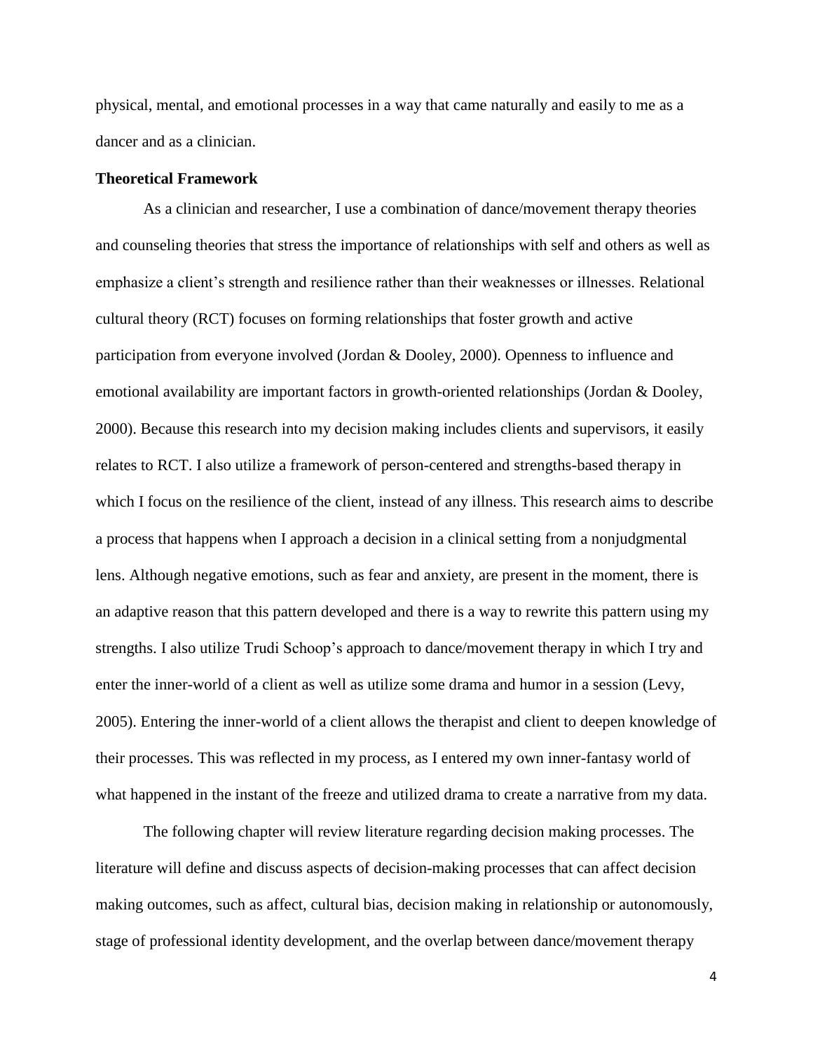physical, mental, and emotional processes in a way that came naturally and easily to me as a dancer and as a clinician.

**Theoretical Framework**

As a clinician and researcher, I use a combination of dance/movement therapy theories and counseling theories that stress the importance of relationships with self and others as well as emphasize a client's strength and resilience rather than their weaknesses or illnesses. Relational cultural theory (RCT) focuses on forming relationships that foster growth and active participation from everyone involved (Jordan & Dooley, 2000). Openness to influence and emotional availability are important factors in growth-oriented relationships (Jordan & Dooley, 2000). Because this research into my decision making includes clients and supervisors, it easily relates to RCT. I also utilize a framework of person-centered and strengths-based therapy in which I focus on the resilience of the client, instead of any illness. This research aims to describe a process that happens when I approach a decision in a clinical setting from a nonjudgmental lens. Although negative emotions, such as fear and anxiety, are present in the moment, there is an adaptive reason that this pattern developed and there is a way to rewrite this pattern using my strengths. I also utilize Trudi Schoop's approach to dance/movement therapy in which I try and enter the inner-world of a client as well as utilize some drama and humor in a session (Levy, 2005). Entering the inner-world of a client allows the therapist and client to deepen knowledge of their processes. This was reflected in my process, as I entered my own inner-fantasy world of what happened in the instant of the freeze and utilized drama to create a narrative from my data.

The following chapter will review literature regarding decision making processes. The literature will define and discuss aspects of decision-making processes that can affect decision making outcomes, such as affect, cultural bias, decision making in relationship or autonomously, stage of professional identity development, and the overlap between dance/movement therapy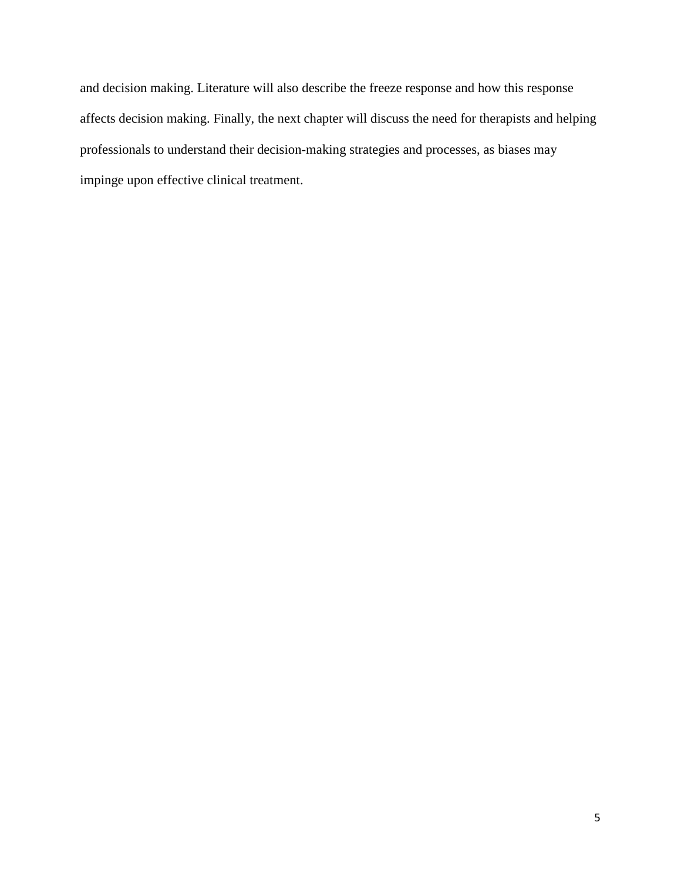and decision making. Literature will also describe the freeze response and how this response affects decision making. Finally, the next chapter will discuss the need for therapists and helping professionals to understand their decision-making strategies and processes, as biases may impinge upon effective clinical treatment.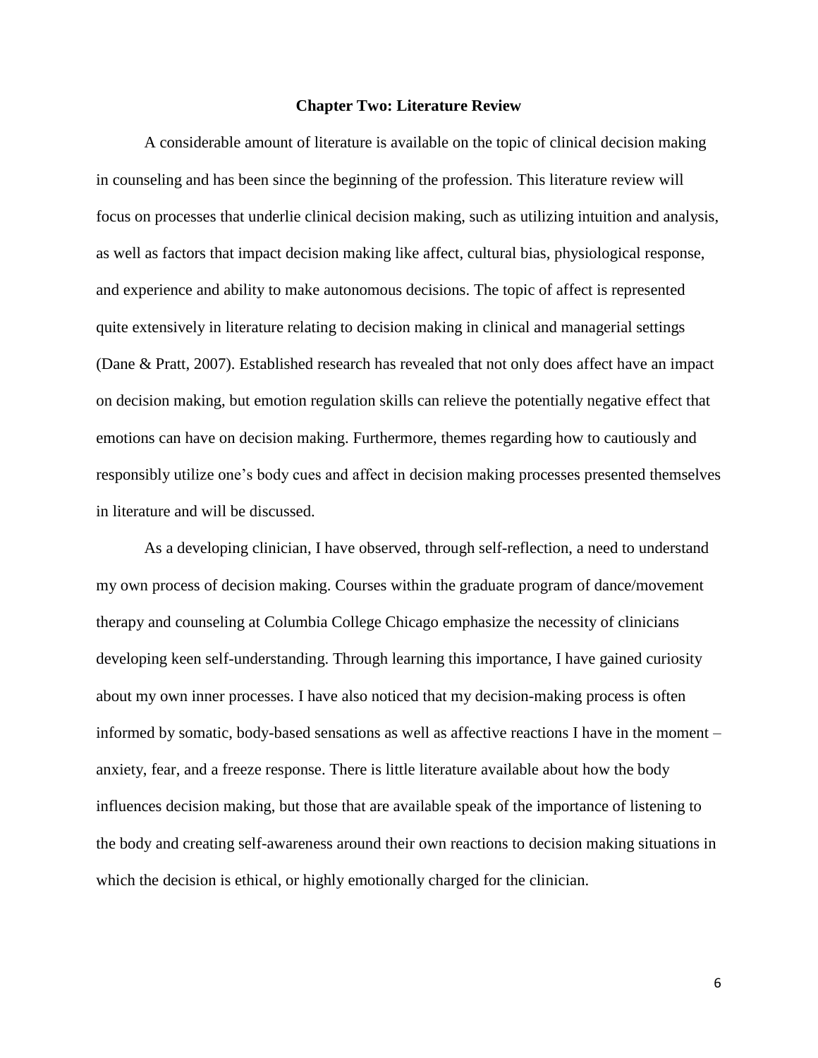# Chapter Two: Literature Review

A considerable amount of literature is available on the topic of clinical decision making in counseling and has been since the beginning of the profession. This literature review will focus on processes that underlie clinical decision making, such as utilizing intuition and analysis, as well as factors that impact decision making like affect, cultural bias, physiological response, and experience and ability to make autonomous decisions. The topic of affect is represented quite extensively in literature relating to decision making in clinical and managerial settings (Dane & Pratt, 2007). Established research has revealed that not only does affect have an impact on decision making, but emotion regulation skills can relieve the potentially negative effect that emotions can have on decision making. Furthermore, themes regarding how to cautiously and responsibly utilize one's body cues and affect in decision making processes presented themselves in literature and will be discussed.

As a developing clinician, I have observed, through self-reflection, a need to understand my own process of decision making. Courses within the graduate program of dance/movement therapy and counseling at Columbia College Chicago emphasize the necessity of clinicians developing keen self-understanding. Through learning this importance, I have gained curiosity about my own inner processes. I have also noticed that my decision-making process is often informed by somatic, body-based sensations as well as affective reactions I have in the moment – anxiety, fear, and a freeze response. There is little literature available about how the body influences decision making, but those that are available speak of the importance of listening to the body and creating self-awareness around their own reactions to decision making situations in which the decision is ethical, or highly emotionally charged for the clinician.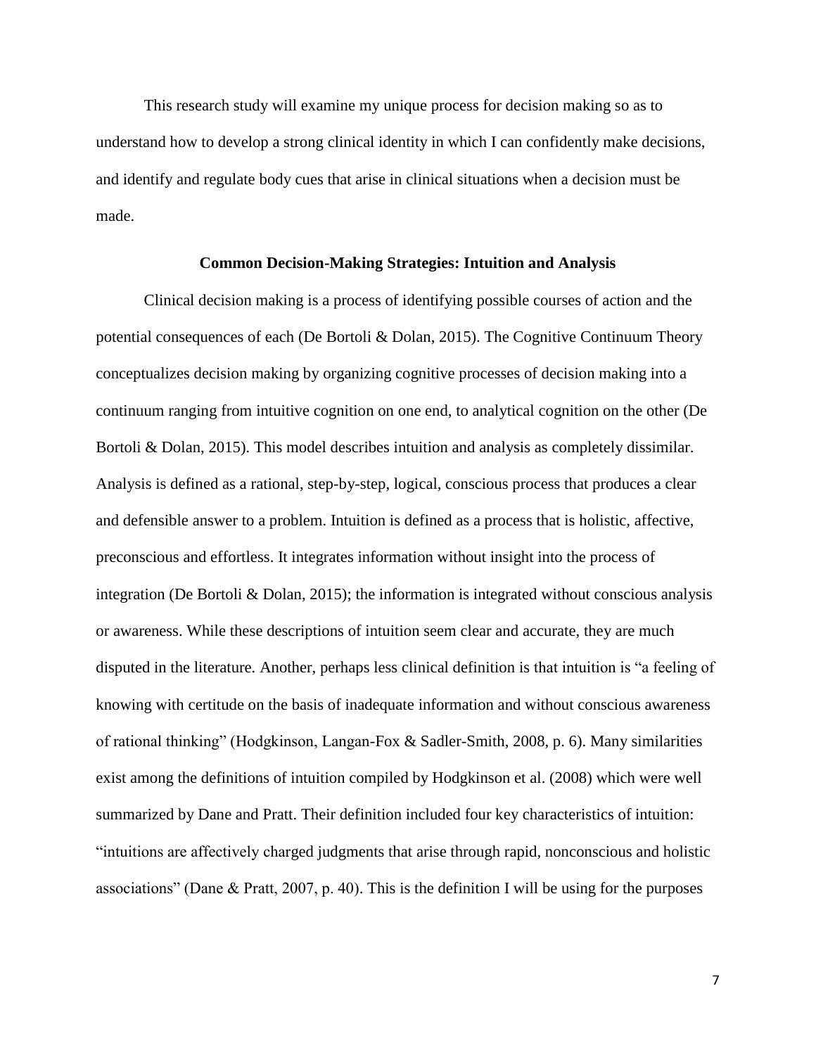This research study will examine my unique process for decision making so as to understand how to develop a strong clinical identity in which I can confidently make decisions, and identify and regulate body cues that arise in clinical situations when a decision must be made.

## Common Decision-Making Strategies: Intuition and Analysis

Clinical decision making is a process of identifying possible courses of action and the potential consequences of each (De Bortoli & Dolan, 2015). The Cognitive Continuum Theory conceptualizes decision making by organizing cognitive processes of decision making into a continuum ranging from intuitive cognition on one end, to analytical cognition on the other (De Bortoli & Dolan, 2015). This model describes intuition and analysis as completely dissimilar. Analysis is defined as a rational, step-by-step, logical, conscious process that produces a clear and defensible answer to a problem. Intuition is defined as a process that is holistic, affective, preconscious and effortless. It integrates information without insight into the process of integration (De Bortoli & Dolan, 2015); the information is integrated without conscious analysis or awareness. While these descriptions of intuition seem clear and accurate, they are much disputed in the literature. Another, perhaps less clinical definition is that intuition is "a feeling of knowing with certitude on the basis of inadequate information and without conscious awareness of rational thinking" (Hodgkinson, Langan-Fox & Sadler-Smith, 2008, p. 6). Many similarities exist among the definitions of intuition compiled by Hodgkinson et al. (2008) which were well summarized by Dane and Pratt. Their definition included four key characteristics of intuition: "intuitions are affectively charged judgments that arise through rapid, nonconscious and holistic associations" (Dane & Pratt, 2007, p. 40). This is the definition I will be using for the purposes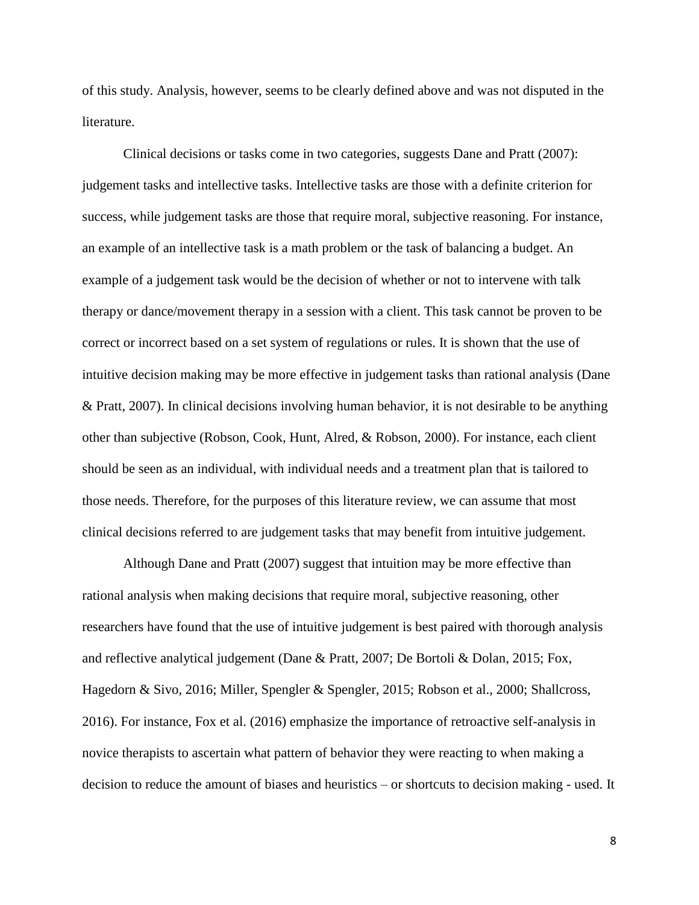of this study. Analysis, however, seems to be clearly defined above and was not disputed in the literature.

Clinical decisions or tasks come in two categories, suggests Dane and Pratt (2007): judgement tasks and intellective tasks. Intellective tasks are those with a definite criterion for success, while judgement tasks are those that require moral, subjective reasoning. For instance, an example of an intellective task is a math problem or the task of balancing a budget. An example of a judgement task would be the decision of whether or not to intervene with talk therapy or dance/movement therapy in a session with a client. This task cannot be proven to be correct or incorrect based on a set system of regulations or rules. It is shown that the use of intuitive decision making may be more effective in judgement tasks than rational analysis (Dane & Pratt, 2007). In clinical decisions involving human behavior, it is not desirable to be anything other than subjective (Robson, Cook, Hunt, Alred, & Robson, 2000). For instance, each client should be seen as an individual, with individual needs and a treatment plan that is tailored to those needs. Therefore, for the purposes of this literature review, we can assume that most clinical decisions referred to are judgement tasks that may benefit from intuitive judgement.

Although Dane and Pratt (2007) suggest that intuition may be more effective than rational analysis when making decisions that require moral, subjective reasoning, other researchers have found that the use of intuitive judgement is best paired with thorough analysis and reflective analytical judgement (Dane & Pratt, 2007; De Bortoli & Dolan, 2015; Fox, Hagedorn & Sivo, 2016; Miller, Spengler & Spengler, 2015; Robson et al., 2000; Shallcross, 2016). For instance, Fox et al. (2016) emphasize the importance of retroactive self-analysis in novice therapists to ascertain what pattern of behavior they were reacting to when making a decision to reduce the amount of biases and heuristics – or shortcuts to decision making - used. It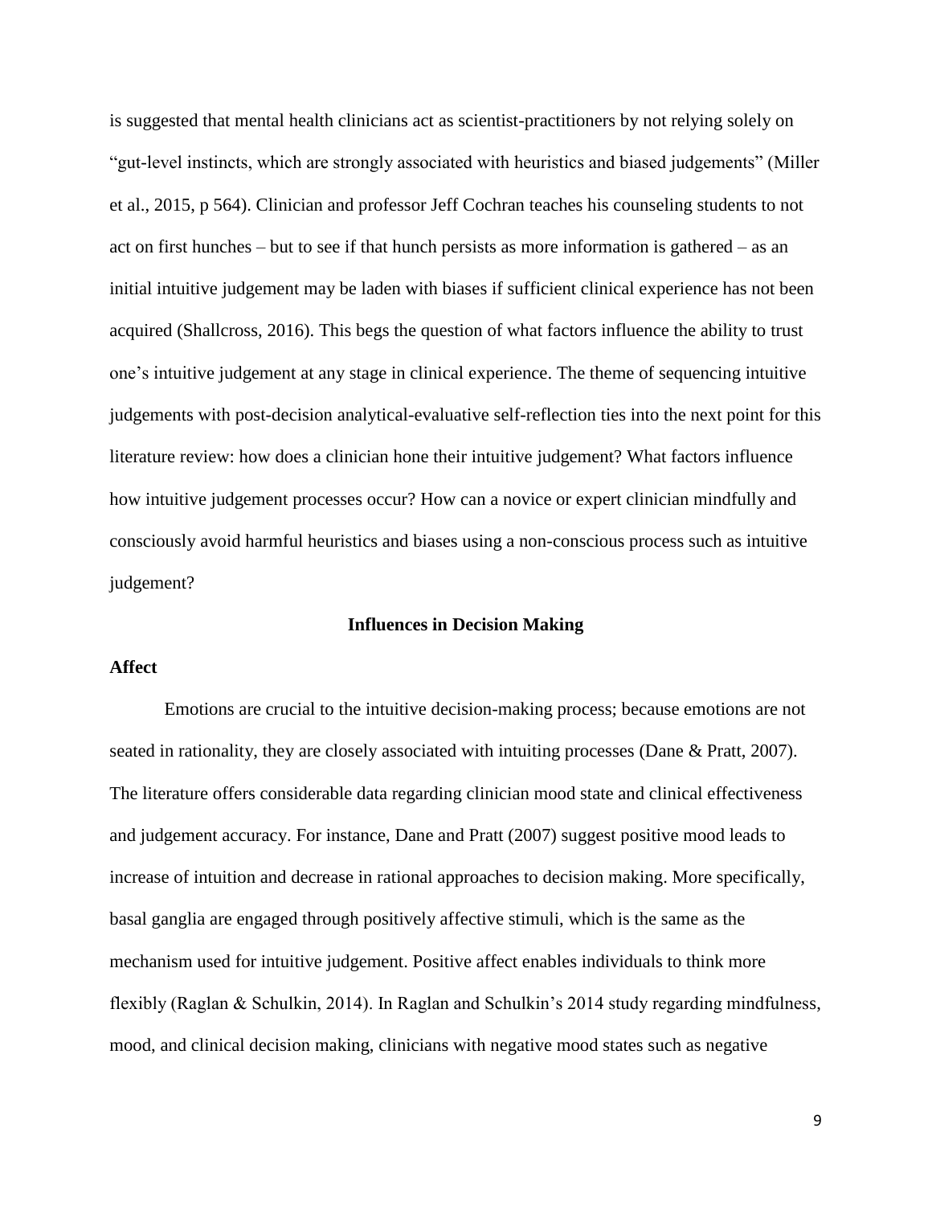is suggested that mental health clinicians act as scientist-practitioners by not relying solely on "gut-level instincts, which are strongly associated with heuristics and biased judgements" (Miller et al., 2015, p 564). Clinician and professor Jeff Cochran teaches his counseling students to not act on first hunches – but to see if that hunch persists as more information is gathered – as an initial intuitive judgement may be laden with biases if sufficient clinical experience has not been acquired (Shallcross, 2016). This begs the question of what factors influence the ability to trust one's intuitive judgement at any stage in clinical experience. The theme of sequencing intuitive judgements with post-decision analytical-evaluative self-reflection ties into the next point for this literature review: how does a clinician hone their intuitive judgement? What factors influence how intuitive judgement processes occur? How can a novice or expert clinician mindfully and consciously avoid harmful heuristics and biases using a non-conscious process such as intuitive judgement?

## Influences in Decision Making

### Affect

Emotions are crucial to the intuitive decision-making process; because emotions are not seated in rationality, they are closely associated with intuiting processes (Dane & Pratt, 2007). The literature offers considerable data regarding clinician mood state and clinical effectiveness and judgement accuracy. For instance, Dane and Pratt (2007) suggest positive mood leads to increase of intuition and decrease in rational approaches to decision making. More specifically, basal ganglia are engaged through positively affective stimuli, which is the same as the mechanism used for intuitive judgement. Positive affect enables individuals to think more flexibly (Raglan & Schulkin, 2014). In Raglan and Schulkin's 2014 study regarding mindfulness, mood, and clinical decision making, clinicians with negative mood states such as negative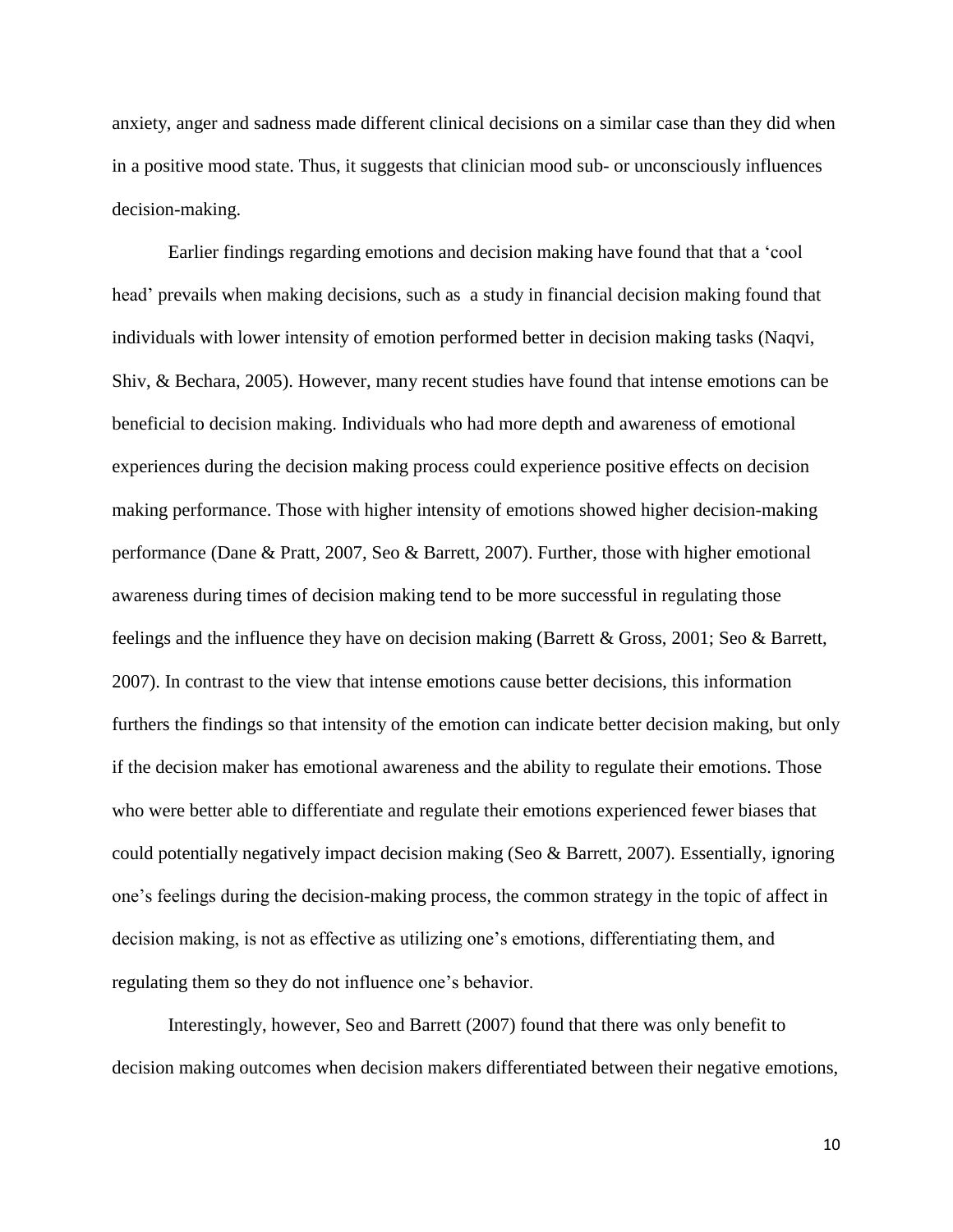anxiety, anger and sadness made different clinical decisions on a similar case than they did when in a positive mood state. Thus, it suggests that clinician mood sub- or unconsciously influences decision-making.

Earlier findings regarding emotions and decision making have found that that a 'cool head' prevails when making decisions, such as a study in financial decision making found that individuals with lower intensity of emotion performed better in decision making tasks (Naqvi, Shiv, & Bechara, 2005). However, many recent studies have found that intense emotions can be beneficial to decision making. Individuals who had more depth and awareness of emotional experiences during the decision making process could experience positive effects on decision making performance. Those with higher intensity of emotions showed higher decision-making performance (Dane & Pratt, 2007, Seo & Barrett, 2007). Further, those with higher emotional awareness during times of decision making tend to be more successful in regulating those feelings and the influence they have on decision making (Barrett & Gross, 2001; Seo & Barrett, 2007). In contrast to the view that intense emotions cause better decisions, this information furthers the findings so that intensity of the emotion can indicate better decision making, but only if the decision maker has emotional awareness and the ability to regulate their emotions. Those who were better able to differentiate and regulate their emotions experienced fewer biases that could potentially negatively impact decision making (Seo & Barrett, 2007). Essentially, ignoring one's feelings during the decision-making process, the common strategy in the topic of affect in decision making, is not as effective as utilizing one's emotions, differentiating them, and regulating them so they do not influence one's behavior.

Interestingly, however, Seo and Barrett (2007) found that there was only benefit to decision making outcomes when decision makers differentiated between their negative emotions,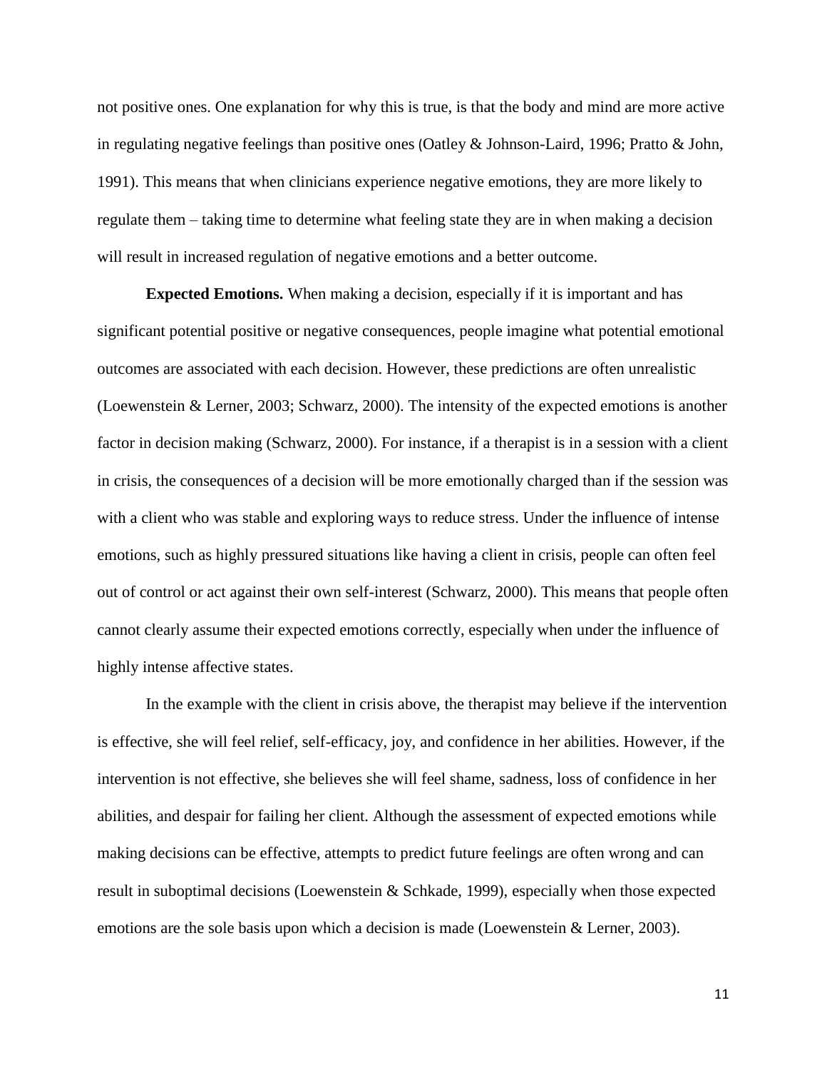not positive ones. One explanation for why this is true, is that the body and mind are more active in regulating negative feelings than positive ones (Oatley & Johnson-Laird, 1996; Pratto & John, 1991). This means that when clinicians experience negative emotions, they are more likely to regulate them – taking time to determine what feeling state they are in when making a decision will result in increased regulation of negative emotions and a better outcome.

**Expected Emotions.** When making a decision, especially if it is important and has significant potential positive or negative consequences, people imagine what potential emotional outcomes are associated with each decision. However, these predictions are often unrealistic (Loewenstein & Lerner, 2003; Schwarz, 2000). The intensity of the expected emotions is another factor in decision making (Schwarz, 2000). For instance, if a therapist is in a session with a client in crisis, the consequences of a decision will be more emotionally charged than if the session was with a client who was stable and exploring ways to reduce stress. Under the influence of intense emotions, such as highly pressured situations like having a client in crisis, people can often feel out of control or act against their own self-interest (Schwarz, 2000). This means that people often cannot clearly assume their expected emotions correctly, especially when under the influence of highly intense affective states.

In the example with the client in crisis above, the therapist may believe if the intervention is effective, she will feel relief, self-efficacy, joy, and confidence in her abilities. However, if the intervention is not effective, she believes she will feel shame, sadness, loss of confidence in her abilities, and despair for failing her client. Although the assessment of expected emotions while making decisions can be effective, attempts to predict future feelings are often wrong and can result in suboptimal decisions (Loewenstein & Schkade, 1999), especially when those expected emotions are the sole basis upon which a decision is made (Loewenstein & Lerner, 2003).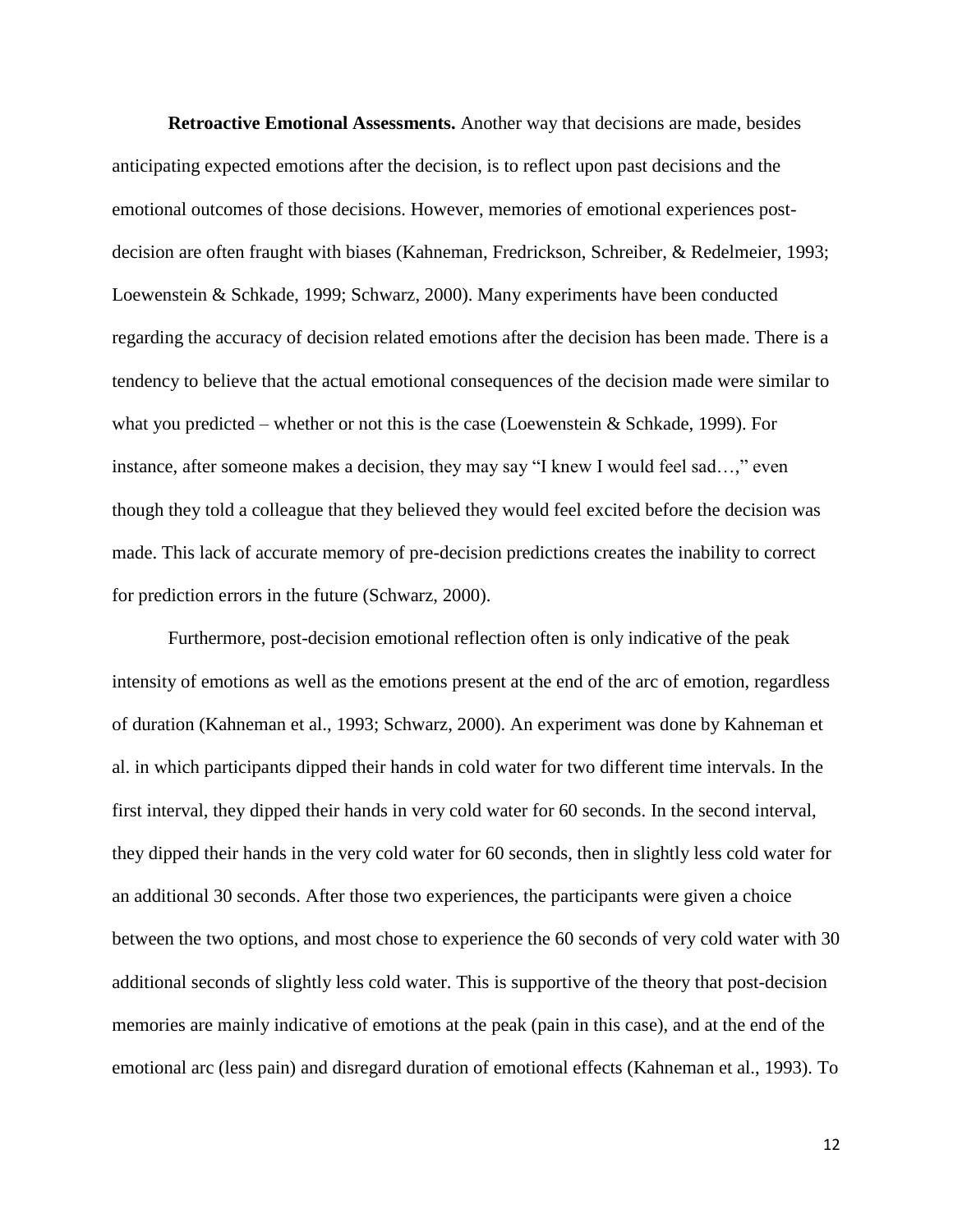**Retroactive Emotional Assessments.** Another way that decisions are made, besides anticipating expected emotions after the decision, is to reflect upon past decisions and the emotional outcomes of those decisions. However, memories of emotional experiences post-decision are often fraught with biases (Kahneman, Fredrickson, Schreiber, & Redelmeier, 1993; Loewenstein & Schkade, 1999; Schwarz, 2000). Many experiments have been conducted regarding the accuracy of decision related emotions after the decision has been made. There is a tendency to believe that the actual emotional consequences of the decision made were similar to what you predicted – whether or not this is the case (Loewenstein & Schkade, 1999). For instance, after someone makes a decision, they may say "I knew I would feel sad…," even though they told a colleague that they believed they would feel excited before the decision was made. This lack of accurate memory of pre-decision predictions creates the inability to correct for prediction errors in the future (Schwarz, 2000).

Furthermore, post-decision emotional reflection often is only indicative of the peak intensity of emotions as well as the emotions present at the end of the arc of emotion, regardless of duration (Kahneman et al., 1993; Schwarz, 2000). An experiment was done by Kahneman et al. in which participants dipped their hands in cold water for two different time intervals. In the first interval, they dipped their hands in very cold water for 60 seconds. In the second interval, they dipped their hands in the very cold water for 60 seconds, then in slightly less cold water for an additional 30 seconds. After those two experiences, the participants were given a choice between the two options, and most chose to experience the 60 seconds of very cold water with 30 additional seconds of slightly less cold water. This is supportive of the theory that post-decision memories are mainly indicative of emotions at the peak (pain in this case), and at the end of the emotional arc (less pain) and disregard duration of emotional effects (Kahneman et al., 1993). To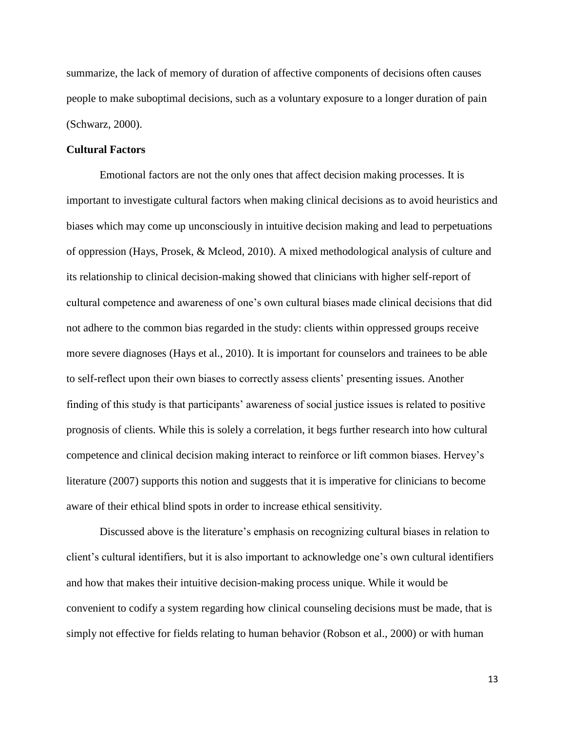summarize, the lack of memory of duration of affective components of decisions often causes people to make suboptimal decisions, such as a voluntary exposure to a longer duration of pain (Schwarz, 2000).

**Cultural Factors**

Emotional factors are not the only ones that affect decision making processes. It is important to investigate cultural factors when making clinical decisions as to avoid heuristics and biases which may come up unconsciously in intuitive decision making and lead to perpetuations of oppression (Hays, Prosek, & Mcleod, 2010). A mixed methodological analysis of culture and its relationship to clinical decision-making showed that clinicians with higher self-report of cultural competence and awareness of one's own cultural biases made clinical decisions that did not adhere to the common bias regarded in the study: clients within oppressed groups receive more severe diagnoses (Hays et al., 2010). It is important for counselors and trainees to be able to self-reflect upon their own biases to correctly assess clients' presenting issues. Another finding of this study is that participants' awareness of social justice issues is related to positive prognosis of clients. While this is solely a correlation, it begs further research into how cultural competence and clinical decision making interact to reinforce or lift common biases. Hervey's literature (2007) supports this notion and suggests that it is imperative for clinicians to become aware of their ethical blind spots in order to increase ethical sensitivity.

Discussed above is the literature's emphasis on recognizing cultural biases in relation to client's cultural identifiers, but it is also important to acknowledge one's own cultural identifiers and how that makes their intuitive decision-making process unique. While it would be convenient to codify a system regarding how clinical counseling decisions must be made, that is simply not effective for fields relating to human behavior (Robson et al., 2000) or with human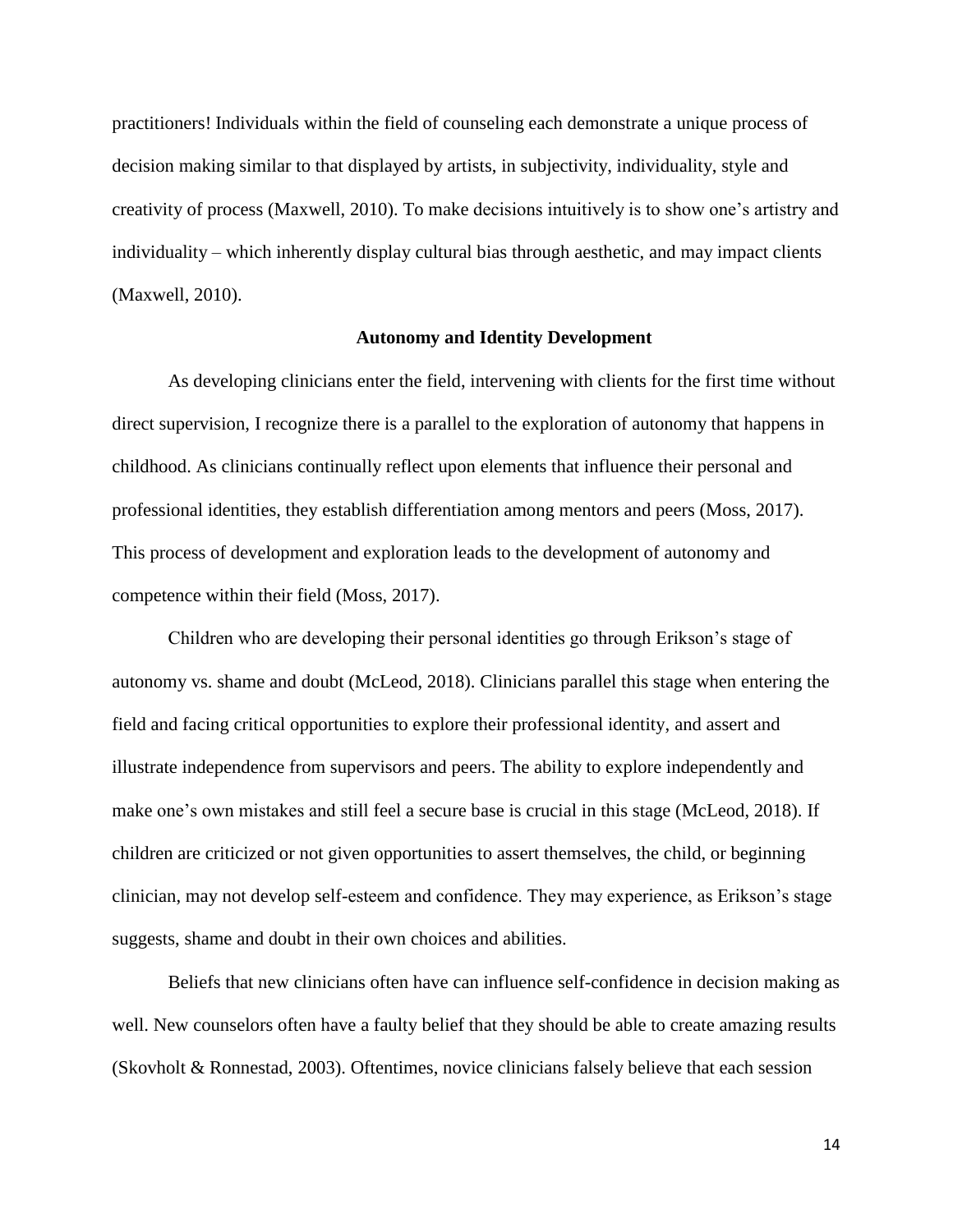practitioners! Individuals within the field of counseling each demonstrate a unique process of decision making similar to that displayed by artists, in subjectivity, individuality, style and creativity of process (Maxwell, 2010). To make decisions intuitively is to show one's artistry and individuality – which inherently display cultural bias through aesthetic, and may impact clients (Maxwell, 2010).

## Autonomy and Identity Development

As developing clinicians enter the field, intervening with clients for the first time without direct supervision, I recognize there is a parallel to the exploration of autonomy that happens in childhood. As clinicians continually reflect upon elements that influence their personal and professional identities, they establish differentiation among mentors and peers (Moss, 2017). This process of development and exploration leads to the development of autonomy and competence within their field (Moss, 2017).

Children who are developing their personal identities go through Erikson's stage of autonomy vs. shame and doubt (McLeod, 2018). Clinicians parallel this stage when entering the field and facing critical opportunities to explore their professional identity, and assert and illustrate independence from supervisors and peers. The ability to explore independently and make one's own mistakes and still feel a secure base is crucial in this stage (McLeod, 2018). If children are criticized or not given opportunities to assert themselves, the child, or beginning clinician, may not develop self-esteem and confidence. They may experience, as Erikson's stage suggests, shame and doubt in their own choices and abilities.

Beliefs that new clinicians often have can influence self-confidence in decision making as well. New counselors often have a faulty belief that they should be able to create amazing results (Skovholt & Ronnestad, 2003). Oftentimes, novice clinicians falsely believe that each session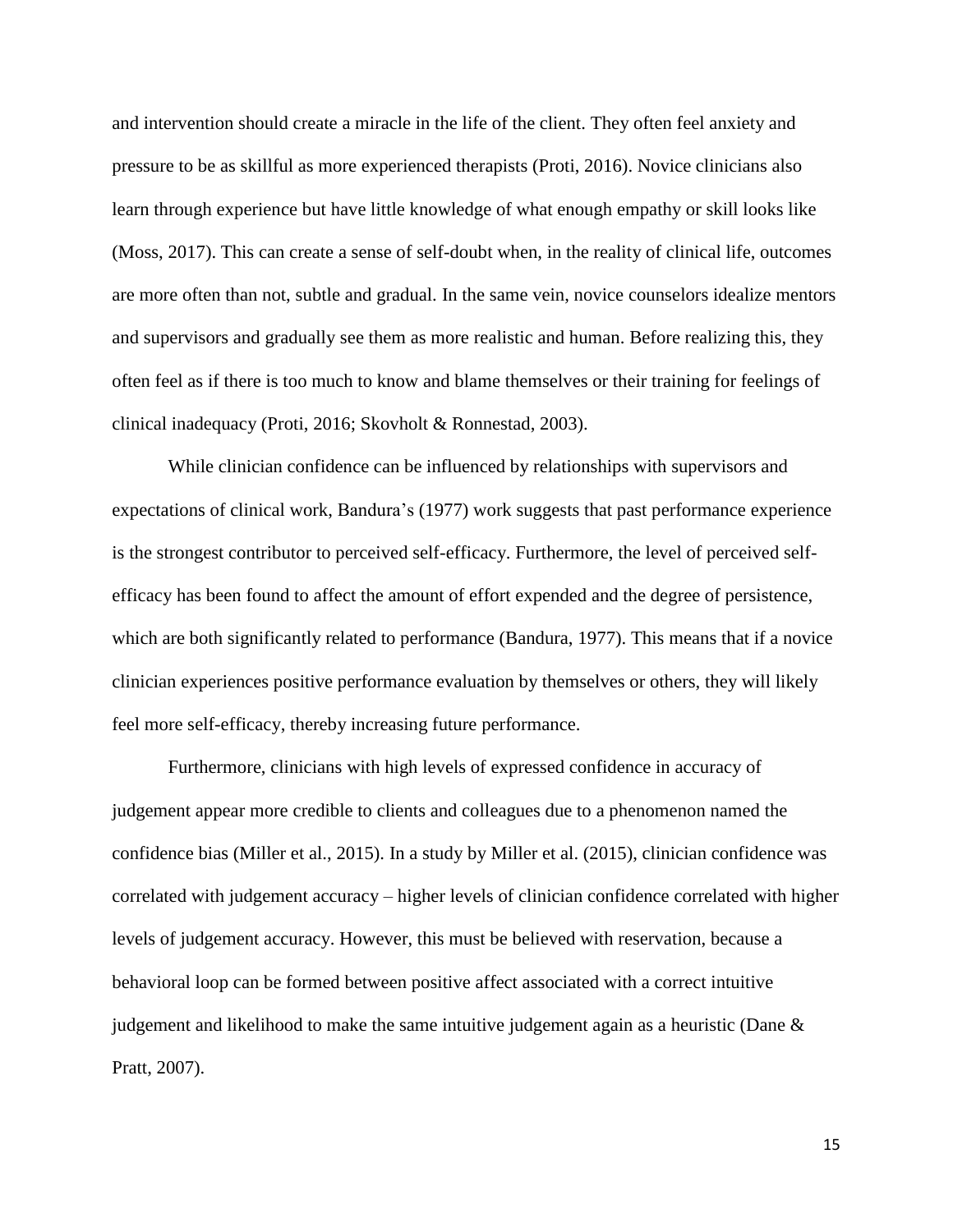and intervention should create a miracle in the life of the client. They often feel anxiety and pressure to be as skillful as more experienced therapists (Proti, 2016). Novice clinicians also learn through experience but have little knowledge of what enough empathy or skill looks like (Moss, 2017). This can create a sense of self-doubt when, in the reality of clinical life, outcomes are more often than not, subtle and gradual. In the same vein, novice counselors idealize mentors and supervisors and gradually see them as more realistic and human. Before realizing this, they often feel as if there is too much to know and blame themselves or their training for feelings of clinical inadequacy (Proti, 2016; Skovholt & Ronnestad, 2003).

While clinician confidence can be influenced by relationships with supervisors and expectations of clinical work, Bandura's (1977) work suggests that past performance experience is the strongest contributor to perceived self-efficacy. Furthermore, the level of perceived self-efficacy has been found to affect the amount of effort expended and the degree of persistence, which are both significantly related to performance (Bandura, 1977). This means that if a novice clinician experiences positive performance evaluation by themselves or others, they will likely feel more self-efficacy, thereby increasing future performance.

Furthermore, clinicians with high levels of expressed confidence in accuracy of judgement appear more credible to clients and colleagues due to a phenomenon named the confidence bias (Miller et al., 2015). In a study by Miller et al. (2015), clinician confidence was correlated with judgement accuracy – higher levels of clinician confidence correlated with higher levels of judgement accuracy. However, this must be believed with reservation, because a behavioral loop can be formed between positive affect associated with a correct intuitive judgement and likelihood to make the same intuitive judgement again as a heuristic (Dane & Pratt, 2007).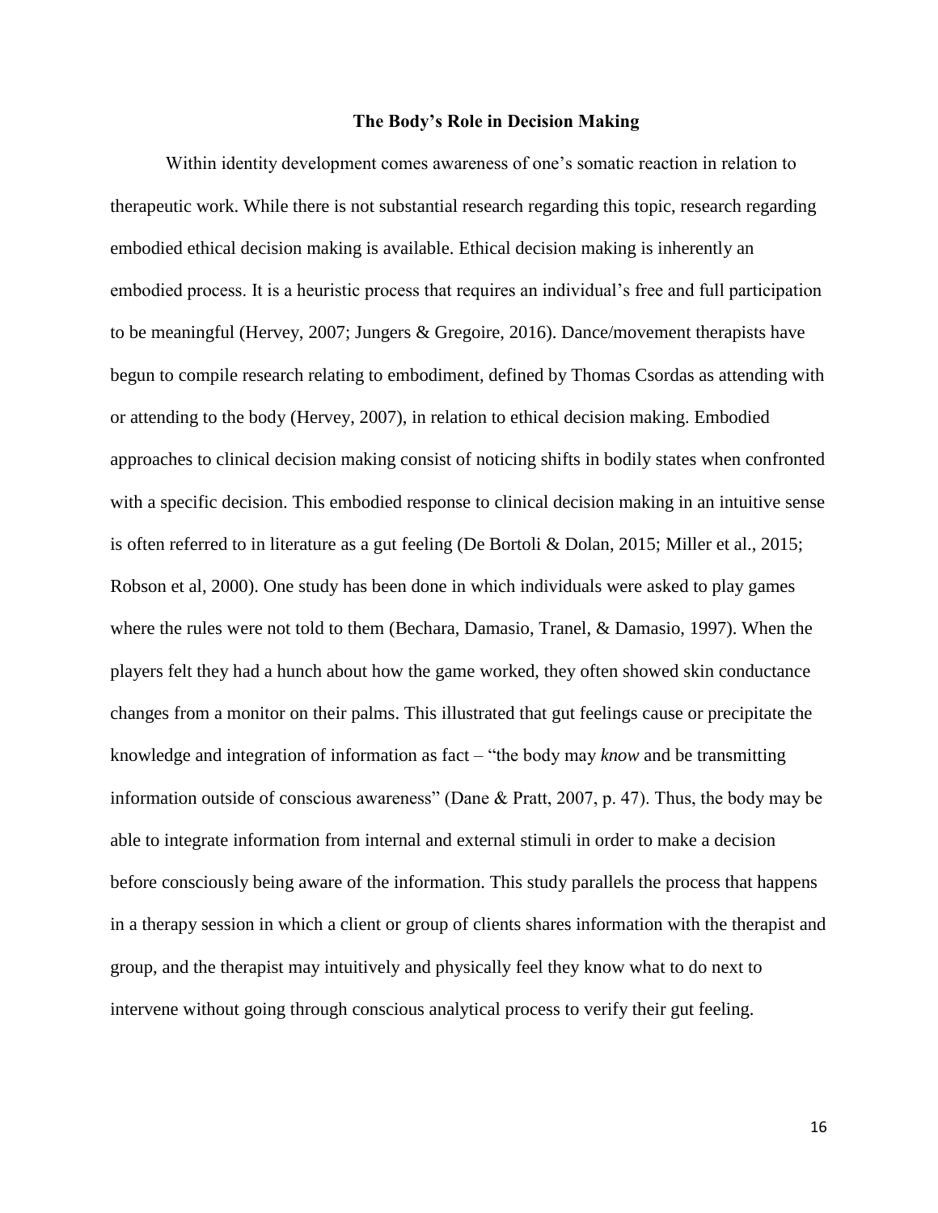## The Body's Role in Decision Making

Within identity development comes awareness of one's somatic reaction in relation to therapeutic work. While there is not substantial research regarding this topic, research regarding embodied ethical decision making is available. Ethical decision making is inherently an embodied process. It is a heuristic process that requires an individual's free and full participation to be meaningful (Hervey, 2007; Jungers & Gregoire, 2016). Dance/movement therapists have begun to compile research relating to embodiment, defined by Thomas Csordas as attending with or attending to the body (Hervey, 2007), in relation to ethical decision making. Embodied approaches to clinical decision making consist of noticing shifts in bodily states when confronted with a specific decision. This embodied response to clinical decision making in an intuitive sense is often referred to in literature as a gut feeling (De Bortoli & Dolan, 2015; Miller et al., 2015; Robson et al, 2000). One study has been done in which individuals were asked to play games where the rules were not told to them (Bechara, Damasio, Tranel, & Damasio, 1997). When the players felt they had a hunch about how the game worked, they often showed skin conductance changes from a monitor on their palms. This illustrated that gut feelings cause or precipitate the knowledge and integration of information as fact – "the body may *know* and be transmitting information outside of conscious awareness" (Dane & Pratt, 2007, p. 47). Thus, the body may be able to integrate information from internal and external stimuli in order to make a decision before consciously being aware of the information. This study parallels the process that happens in a therapy session in which a client or group of clients shares information with the therapist and group, and the therapist may intuitively and physically feel they know what to do next to intervene without going through conscious analytical process to verify their gut feeling.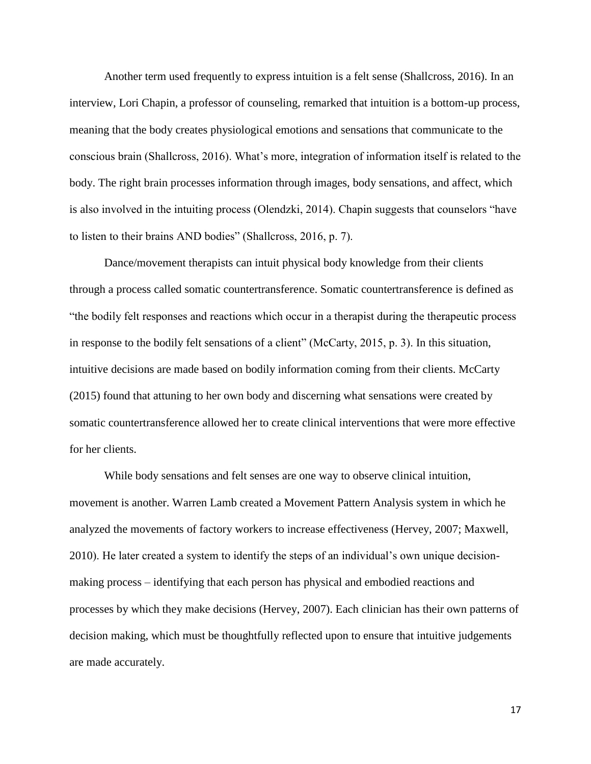Another term used frequently to express intuition is a felt sense (Shallcross, 2016). In an interview, Lori Chapin, a professor of counseling, remarked that intuition is a bottom-up process, meaning that the body creates physiological emotions and sensations that communicate to the conscious brain (Shallcross, 2016). What's more, integration of information itself is related to the body. The right brain processes information through images, body sensations, and affect, which is also involved in the intuiting process (Olendzki, 2014). Chapin suggests that counselors "have to listen to their brains AND bodies" (Shallcross, 2016, p. 7).

Dance/movement therapists can intuit physical body knowledge from their clients through a process called somatic countertransference. Somatic countertransference is defined as "the bodily felt responses and reactions which occur in a therapist during the therapeutic process in response to the bodily felt sensations of a client" (McCarty, 2015, p. 3). In this situation, intuitive decisions are made based on bodily information coming from their clients. McCarty (2015) found that attuning to her own body and discerning what sensations were created by somatic countertransference allowed her to create clinical interventions that were more effective for her clients.

While body sensations and felt senses are one way to observe clinical intuition, movement is another. Warren Lamb created a Movement Pattern Analysis system in which he analyzed the movements of factory workers to increase effectiveness (Hervey, 2007; Maxwell, 2010). He later created a system to identify the steps of an individual's own unique decision-making process – identifying that each person has physical and embodied reactions and processes by which they make decisions (Hervey, 2007). Each clinician has their own patterns of decision making, which must be thoughtfully reflected upon to ensure that intuitive judgements are made accurately.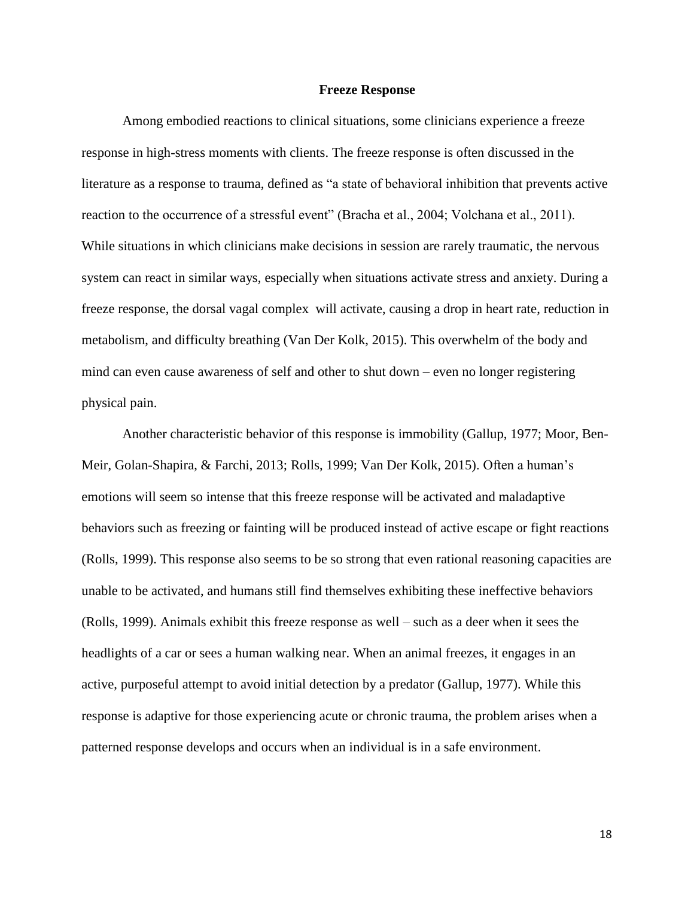## Freeze Response

Among embodied reactions to clinical situations, some clinicians experience a freeze response in high-stress moments with clients. The freeze response is often discussed in the literature as a response to trauma, defined as "a state of behavioral inhibition that prevents active reaction to the occurrence of a stressful event" (Bracha et al., 2004; Volchana et al., 2011). While situations in which clinicians make decisions in session are rarely traumatic, the nervous system can react in similar ways, especially when situations activate stress and anxiety. During a freeze response, the dorsal vagal complex will activate, causing a drop in heart rate, reduction in metabolism, and difficulty breathing (Van Der Kolk, 2015). This overwhelm of the body and mind can even cause awareness of self and other to shut down – even no longer registering physical pain.

Another characteristic behavior of this response is immobility (Gallup, 1977; Moor, Ben-Meir, Golan-Shapira, & Farchi, 2013; Rolls, 1999; Van Der Kolk, 2015). Often a human's emotions will seem so intense that this freeze response will be activated and maladaptive behaviors such as freezing or fainting will be produced instead of active escape or fight reactions (Rolls, 1999). This response also seems to be so strong that even rational reasoning capacities are unable to be activated, and humans still find themselves exhibiting these ineffective behaviors (Rolls, 1999). Animals exhibit this freeze response as well – such as a deer when it sees the headlights of a car or sees a human walking near. When an animal freezes, it engages in an active, purposeful attempt to avoid initial detection by a predator (Gallup, 1977). While this response is adaptive for those experiencing acute or chronic trauma, the problem arises when a patterned response develops and occurs when an individual is in a safe environment.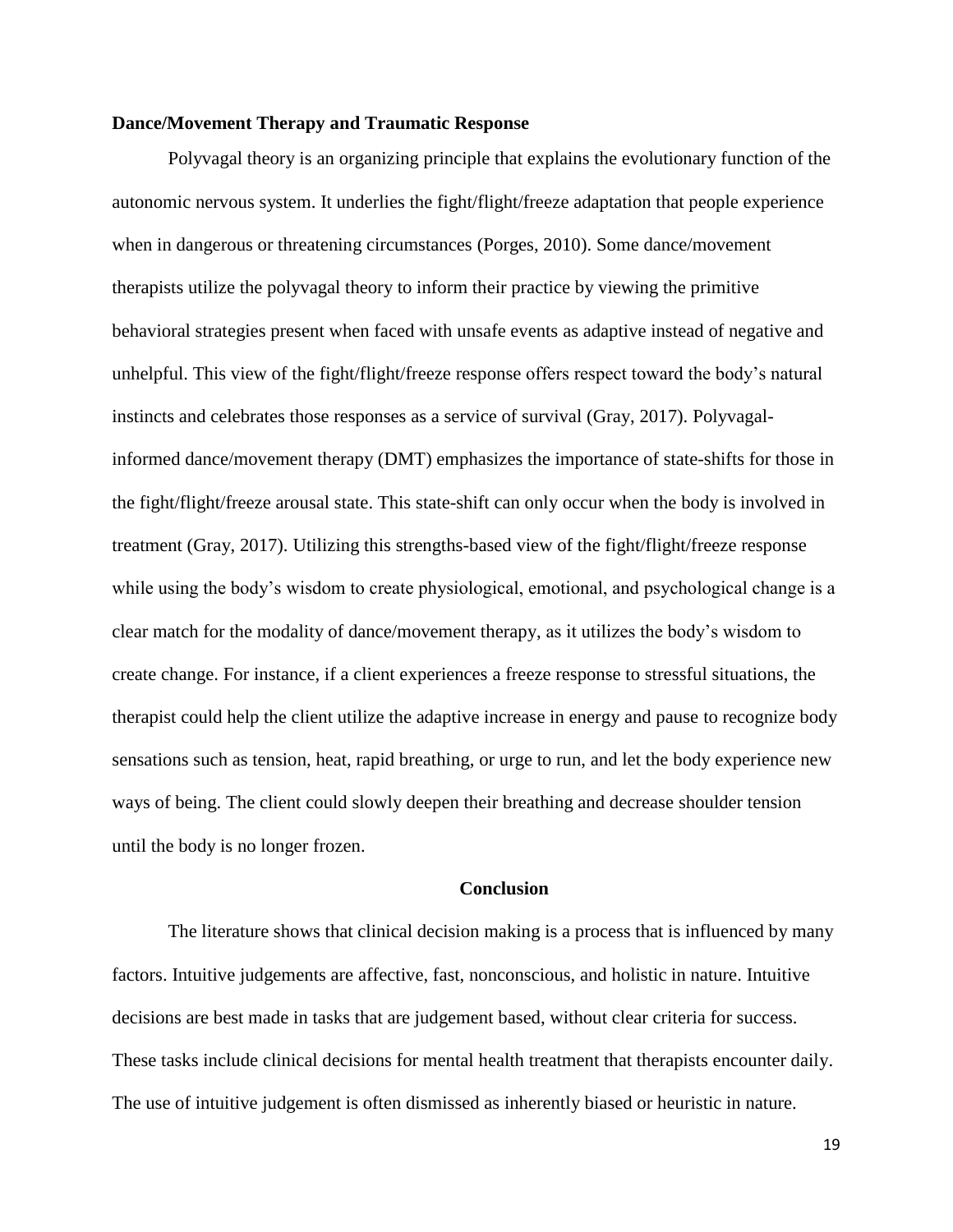### Dance/Movement Therapy and Traumatic Response

Polyvagal theory is an organizing principle that explains the evolutionary function of the autonomic nervous system. It underlies the fight/flight/freeze adaptation that people experience when in dangerous or threatening circumstances (Porges, 2010). Some dance/movement therapists utilize the polyvagal theory to inform their practice by viewing the primitive behavioral strategies present when faced with unsafe events as adaptive instead of negative and unhelpful. This view of the fight/flight/freeze response offers respect toward the body's natural instincts and celebrates those responses as a service of survival (Gray, 2017). Polyvagal-informed dance/movement therapy (DMT) emphasizes the importance of state-shifts for those in the fight/flight/freeze arousal state. This state-shift can only occur when the body is involved in treatment (Gray, 2017). Utilizing this strengths-based view of the fight/flight/freeze response while using the body's wisdom to create physiological, emotional, and psychological change is a clear match for the modality of dance/movement therapy, as it utilizes the body's wisdom to create change. For instance, if a client experiences a freeze response to stressful situations, the therapist could help the client utilize the adaptive increase in energy and pause to recognize body sensations such as tension, heat, rapid breathing, or urge to run, and let the body experience new ways of being. The client could slowly deepen their breathing and decrease shoulder tension until the body is no longer frozen.

## Conclusion

The literature shows that clinical decision making is a process that is influenced by many factors. Intuitive judgements are affective, fast, nonconscious, and holistic in nature. Intuitive decisions are best made in tasks that are judgement based, without clear criteria for success. These tasks include clinical decisions for mental health treatment that therapists encounter daily. The use of intuitive judgement is often dismissed as inherently biased or heuristic in nature.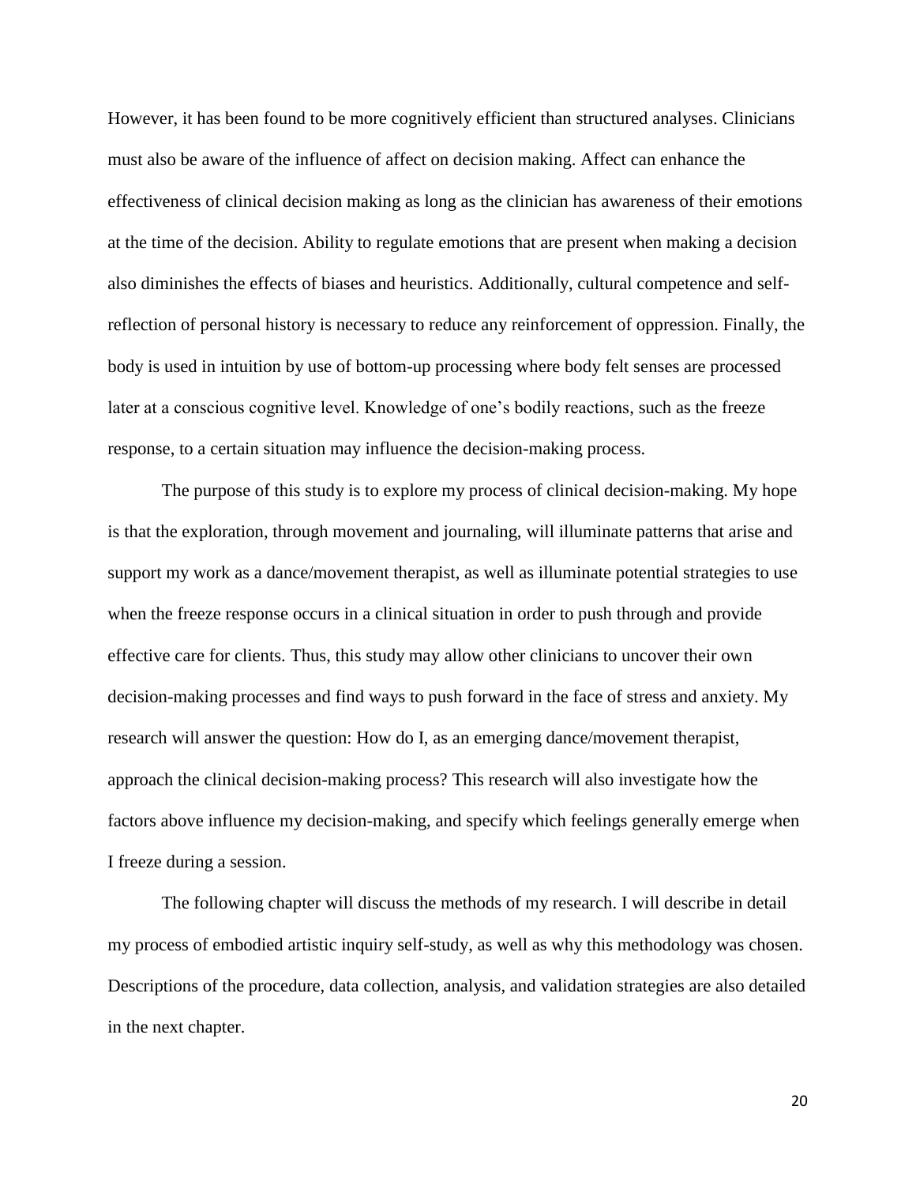However, it has been found to be more cognitively efficient than structured analyses. Clinicians must also be aware of the influence of affect on decision making. Affect can enhance the effectiveness of clinical decision making as long as the clinician has awareness of their emotions at the time of the decision. Ability to regulate emotions that are present when making a decision also diminishes the effects of biases and heuristics. Additionally, cultural competence and self-reflection of personal history is necessary to reduce any reinforcement of oppression. Finally, the body is used in intuition by use of bottom-up processing where body felt senses are processed later at a conscious cognitive level. Knowledge of one's bodily reactions, such as the freeze response, to a certain situation may influence the decision-making process.

The purpose of this study is to explore my process of clinical decision-making. My hope is that the exploration, through movement and journaling, will illuminate patterns that arise and support my work as a dance/movement therapist, as well as illuminate potential strategies to use when the freeze response occurs in a clinical situation in order to push through and provide effective care for clients. Thus, this study may allow other clinicians to uncover their own decision-making processes and find ways to push forward in the face of stress and anxiety. My research will answer the question: How do I, as an emerging dance/movement therapist, approach the clinical decision-making process? This research will also investigate how the factors above influence my decision-making, and specify which feelings generally emerge when I freeze during a session.

The following chapter will discuss the methods of my research. I will describe in detail my process of embodied artistic inquiry self-study, as well as why this methodology was chosen. Descriptions of the procedure, data collection, analysis, and validation strategies are also detailed in the next chapter.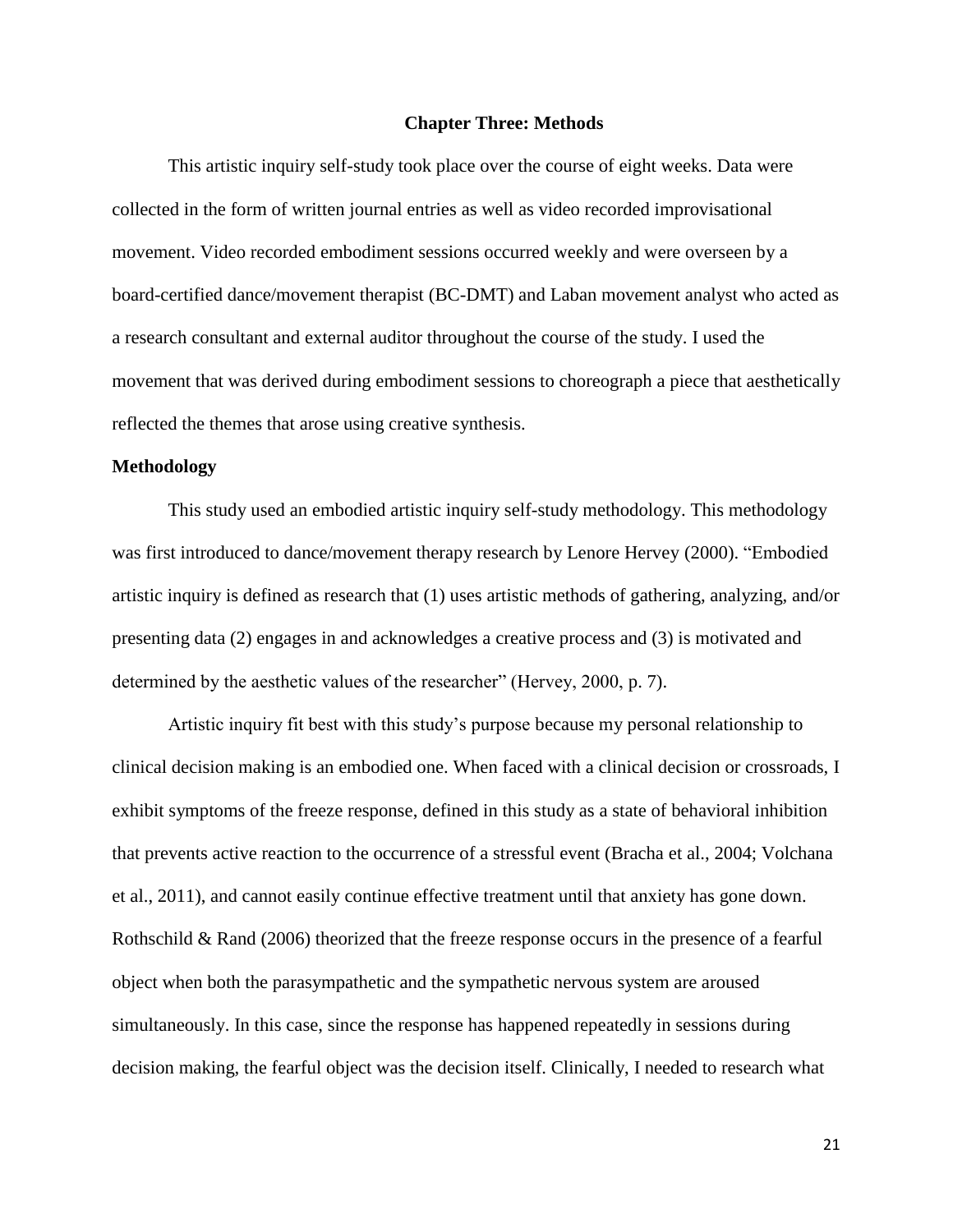# Chapter Three: Methods

This artistic inquiry self-study took place over the course of eight weeks. Data were collected in the form of written journal entries as well as video recorded improvisational movement. Video recorded embodiment sessions occurred weekly and were overseen by a board-certified dance/movement therapist (BC-DMT) and Laban movement analyst who acted as a research consultant and external auditor throughout the course of the study. I used the movement that was derived during embodiment sessions to choreograph a piece that aesthetically reflected the themes that arose using creative synthesis.

## Methodology

This study used an embodied artistic inquiry self-study methodology. This methodology was first introduced to dance/movement therapy research by Lenore Hervey (2000). "Embodied artistic inquiry is defined as research that (1) uses artistic methods of gathering, analyzing, and/or presenting data (2) engages in and acknowledges a creative process and (3) is motivated and determined by the aesthetic values of the researcher" (Hervey, 2000, p. 7).

Artistic inquiry fit best with this study's purpose because my personal relationship to clinical decision making is an embodied one. When faced with a clinical decision or crossroads, I exhibit symptoms of the freeze response, defined in this study as a state of behavioral inhibition that prevents active reaction to the occurrence of a stressful event (Bracha et al., 2004; Volchana et al., 2011), and cannot easily continue effective treatment until that anxiety has gone down. Rothschild & Rand (2006) theorized that the freeze response occurs in the presence of a fearful object when both the parasympathetic and the sympathetic nervous system are aroused simultaneously. In this case, since the response has happened repeatedly in sessions during decision making, the fearful object was the decision itself. Clinically, I needed to research what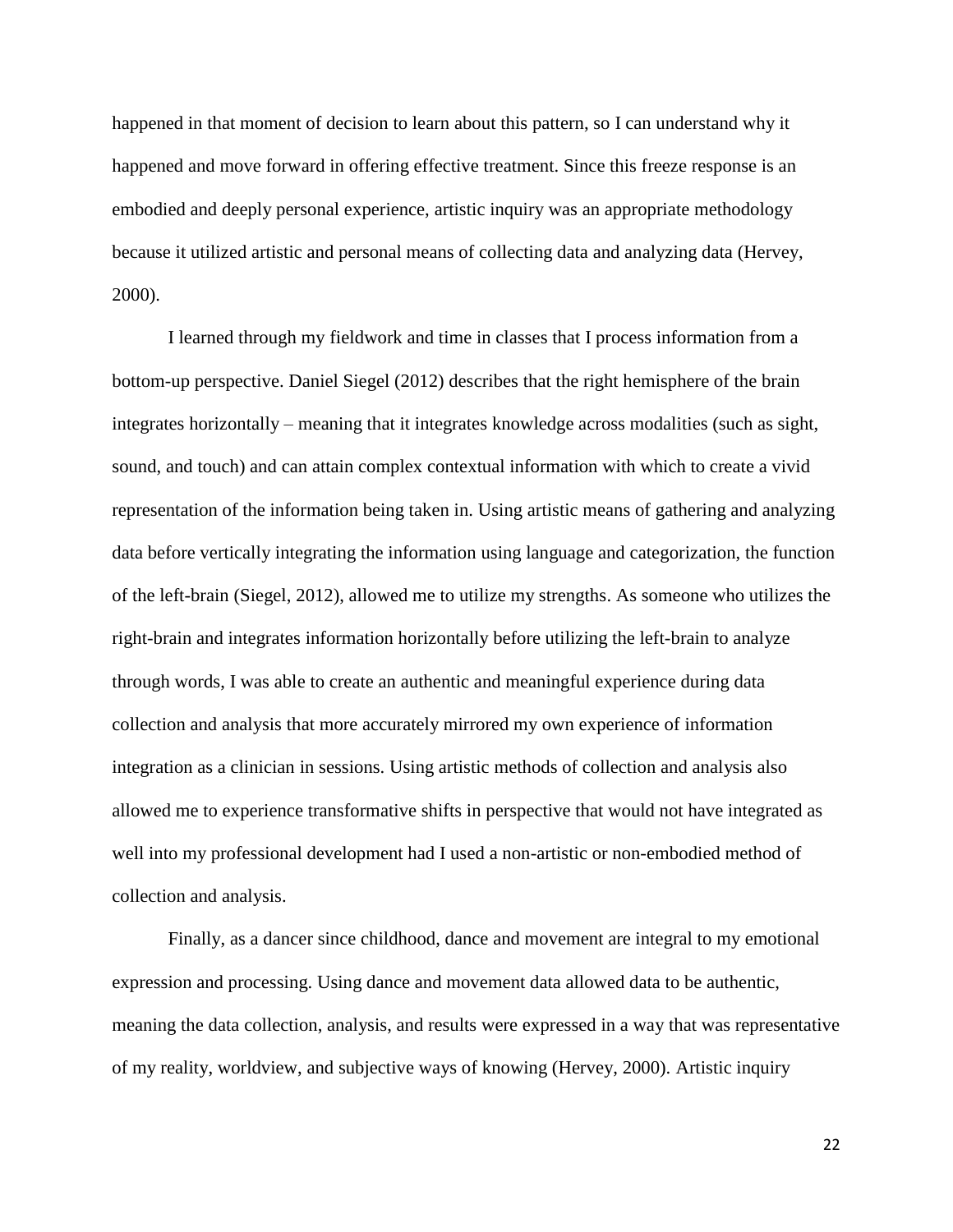happened in that moment of decision to learn about this pattern, so I can understand why it happened and move forward in offering effective treatment. Since this freeze response is an embodied and deeply personal experience, artistic inquiry was an appropriate methodology because it utilized artistic and personal means of collecting data and analyzing data (Hervey, 2000).

I learned through my fieldwork and time in classes that I process information from a bottom-up perspective. Daniel Siegel (2012) describes that the right hemisphere of the brain integrates horizontally – meaning that it integrates knowledge across modalities (such as sight, sound, and touch) and can attain complex contextual information with which to create a vivid representation of the information being taken in. Using artistic means of gathering and analyzing data before vertically integrating the information using language and categorization, the function of the left-brain (Siegel, 2012), allowed me to utilize my strengths. As someone who utilizes the right-brain and integrates information horizontally before utilizing the left-brain to analyze through words, I was able to create an authentic and meaningful experience during data collection and analysis that more accurately mirrored my own experience of information integration as a clinician in sessions. Using artistic methods of collection and analysis also allowed me to experience transformative shifts in perspective that would not have integrated as well into my professional development had I used a non-artistic or non-embodied method of collection and analysis.

Finally, as a dancer since childhood, dance and movement are integral to my emotional expression and processing. Using dance and movement data allowed data to be authentic, meaning the data collection, analysis, and results were expressed in a way that was representative of my reality, worldview, and subjective ways of knowing (Hervey, 2000). Artistic inquiry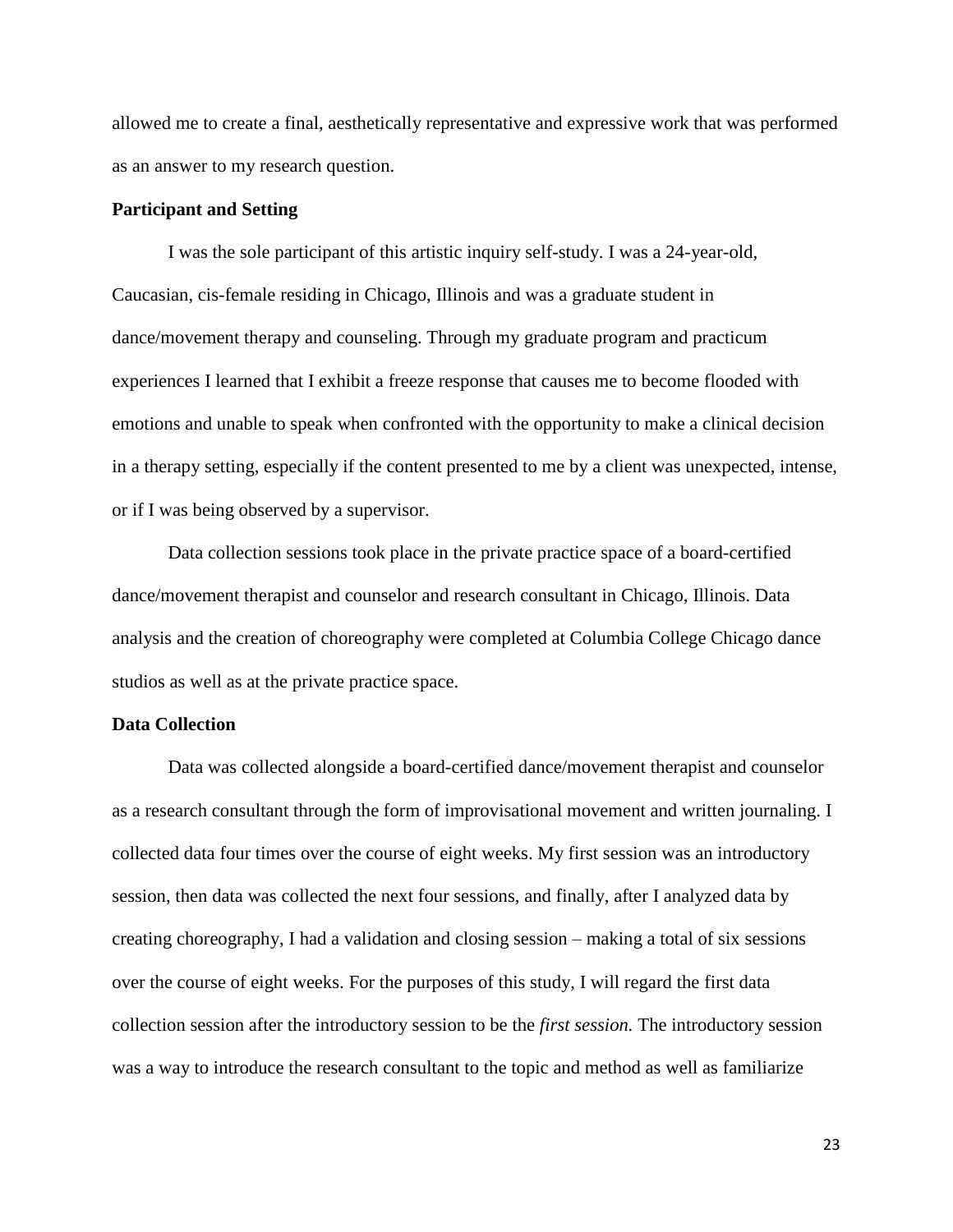allowed me to create a final, aesthetically representative and expressive work that was performed as an answer to my research question.

### Participant and Setting

I was the sole participant of this artistic inquiry self-study. I was a 24-year-old, Caucasian, cis-female residing in Chicago, Illinois and was a graduate student in dance/movement therapy and counseling. Through my graduate program and practicum experiences I learned that I exhibit a freeze response that causes me to become flooded with emotions and unable to speak when confronted with the opportunity to make a clinical decision in a therapy setting, especially if the content presented to me by a client was unexpected, intense, or if I was being observed by a supervisor.

Data collection sessions took place in the private practice space of a board-certified dance/movement therapist and counselor and research consultant in Chicago, Illinois. Data analysis and the creation of choreography were completed at Columbia College Chicago dance studios as well as at the private practice space.

### Data Collection

Data was collected alongside a board-certified dance/movement therapist and counselor as a research consultant through the form of improvisational movement and written journaling. I collected data four times over the course of eight weeks. My first session was an introductory session, then data was collected the next four sessions, and finally, after I analyzed data by creating choreography, I had a validation and closing session – making a total of six sessions over the course of eight weeks. For the purposes of this study, I will regard the first data collection session after the introductory session to be the *first session.* The introductory session was a way to introduce the research consultant to the topic and method as well as familiarize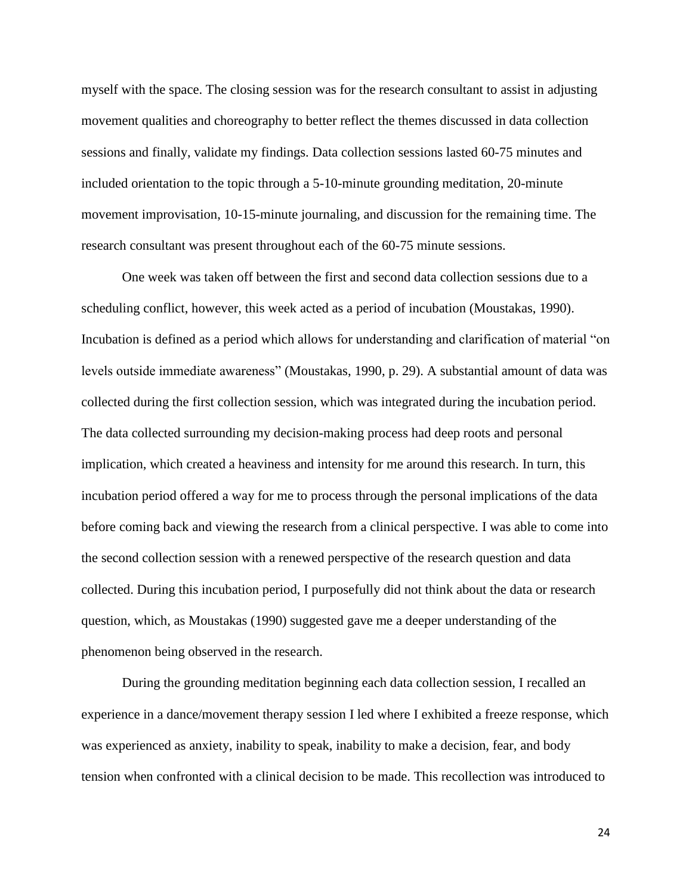myself with the space. The closing session was for the research consultant to assist in adjusting movement qualities and choreography to better reflect the themes discussed in data collection sessions and finally, validate my findings. Data collection sessions lasted 60-75 minutes and included orientation to the topic through a 5-10-minute grounding meditation, 20-minute movement improvisation, 10-15-minute journaling, and discussion for the remaining time. The research consultant was present throughout each of the 60-75 minute sessions.

One week was taken off between the first and second data collection sessions due to a scheduling conflict, however, this week acted as a period of incubation (Moustakas, 1990). Incubation is defined as a period which allows for understanding and clarification of material "on levels outside immediate awareness" (Moustakas, 1990, p. 29). A substantial amount of data was collected during the first collection session, which was integrated during the incubation period. The data collected surrounding my decision-making process had deep roots and personal implication, which created a heaviness and intensity for me around this research. In turn, this incubation period offered a way for me to process through the personal implications of the data before coming back and viewing the research from a clinical perspective. I was able to come into the second collection session with a renewed perspective of the research question and data collected. During this incubation period, I purposefully did not think about the data or research question, which, as Moustakas (1990) suggested gave me a deeper understanding of the phenomenon being observed in the research.

During the grounding meditation beginning each data collection session, I recalled an experience in a dance/movement therapy session I led where I exhibited a freeze response, which was experienced as anxiety, inability to speak, inability to make a decision, fear, and body tension when confronted with a clinical decision to be made. This recollection was introduced to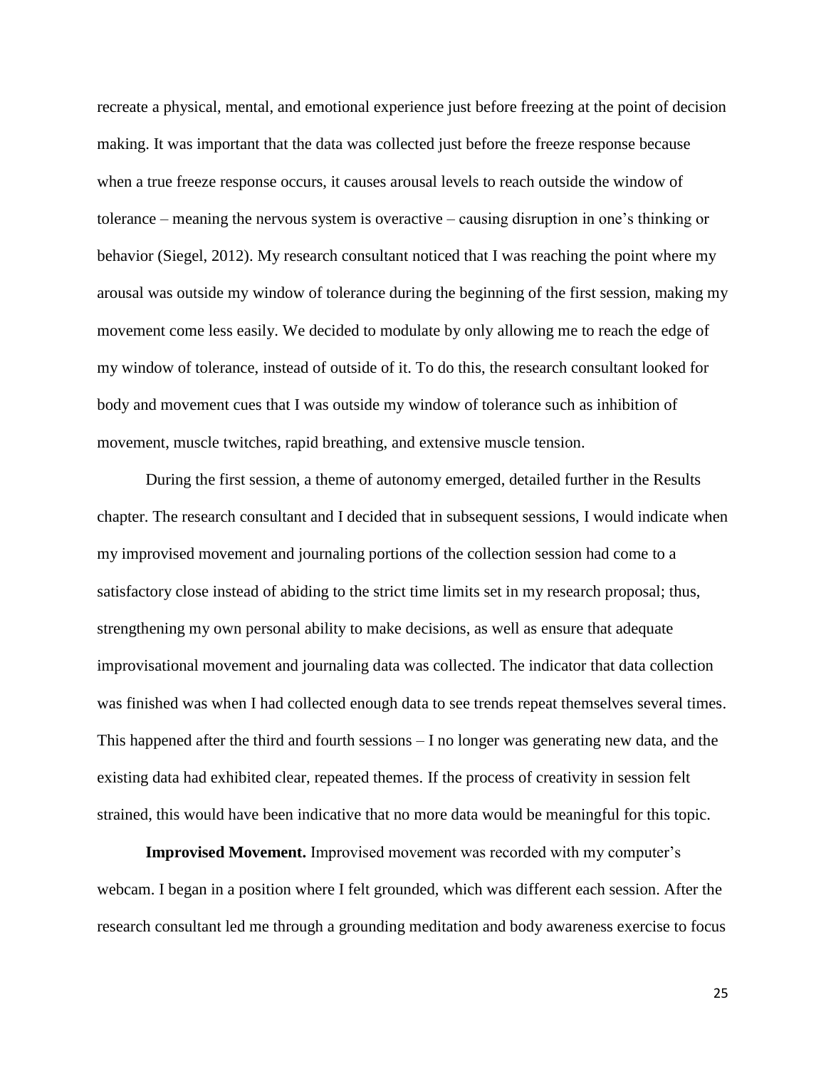recreate a physical, mental, and emotional experience just before freezing at the point of decision making. It was important that the data was collected just before the freeze response because when a true freeze response occurs, it causes arousal levels to reach outside the window of tolerance – meaning the nervous system is overactive – causing disruption in one's thinking or behavior (Siegel, 2012). My research consultant noticed that I was reaching the point where my arousal was outside my window of tolerance during the beginning of the first session, making my movement come less easily. We decided to modulate by only allowing me to reach the edge of my window of tolerance, instead of outside of it. To do this, the research consultant looked for body and movement cues that I was outside my window of tolerance such as inhibition of movement, muscle twitches, rapid breathing, and extensive muscle tension.

During the first session, a theme of autonomy emerged, detailed further in the Results chapter. The research consultant and I decided that in subsequent sessions, I would indicate when my improvised movement and journaling portions of the collection session had come to a satisfactory close instead of abiding to the strict time limits set in my research proposal; thus, strengthening my own personal ability to make decisions, as well as ensure that adequate improvisational movement and journaling data was collected. The indicator that data collection was finished was when I had collected enough data to see trends repeat themselves several times. This happened after the third and fourth sessions – I no longer was generating new data, and the existing data had exhibited clear, repeated themes. If the process of creativity in session felt strained, this would have been indicative that no more data would be meaningful for this topic.

**Improvised Movement.** Improvised movement was recorded with my computer's webcam. I began in a position where I felt grounded, which was different each session. After the research consultant led me through a grounding meditation and body awareness exercise to focus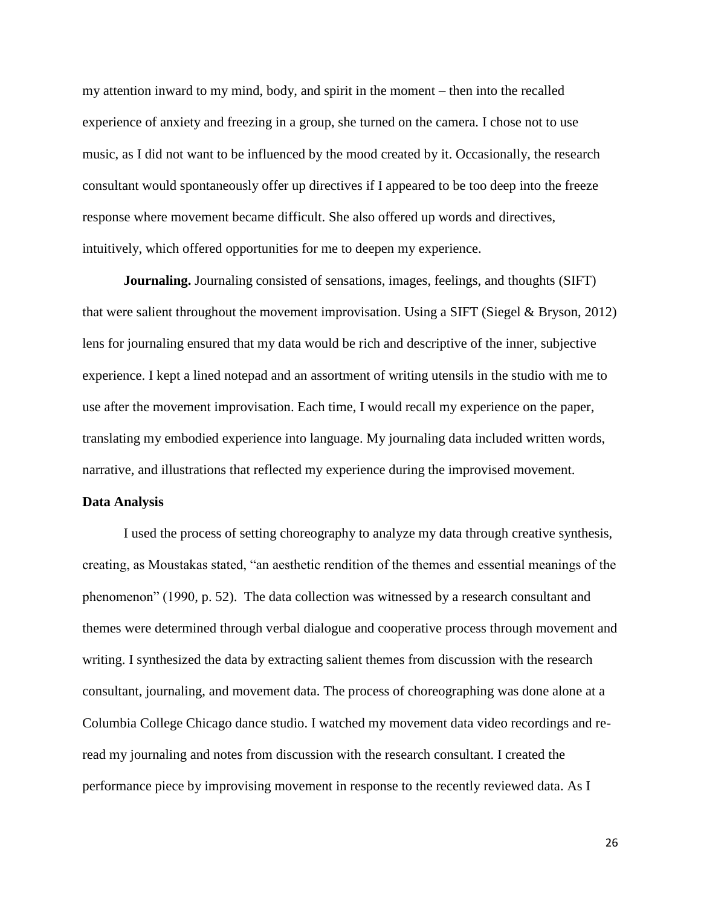my attention inward to my mind, body, and spirit in the moment – then into the recalled experience of anxiety and freezing in a group, she turned on the camera. I chose not to use music, as I did not want to be influenced by the mood created by it. Occasionally, the research consultant would spontaneously offer up directives if I appeared to be too deep into the freeze response where movement became difficult. She also offered up words and directives, intuitively, which offered opportunities for me to deepen my experience.

**Journaling.** Journaling consisted of sensations, images, feelings, and thoughts (SIFT) that were salient throughout the movement improvisation. Using a SIFT (Siegel & Bryson, 2012) lens for journaling ensured that my data would be rich and descriptive of the inner, subjective experience. I kept a lined notepad and an assortment of writing utensils in the studio with me to use after the movement improvisation. Each time, I would recall my experience on the paper, translating my embodied experience into language. My journaling data included written words, narrative, and illustrations that reflected my experience during the improvised movement.

### Data Analysis

I used the process of setting choreography to analyze my data through creative synthesis, creating, as Moustakas stated, "an aesthetic rendition of the themes and essential meanings of the phenomenon" (1990, p. 52). The data collection was witnessed by a research consultant and themes were determined through verbal dialogue and cooperative process through movement and writing. I synthesized the data by extracting salient themes from discussion with the research consultant, journaling, and movement data. The process of choreographing was done alone at a Columbia College Chicago dance studio. I watched my movement data video recordings and re-read my journaling and notes from discussion with the research consultant. I created the performance piece by improvising movement in response to the recently reviewed data. As I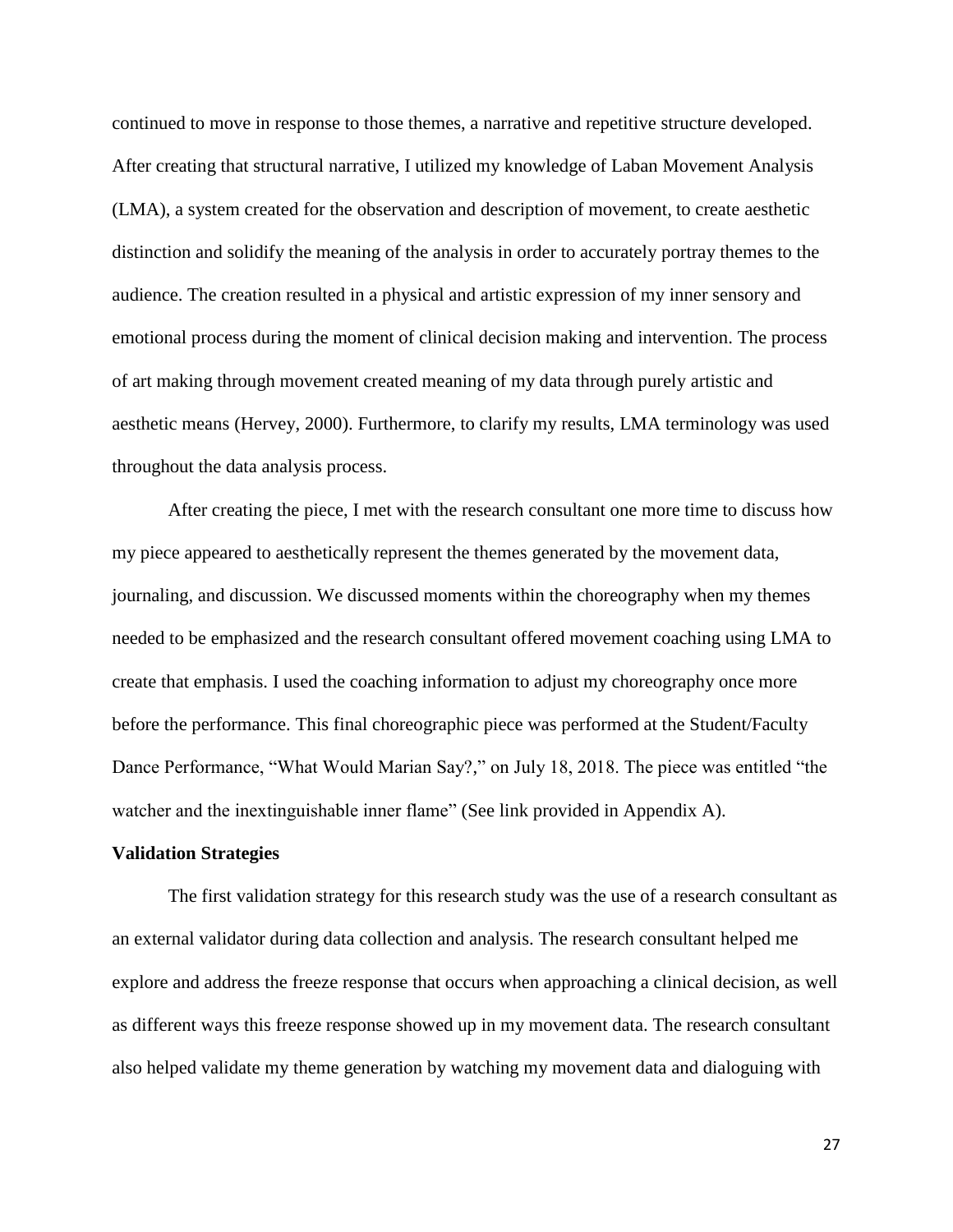continued to move in response to those themes, a narrative and repetitive structure developed. After creating that structural narrative, I utilized my knowledge of Laban Movement Analysis (LMA), a system created for the observation and description of movement, to create aesthetic distinction and solidify the meaning of the analysis in order to accurately portray themes to the audience. The creation resulted in a physical and artistic expression of my inner sensory and emotional process during the moment of clinical decision making and intervention. The process of art making through movement created meaning of my data through purely artistic and aesthetic means (Hervey, 2000). Furthermore, to clarify my results, LMA terminology was used throughout the data analysis process.

After creating the piece, I met with the research consultant one more time to discuss how my piece appeared to aesthetically represent the themes generated by the movement data, journaling, and discussion. We discussed moments within the choreography when my themes needed to be emphasized and the research consultant offered movement coaching using LMA to create that emphasis. I used the coaching information to adjust my choreography once more before the performance. This final choreographic piece was performed at the Student/Faculty Dance Performance, "What Would Marian Say?," on July 18, 2018. The piece was entitled "the watcher and the inextinguishable inner flame" (See link provided in Appendix A).

**Validation Strategies**

The first validation strategy for this research study was the use of a research consultant as an external validator during data collection and analysis. The research consultant helped me explore and address the freeze response that occurs when approaching a clinical decision, as well as different ways this freeze response showed up in my movement data. The research consultant also helped validate my theme generation by watching my movement data and dialoguing with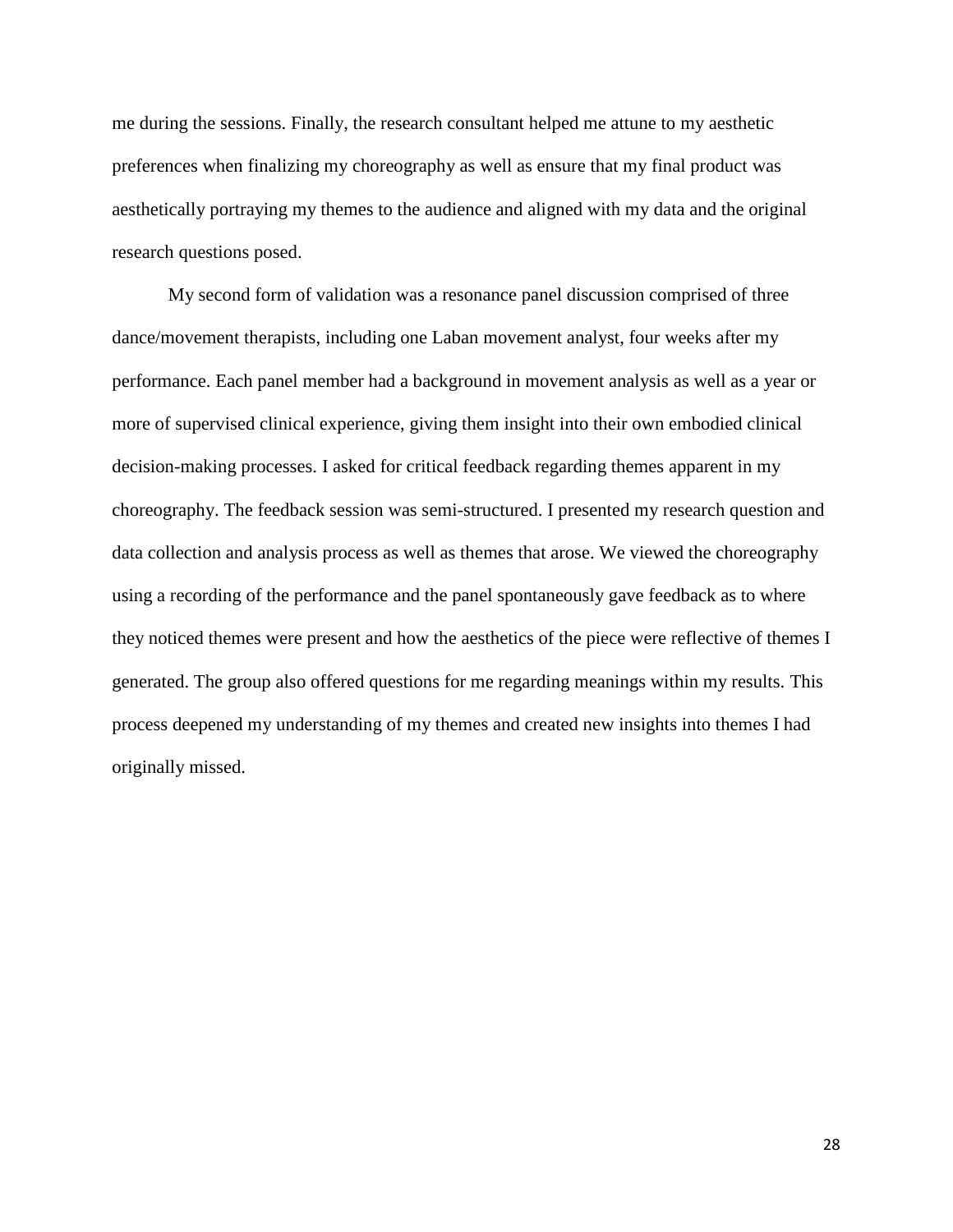me during the sessions. Finally, the research consultant helped me attune to my aesthetic preferences when finalizing my choreography as well as ensure that my final product was aesthetically portraying my themes to the audience and aligned with my data and the original research questions posed.

My second form of validation was a resonance panel discussion comprised of three dance/movement therapists, including one Laban movement analyst, four weeks after my performance. Each panel member had a background in movement analysis as well as a year or more of supervised clinical experience, giving them insight into their own embodied clinical decision-making processes. I asked for critical feedback regarding themes apparent in my choreography. The feedback session was semi-structured. I presented my research question and data collection and analysis process as well as themes that arose. We viewed the choreography using a recording of the performance and the panel spontaneously gave feedback as to where they noticed themes were present and how the aesthetics of the piece were reflective of themes I generated. The group also offered questions for me regarding meanings within my results. This process deepened my understanding of my themes and created new insights into themes I had originally missed.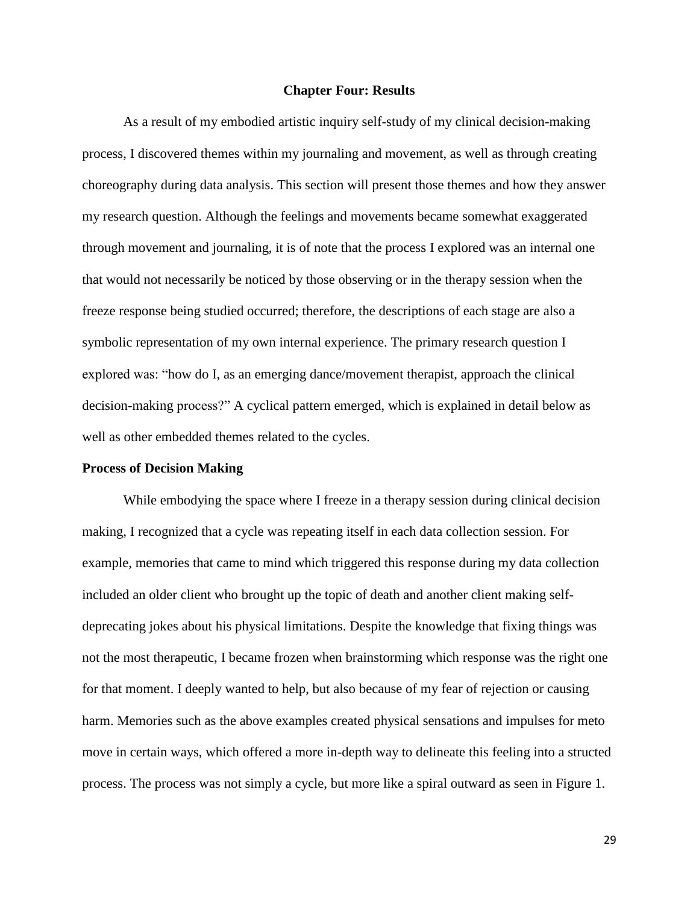## Chapter Four: Results

As a result of my embodied artistic inquiry self-study of my clinical decision-making process, I discovered themes within my journaling and movement, as well as through creating choreography during data analysis. This section will present those themes and how they answer my research question. Although the feelings and movements became somewhat exaggerated through movement and journaling, it is of note that the process I explored was an internal one that would not necessarily be noticed by those observing or in the therapy session when the freeze response being studied occurred; therefore, the descriptions of each stage are also a symbolic representation of my own internal experience. The primary research question I explored was: "how do I, as an emerging dance/movement therapist, approach the clinical decision-making process?" A cyclical pattern emerged, which is explained in detail below as well as other embedded themes related to the cycles.

### Process of Decision Making

While embodying the space where I freeze in a therapy session during clinical decision making, I recognized that a cycle was repeating itself in each data collection session. For example, memories that came to mind which triggered this response during my data collection included an older client who brought up the topic of death and another client making self-deprecating jokes about his physical limitations. Despite the knowledge that fixing things was not the most therapeutic, I became frozen when brainstorming which response was the right one for that moment. I deeply wanted to help, but also because of my fear of rejection or causing harm. Memories such as the above examples created physical sensations and impulses for meto move in certain ways, which offered a more in-depth way to delineate this feeling into a structed process. The process was not simply a cycle, but more like a spiral outward as seen in Figure 1.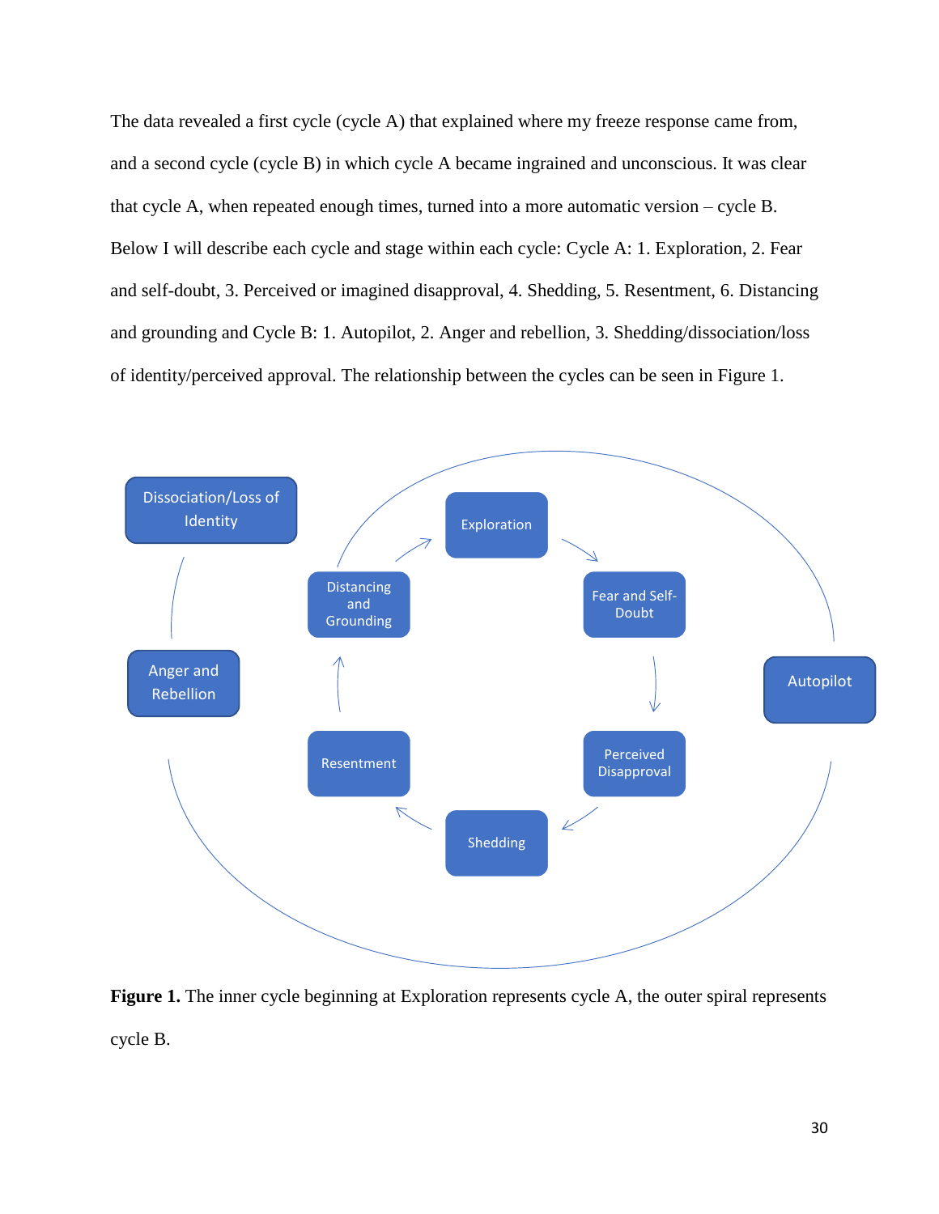The data revealed a first cycle (cycle A) that explained where my freeze response came from, and a second cycle (cycle B) in which cycle A became ingrained and unconscious. It was clear that cycle A, when repeated enough times, turned into a more automatic version – cycle B. Below I will describe each cycle and stage within each cycle: Cycle A: 1. Exploration, 2. Fear and self-doubt, 3. Perceived or imagined disapproval, 4. Shedding, 5. Resentment, 6. Distancing and grounding and Cycle B: 1. Autopilot, 2. Anger and rebellion, 3. Shedding/dissociation/loss of identity/perceived approval. The relationship between the cycles can be seen in Figure 1.

**Figure 1.** The inner cycle beginning at Exploration represents cycle A, the outer spiral represents cycle B.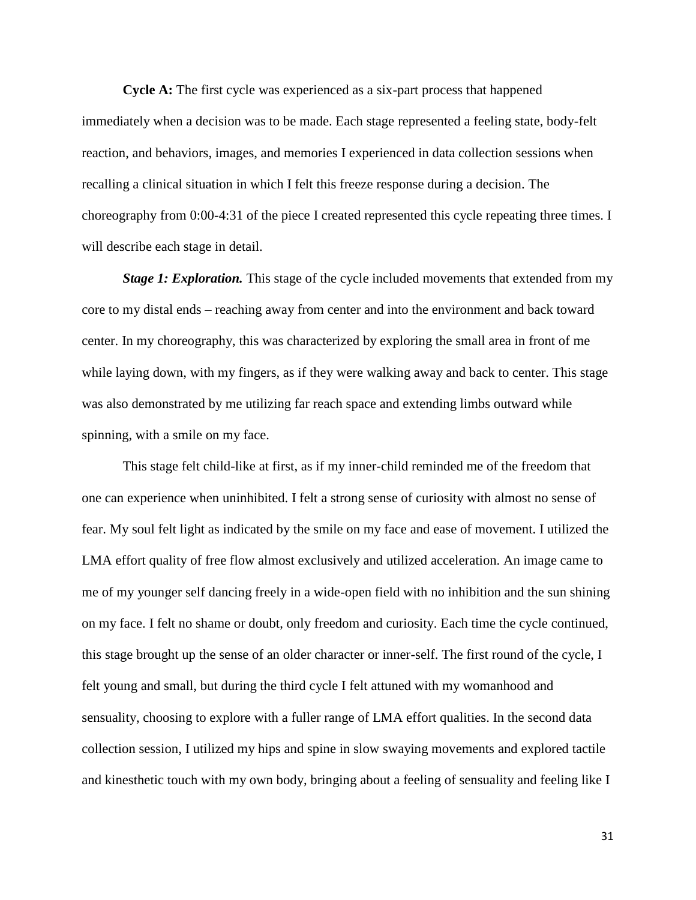**Cycle A:** The first cycle was experienced as a six-part process that happened immediately when a decision was to be made. Each stage represented a feeling state, body-felt reaction, and behaviors, images, and memories I experienced in data collection sessions when recalling a clinical situation in which I felt this freeze response during a decision. The choreography from 0:00-4:31 of the piece I created represented this cycle repeating three times. I will describe each stage in detail.

***Stage 1: Exploration.*** This stage of the cycle included movements that extended from my core to my distal ends – reaching away from center and into the environment and back toward center. In my choreography, this was characterized by exploring the small area in front of me while laying down, with my fingers, as if they were walking away and back to center. This stage was also demonstrated by me utilizing far reach space and extending limbs outward while spinning, with a smile on my face.

This stage felt child-like at first, as if my inner-child reminded me of the freedom that one can experience when uninhibited. I felt a strong sense of curiosity with almost no sense of fear. My soul felt light as indicated by the smile on my face and ease of movement. I utilized the LMA effort quality of free flow almost exclusively and utilized acceleration. An image came to me of my younger self dancing freely in a wide-open field with no inhibition and the sun shining on my face. I felt no shame or doubt, only freedom and curiosity. Each time the cycle continued, this stage brought up the sense of an older character or inner-self. The first round of the cycle, I felt young and small, but during the third cycle I felt attuned with my womanhood and sensuality, choosing to explore with a fuller range of LMA effort qualities. In the second data collection session, I utilized my hips and spine in slow swaying movements and explored tactile and kinesthetic touch with my own body, bringing about a feeling of sensuality and feeling like I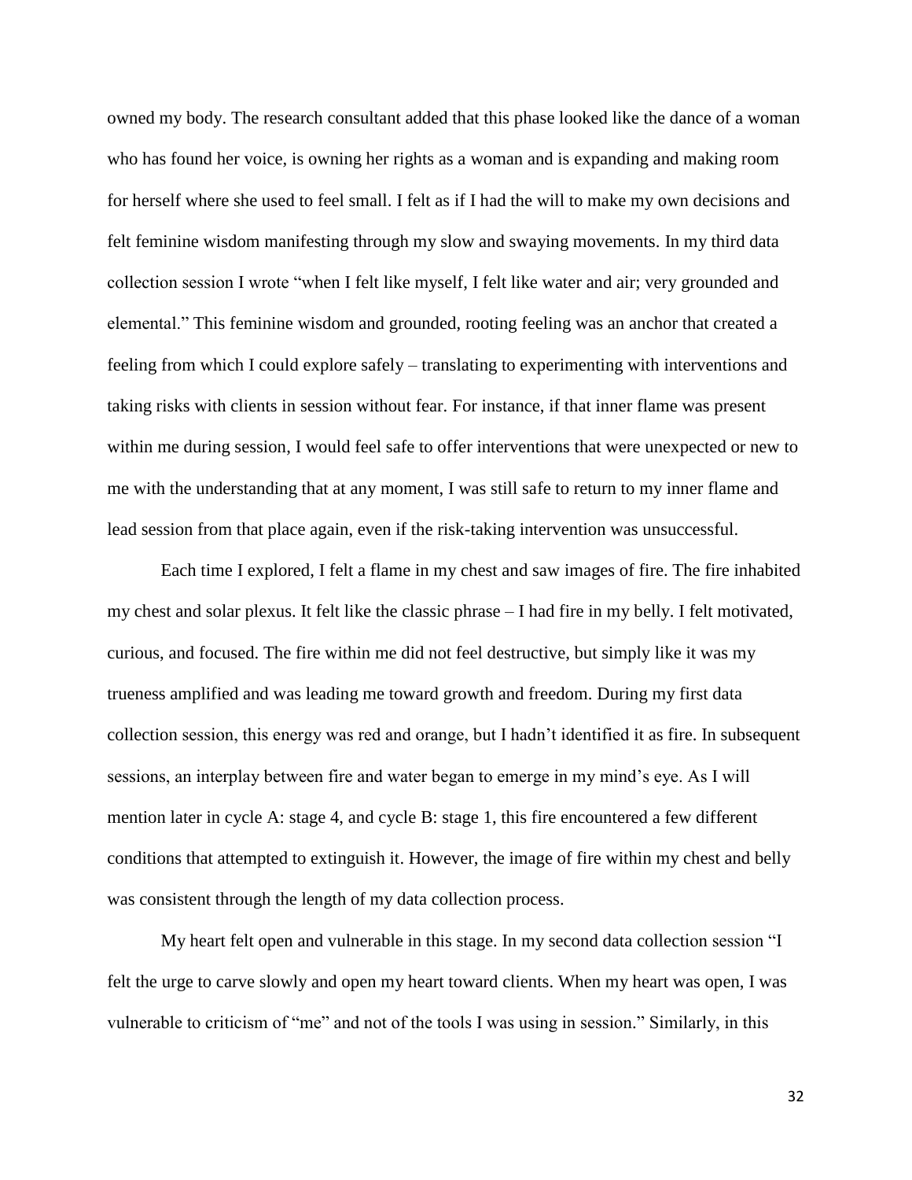owned my body. The research consultant added that this phase looked like the dance of a woman who has found her voice, is owning her rights as a woman and is expanding and making room for herself where she used to feel small. I felt as if I had the will to make my own decisions and felt feminine wisdom manifesting through my slow and swaying movements. In my third data collection session I wrote "when I felt like myself, I felt like water and air; very grounded and elemental." This feminine wisdom and grounded, rooting feeling was an anchor that created a feeling from which I could explore safely – translating to experimenting with interventions and taking risks with clients in session without fear. For instance, if that inner flame was present within me during session, I would feel safe to offer interventions that were unexpected or new to me with the understanding that at any moment, I was still safe to return to my inner flame and lead session from that place again, even if the risk-taking intervention was unsuccessful.

Each time I explored, I felt a flame in my chest and saw images of fire. The fire inhabited my chest and solar plexus. It felt like the classic phrase – I had fire in my belly. I felt motivated, curious, and focused. The fire within me did not feel destructive, but simply like it was my trueness amplified and was leading me toward growth and freedom. During my first data collection session, this energy was red and orange, but I hadn't identified it as fire. In subsequent sessions, an interplay between fire and water began to emerge in my mind's eye. As I will mention later in cycle A: stage 4, and cycle B: stage 1, this fire encountered a few different conditions that attempted to extinguish it. However, the image of fire within my chest and belly was consistent through the length of my data collection process.

My heart felt open and vulnerable in this stage. In my second data collection session "I felt the urge to carve slowly and open my heart toward clients. When my heart was open, I was vulnerable to criticism of "me" and not of the tools I was using in session." Similarly, in this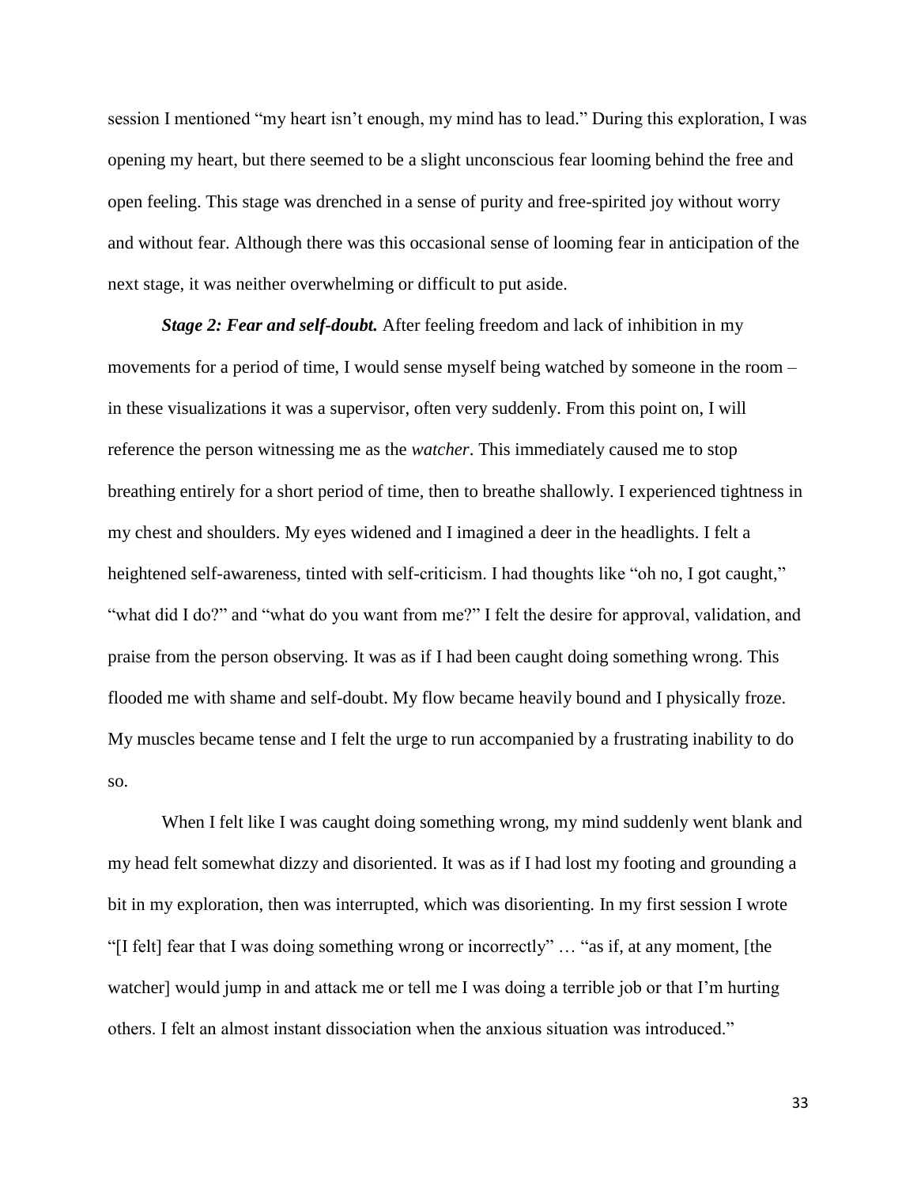session I mentioned "my heart isn't enough, my mind has to lead." During this exploration, I was opening my heart, but there seemed to be a slight unconscious fear looming behind the free and open feeling. This stage was drenched in a sense of purity and free-spirited joy without worry and without fear. Although there was this occasional sense of looming fear in anticipation of the next stage, it was neither overwhelming or difficult to put aside.

***Stage 2: Fear and self-doubt.*** After feeling freedom and lack of inhibition in my movements for a period of time, I would sense myself being watched by someone in the room – in these visualizations it was a supervisor, often very suddenly. From this point on, I will reference the person witnessing me as the *watcher*. This immediately caused me to stop breathing entirely for a short period of time, then to breathe shallowly. I experienced tightness in my chest and shoulders. My eyes widened and I imagined a deer in the headlights. I felt a heightened self-awareness, tinted with self-criticism. I had thoughts like "oh no, I got caught," "what did I do?" and "what do you want from me?" I felt the desire for approval, validation, and praise from the person observing. It was as if I had been caught doing something wrong. This flooded me with shame and self-doubt. My flow became heavily bound and I physically froze. My muscles became tense and I felt the urge to run accompanied by a frustrating inability to do so.

When I felt like I was caught doing something wrong, my mind suddenly went blank and my head felt somewhat dizzy and disoriented. It was as if I had lost my footing and grounding a bit in my exploration, then was interrupted, which was disorienting. In my first session I wrote "[I felt] fear that I was doing something wrong or incorrectly" … "as if, at any moment, [the watcher] would jump in and attack me or tell me I was doing a terrible job or that I'm hurting others. I felt an almost instant dissociation when the anxious situation was introduced."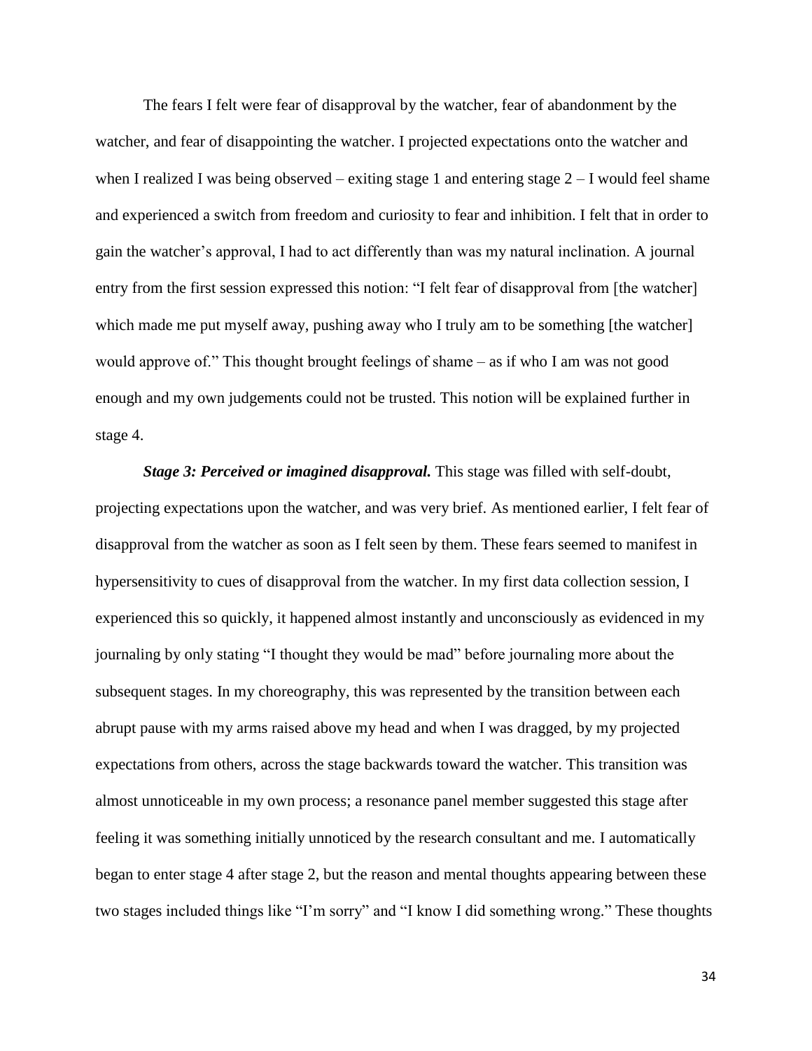The fears I felt were fear of disapproval by the watcher, fear of abandonment by the watcher, and fear of disappointing the watcher. I projected expectations onto the watcher and when I realized I was being observed – exiting stage 1 and entering stage 2 – I would feel shame and experienced a switch from freedom and curiosity to fear and inhibition. I felt that in order to gain the watcher's approval, I had to act differently than was my natural inclination. A journal entry from the first session expressed this notion: "I felt fear of disapproval from [the watcher] which made me put myself away, pushing away who I truly am to be something [the watcher] would approve of." This thought brought feelings of shame – as if who I am was not good enough and my own judgements could not be trusted. This notion will be explained further in stage 4.

***Stage 3: Perceived or imagined disapproval.*** This stage was filled with self-doubt, projecting expectations upon the watcher, and was very brief. As mentioned earlier, I felt fear of disapproval from the watcher as soon as I felt seen by them. These fears seemed to manifest in hypersensitivity to cues of disapproval from the watcher. In my first data collection session, I experienced this so quickly, it happened almost instantly and unconsciously as evidenced in my journaling by only stating "I thought they would be mad" before journaling more about the subsequent stages. In my choreography, this was represented by the transition between each abrupt pause with my arms raised above my head and when I was dragged, by my projected expectations from others, across the stage backwards toward the watcher. This transition was almost unnoticeable in my own process; a resonance panel member suggested this stage after feeling it was something initially unnoticed by the research consultant and me. I automatically began to enter stage 4 after stage 2, but the reason and mental thoughts appearing between these two stages included things like "I'm sorry" and "I know I did something wrong." These thoughts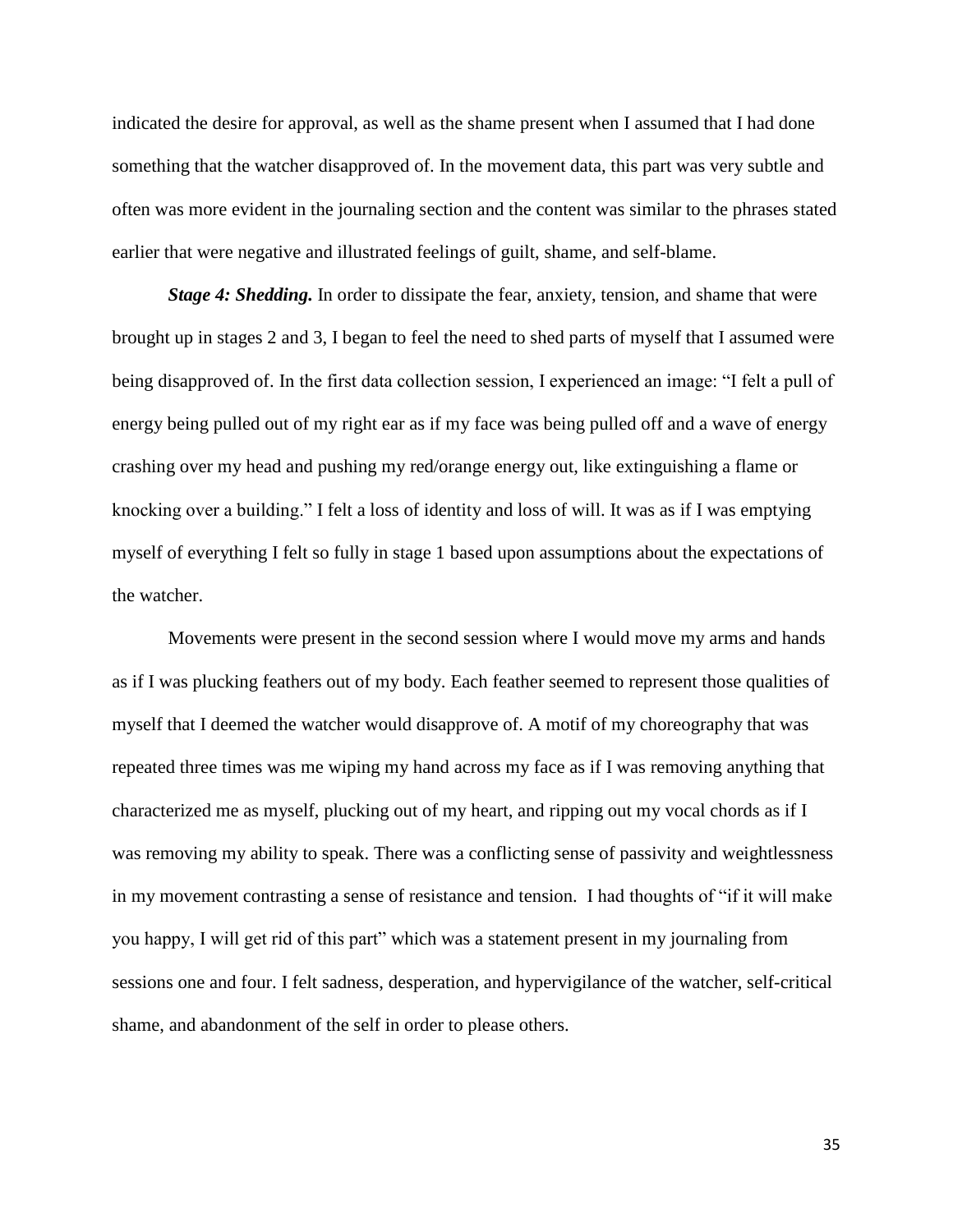indicated the desire for approval, as well as the shame present when I assumed that I had done something that the watcher disapproved of. In the movement data, this part was very subtle and often was more evident in the journaling section and the content was similar to the phrases stated earlier that were negative and illustrated feelings of guilt, shame, and self-blame.

***Stage 4: Shedding.*** In order to dissipate the fear, anxiety, tension, and shame that were brought up in stages 2 and 3, I began to feel the need to shed parts of myself that I assumed were being disapproved of. In the first data collection session, I experienced an image: "I felt a pull of energy being pulled out of my right ear as if my face was being pulled off and a wave of energy crashing over my head and pushing my red/orange energy out, like extinguishing a flame or knocking over a building." I felt a loss of identity and loss of will. It was as if I was emptying myself of everything I felt so fully in stage 1 based upon assumptions about the expectations of the watcher.

Movements were present in the second session where I would move my arms and hands as if I was plucking feathers out of my body. Each feather seemed to represent those qualities of myself that I deemed the watcher would disapprove of. A motif of my choreography that was repeated three times was me wiping my hand across my face as if I was removing anything that characterized me as myself, plucking out of my heart, and ripping out my vocal chords as if I was removing my ability to speak. There was a conflicting sense of passivity and weightlessness in my movement contrasting a sense of resistance and tension. I had thoughts of "if it will make you happy, I will get rid of this part" which was a statement present in my journaling from sessions one and four. I felt sadness, desperation, and hypervigilance of the watcher, self-critical shame, and abandonment of the self in order to please others.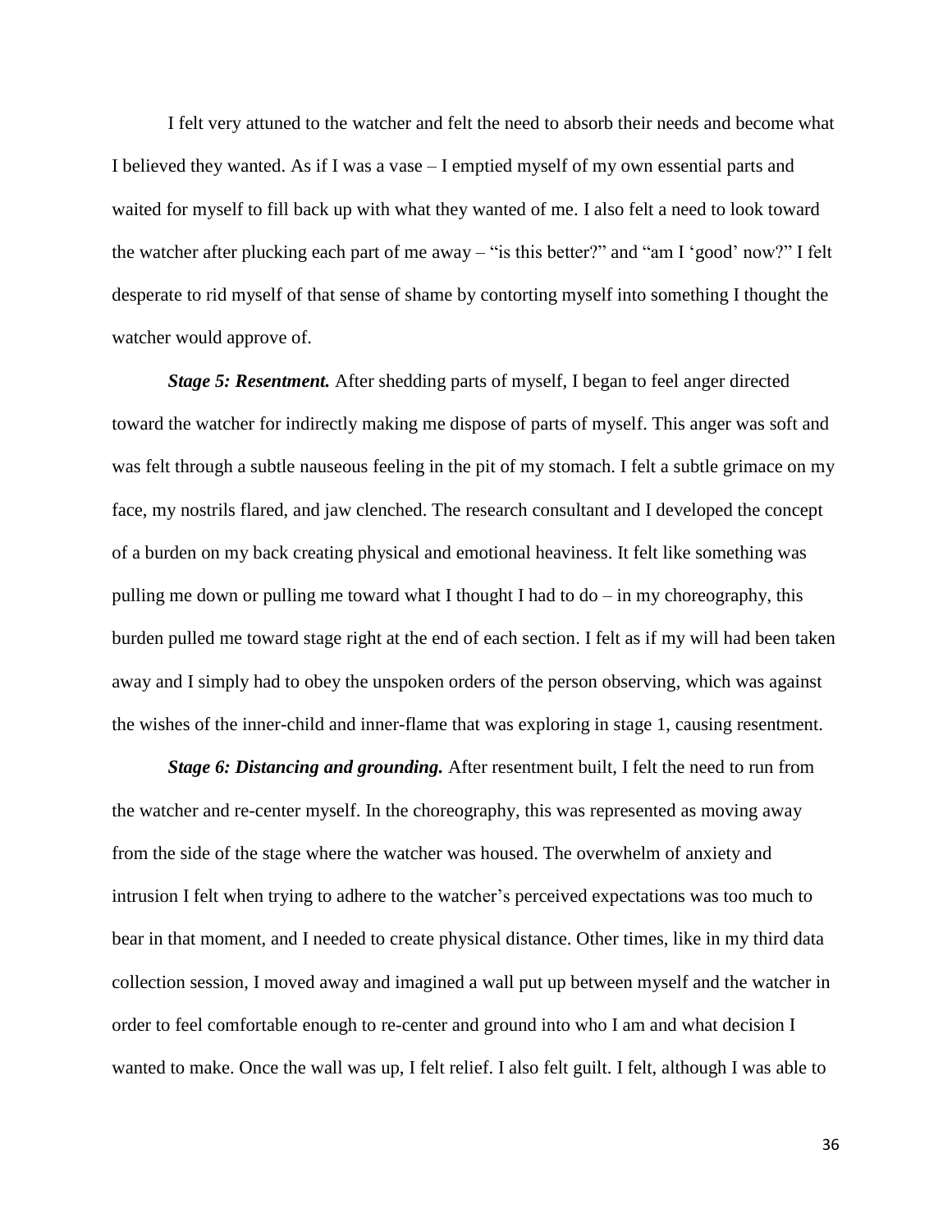I felt very attuned to the watcher and felt the need to absorb their needs and become what I believed they wanted. As if I was a vase – I emptied myself of my own essential parts and waited for myself to fill back up with what they wanted of me. I also felt a need to look toward the watcher after plucking each part of me away – "is this better?" and "am I 'good' now?" I felt desperate to rid myself of that sense of shame by contorting myself into something I thought the watcher would approve of.

***Stage 5: Resentment.*** After shedding parts of myself, I began to feel anger directed toward the watcher for indirectly making me dispose of parts of myself. This anger was soft and was felt through a subtle nauseous feeling in the pit of my stomach. I felt a subtle grimace on my face, my nostrils flared, and jaw clenched. The research consultant and I developed the concept of a burden on my back creating physical and emotional heaviness. It felt like something was pulling me down or pulling me toward what I thought I had to do – in my choreography, this burden pulled me toward stage right at the end of each section. I felt as if my will had been taken away and I simply had to obey the unspoken orders of the person observing, which was against the wishes of the inner-child and inner-flame that was exploring in stage 1, causing resentment.

***Stage 6: Distancing and grounding.*** After resentment built, I felt the need to run from the watcher and re-center myself. In the choreography, this was represented as moving away from the side of the stage where the watcher was housed. The overwhelm of anxiety and intrusion I felt when trying to adhere to the watcher's perceived expectations was too much to bear in that moment, and I needed to create physical distance. Other times, like in my third data collection session, I moved away and imagined a wall put up between myself and the watcher in order to feel comfortable enough to re-center and ground into who I am and what decision I wanted to make. Once the wall was up, I felt relief. I also felt guilt. I felt, although I was able to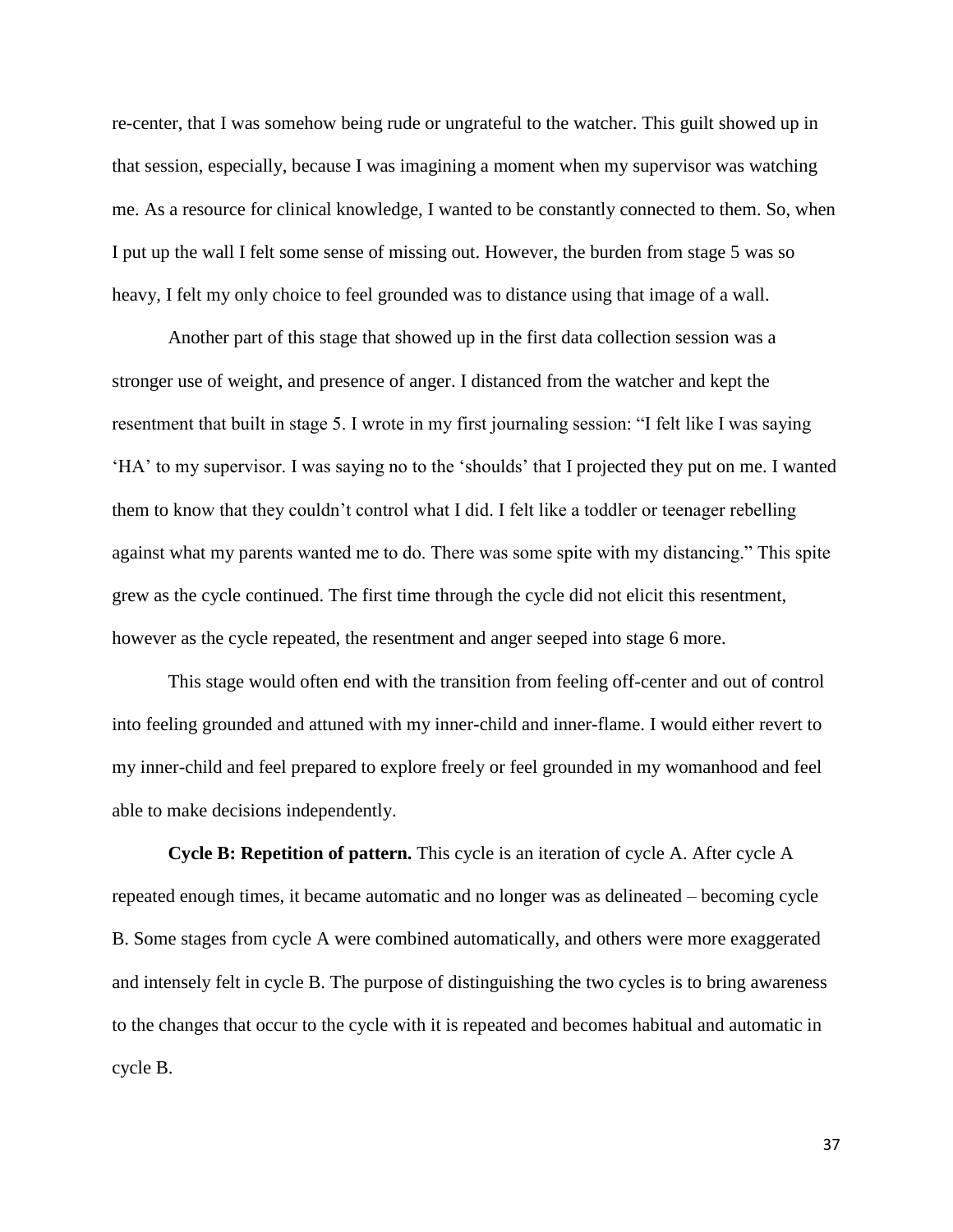re-center, that I was somehow being rude or ungrateful to the watcher. This guilt showed up in that session, especially, because I was imagining a moment when my supervisor was watching me. As a resource for clinical knowledge, I wanted to be constantly connected to them. So, when I put up the wall I felt some sense of missing out. However, the burden from stage 5 was so heavy, I felt my only choice to feel grounded was to distance using that image of a wall.

Another part of this stage that showed up in the first data collection session was a stronger use of weight, and presence of anger. I distanced from the watcher and kept the resentment that built in stage 5. I wrote in my first journaling session: "I felt like I was saying 'HA' to my supervisor. I was saying no to the 'shoulds' that I projected they put on me. I wanted them to know that they couldn't control what I did. I felt like a toddler or teenager rebelling against what my parents wanted me to do. There was some spite with my distancing." This spite grew as the cycle continued. The first time through the cycle did not elicit this resentment, however as the cycle repeated, the resentment and anger seeped into stage 6 more.

This stage would often end with the transition from feeling off-center and out of control into feeling grounded and attuned with my inner-child and inner-flame. I would either revert to my inner-child and feel prepared to explore freely or feel grounded in my womanhood and feel able to make decisions independently.

**Cycle B: Repetition of pattern.** This cycle is an iteration of cycle A. After cycle A repeated enough times, it became automatic and no longer was as delineated – becoming cycle B. Some stages from cycle A were combined automatically, and others were more exaggerated and intensely felt in cycle B. The purpose of distinguishing the two cycles is to bring awareness to the changes that occur to the cycle with it is repeated and becomes habitual and automatic in cycle B.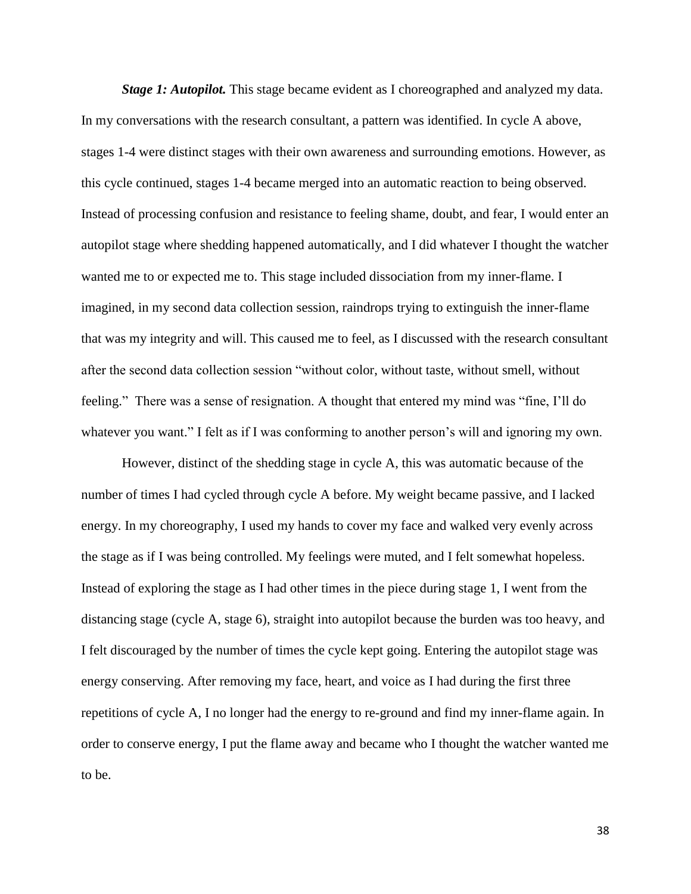***Stage 1: Autopilot.*** This stage became evident as I choreographed and analyzed my data. In my conversations with the research consultant, a pattern was identified. In cycle A above, stages 1-4 were distinct stages with their own awareness and surrounding emotions. However, as this cycle continued, stages 1-4 became merged into an automatic reaction to being observed. Instead of processing confusion and resistance to feeling shame, doubt, and fear, I would enter an autopilot stage where shedding happened automatically, and I did whatever I thought the watcher wanted me to or expected me to. This stage included dissociation from my inner-flame. I imagined, in my second data collection session, raindrops trying to extinguish the inner-flame that was my integrity and will. This caused me to feel, as I discussed with the research consultant after the second data collection session "without color, without taste, without smell, without feeling." There was a sense of resignation. A thought that entered my mind was "fine, I'll do whatever you want." I felt as if I was conforming to another person's will and ignoring my own.

However, distinct of the shedding stage in cycle A, this was automatic because of the number of times I had cycled through cycle A before. My weight became passive, and I lacked energy. In my choreography, I used my hands to cover my face and walked very evenly across the stage as if I was being controlled. My feelings were muted, and I felt somewhat hopeless. Instead of exploring the stage as I had other times in the piece during stage 1, I went from the distancing stage (cycle A, stage 6), straight into autopilot because the burden was too heavy, and I felt discouraged by the number of times the cycle kept going. Entering the autopilot stage was energy conserving. After removing my face, heart, and voice as I had during the first three repetitions of cycle A, I no longer had the energy to re-ground and find my inner-flame again. In order to conserve energy, I put the flame away and became who I thought the watcher wanted me to be.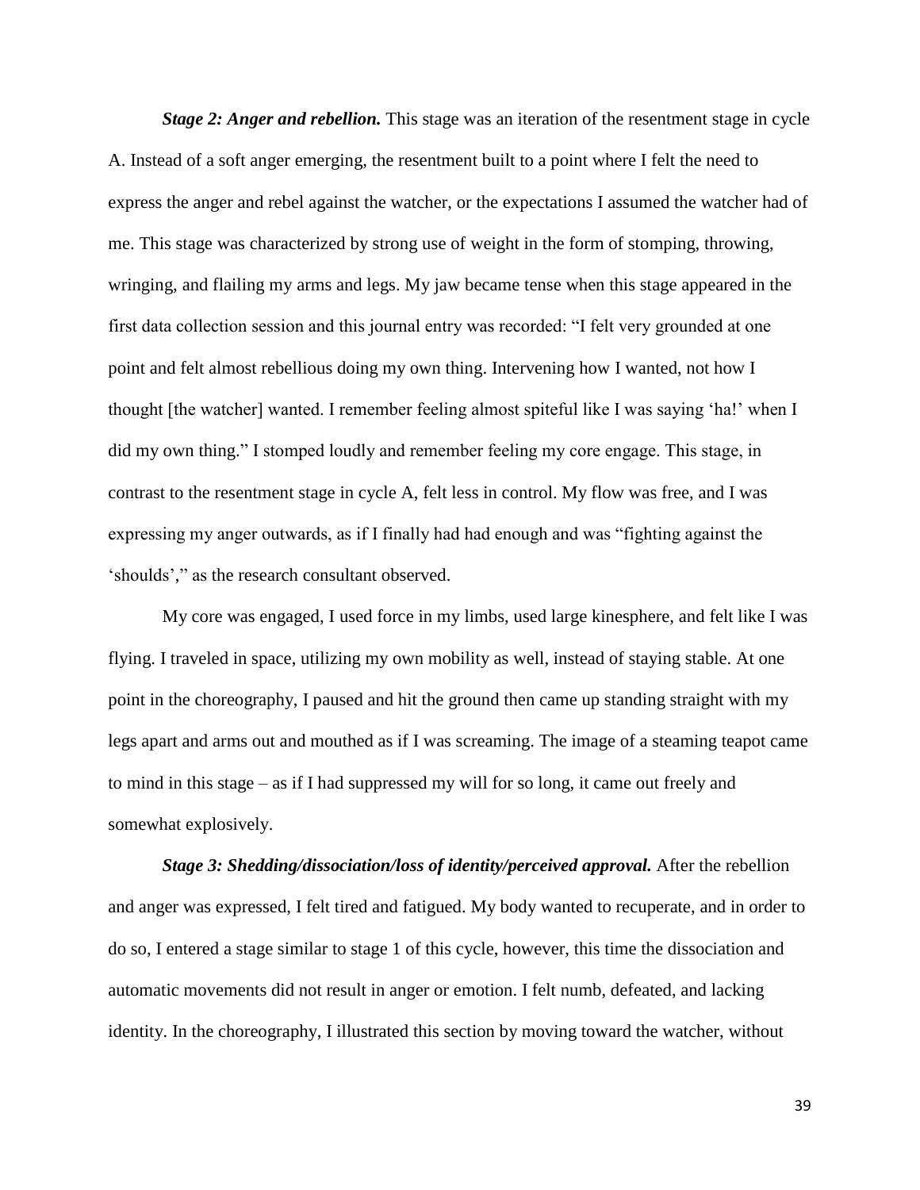***Stage 2: Anger and rebellion.*** This stage was an iteration of the resentment stage in cycle A. Instead of a soft anger emerging, the resentment built to a point where I felt the need to express the anger and rebel against the watcher, or the expectations I assumed the watcher had of me. This stage was characterized by strong use of weight in the form of stomping, throwing, wringing, and flailing my arms and legs. My jaw became tense when this stage appeared in the first data collection session and this journal entry was recorded: "I felt very grounded at one point and felt almost rebellious doing my own thing. Intervening how I wanted, not how I thought [the watcher] wanted. I remember feeling almost spiteful like I was saying 'ha!' when I did my own thing." I stomped loudly and remember feeling my core engage. This stage, in contrast to the resentment stage in cycle A, felt less in control. My flow was free, and I was expressing my anger outwards, as if I finally had had enough and was "fighting against the 'shoulds'," as the research consultant observed.

My core was engaged, I used force in my limbs, used large kinesphere, and felt like I was flying. I traveled in space, utilizing my own mobility as well, instead of staying stable. At one point in the choreography, I paused and hit the ground then came up standing straight with my legs apart and arms out and mouthed as if I was screaming. The image of a steaming teapot came to mind in this stage – as if I had suppressed my will for so long, it came out freely and somewhat explosively.

***Stage 3: Shedding/dissociation/loss of identity/perceived approval.*** After the rebellion and anger was expressed, I felt tired and fatigued. My body wanted to recuperate, and in order to do so, I entered a stage similar to stage 1 of this cycle, however, this time the dissociation and automatic movements did not result in anger or emotion. I felt numb, defeated, and lacking identity. In the choreography, I illustrated this section by moving toward the watcher, without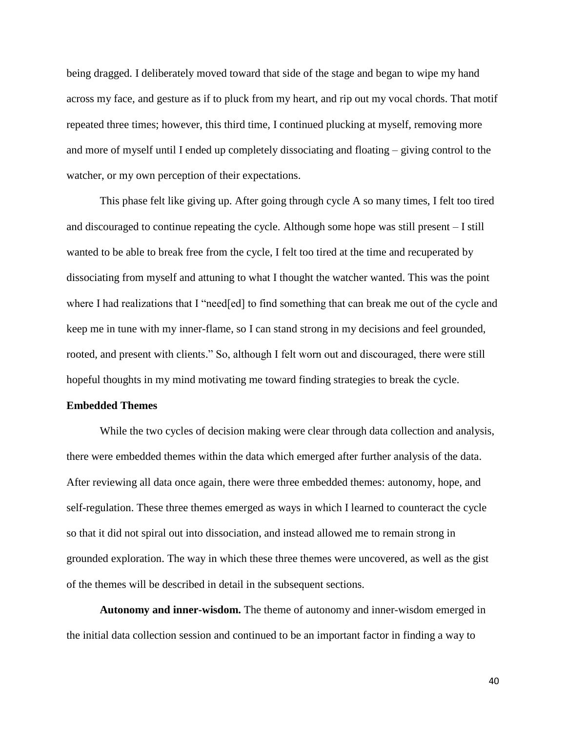being dragged. I deliberately moved toward that side of the stage and began to wipe my hand across my face, and gesture as if to pluck from my heart, and rip out my vocal chords. That motif repeated three times; however, this third time, I continued plucking at myself, removing more and more of myself until I ended up completely dissociating and floating – giving control to the watcher, or my own perception of their expectations.

This phase felt like giving up. After going through cycle A so many times, I felt too tired and discouraged to continue repeating the cycle. Although some hope was still present – I still wanted to be able to break free from the cycle, I felt too tired at the time and recuperated by dissociating from myself and attuning to what I thought the watcher wanted. This was the point where I had realizations that I "need[ed] to find something that can break me out of the cycle and keep me in tune with my inner-flame, so I can stand strong in my decisions and feel grounded, rooted, and present with clients." So, although I felt worn out and discouraged, there were still hopeful thoughts in my mind motivating me toward finding strategies to break the cycle.

**Embedded Themes**

While the two cycles of decision making were clear through data collection and analysis, there were embedded themes within the data which emerged after further analysis of the data. After reviewing all data once again, there were three embedded themes: autonomy, hope, and self-regulation. These three themes emerged as ways in which I learned to counteract the cycle so that it did not spiral out into dissociation, and instead allowed me to remain strong in grounded exploration. The way in which these three themes were uncovered, as well as the gist of the themes will be described in detail in the subsequent sections.

**Autonomy and inner-wisdom.** The theme of autonomy and inner-wisdom emerged in the initial data collection session and continued to be an important factor in finding a way to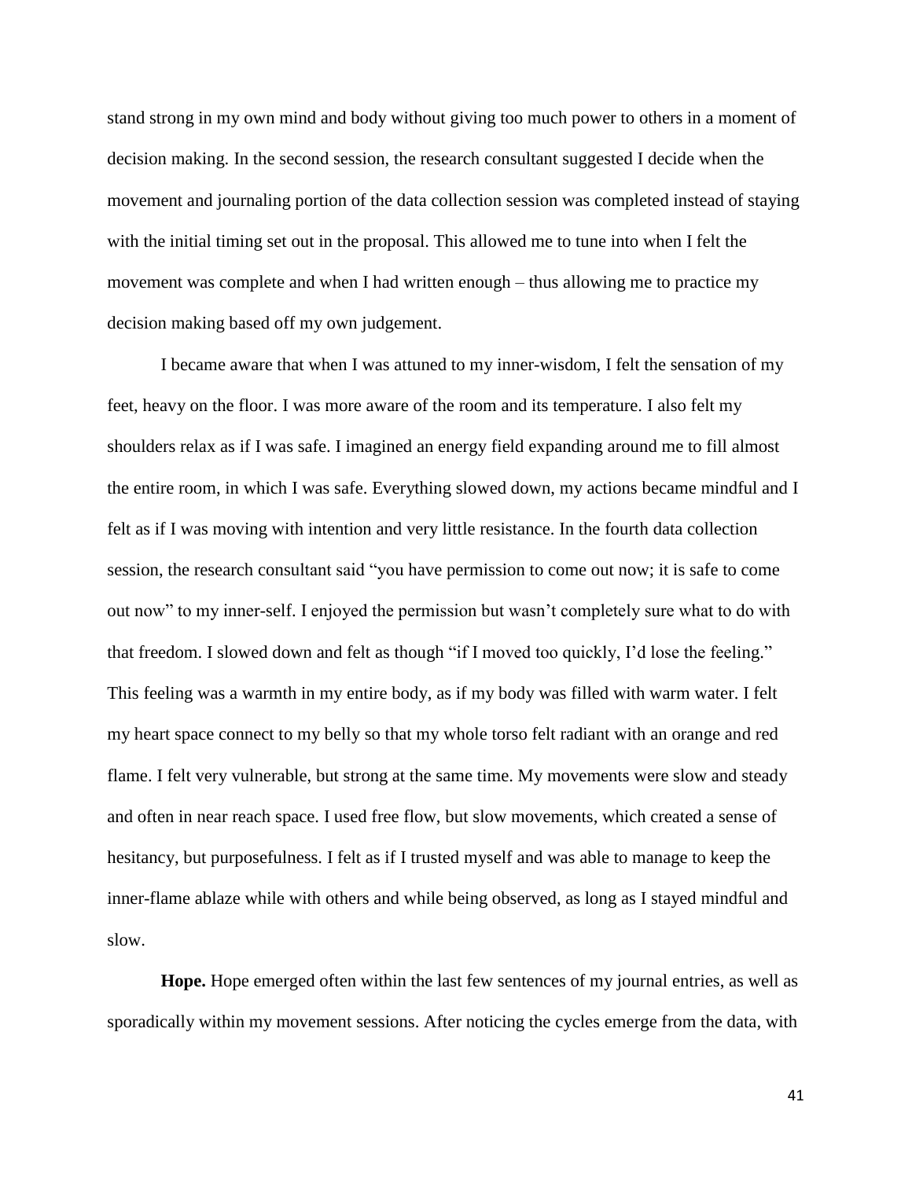stand strong in my own mind and body without giving too much power to others in a moment of decision making. In the second session, the research consultant suggested I decide when the movement and journaling portion of the data collection session was completed instead of staying with the initial timing set out in the proposal. This allowed me to tune into when I felt the movement was complete and when I had written enough – thus allowing me to practice my decision making based off my own judgement.

I became aware that when I was attuned to my inner-wisdom, I felt the sensation of my feet, heavy on the floor. I was more aware of the room and its temperature. I also felt my shoulders relax as if I was safe. I imagined an energy field expanding around me to fill almost the entire room, in which I was safe. Everything slowed down, my actions became mindful and I felt as if I was moving with intention and very little resistance. In the fourth data collection session, the research consultant said "you have permission to come out now; it is safe to come out now" to my inner-self. I enjoyed the permission but wasn't completely sure what to do with that freedom. I slowed down and felt as though "if I moved too quickly, I'd lose the feeling." This feeling was a warmth in my entire body, as if my body was filled with warm water. I felt my heart space connect to my belly so that my whole torso felt radiant with an orange and red flame. I felt very vulnerable, but strong at the same time. My movements were slow and steady and often in near reach space. I used free flow, but slow movements, which created a sense of hesitancy, but purposefulness. I felt as if I trusted myself and was able to manage to keep the inner-flame ablaze while with others and while being observed, as long as I stayed mindful and slow.

**Hope.** Hope emerged often within the last few sentences of my journal entries, as well as sporadically within my movement sessions. After noticing the cycles emerge from the data, with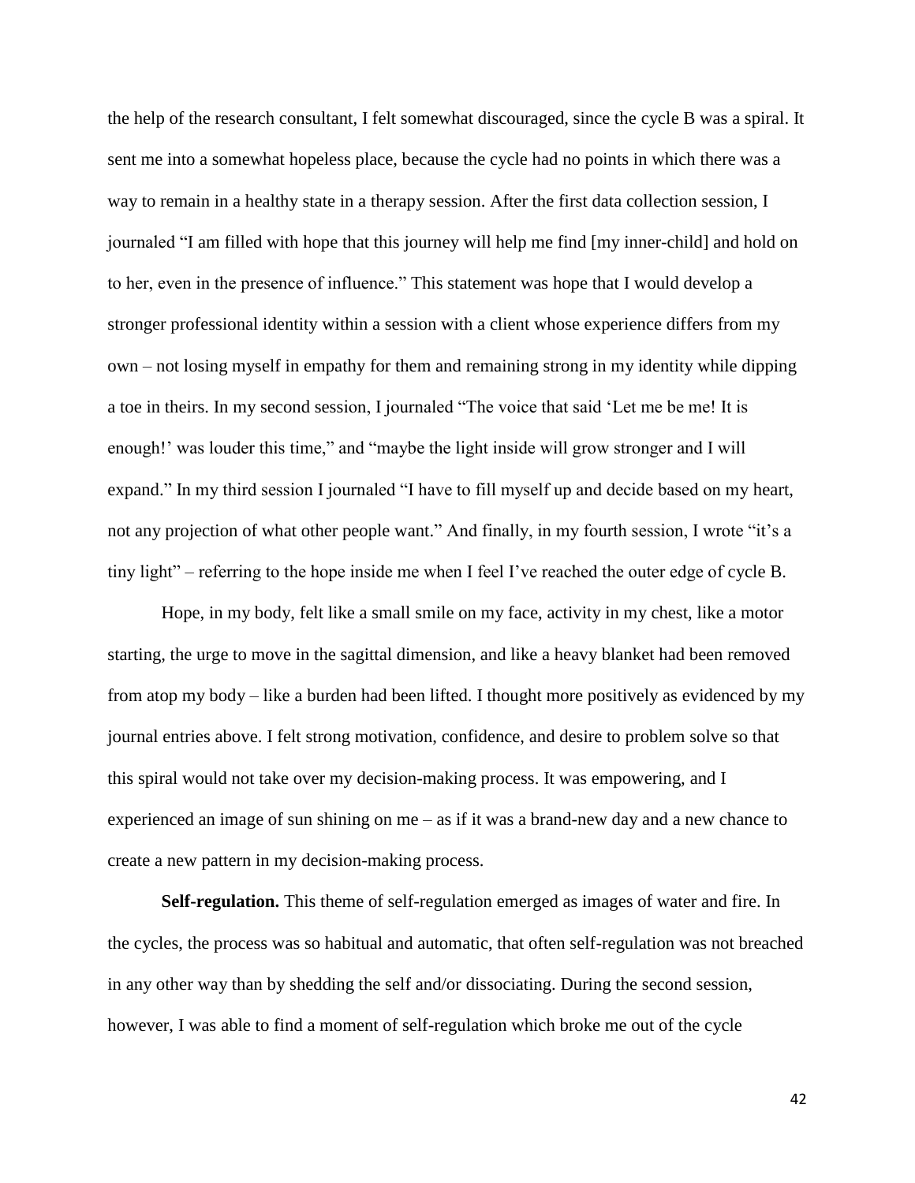the help of the research consultant, I felt somewhat discouraged, since the cycle B was a spiral. It sent me into a somewhat hopeless place, because the cycle had no points in which there was a way to remain in a healthy state in a therapy session. After the first data collection session, I journaled "I am filled with hope that this journey will help me find [my inner-child] and hold on to her, even in the presence of influence." This statement was hope that I would develop a stronger professional identity within a session with a client whose experience differs from my own – not losing myself in empathy for them and remaining strong in my identity while dipping a toe in theirs. In my second session, I journaled "The voice that said 'Let me be me! It is enough!' was louder this time," and "maybe the light inside will grow stronger and I will expand." In my third session I journaled "I have to fill myself up and decide based on my heart, not any projection of what other people want." And finally, in my fourth session, I wrote "it's a tiny light" – referring to the hope inside me when I feel I've reached the outer edge of cycle B.

Hope, in my body, felt like a small smile on my face, activity in my chest, like a motor starting, the urge to move in the sagittal dimension, and like a heavy blanket had been removed from atop my body – like a burden had been lifted. I thought more positively as evidenced by my journal entries above. I felt strong motivation, confidence, and desire to problem solve so that this spiral would not take over my decision-making process. It was empowering, and I experienced an image of sun shining on me – as if it was a brand-new day and a new chance to create a new pattern in my decision-making process.

**Self-regulation.** This theme of self-regulation emerged as images of water and fire. In the cycles, the process was so habitual and automatic, that often self-regulation was not breached in any other way than by shedding the self and/or dissociating. During the second session, however, I was able to find a moment of self-regulation which broke me out of the cycle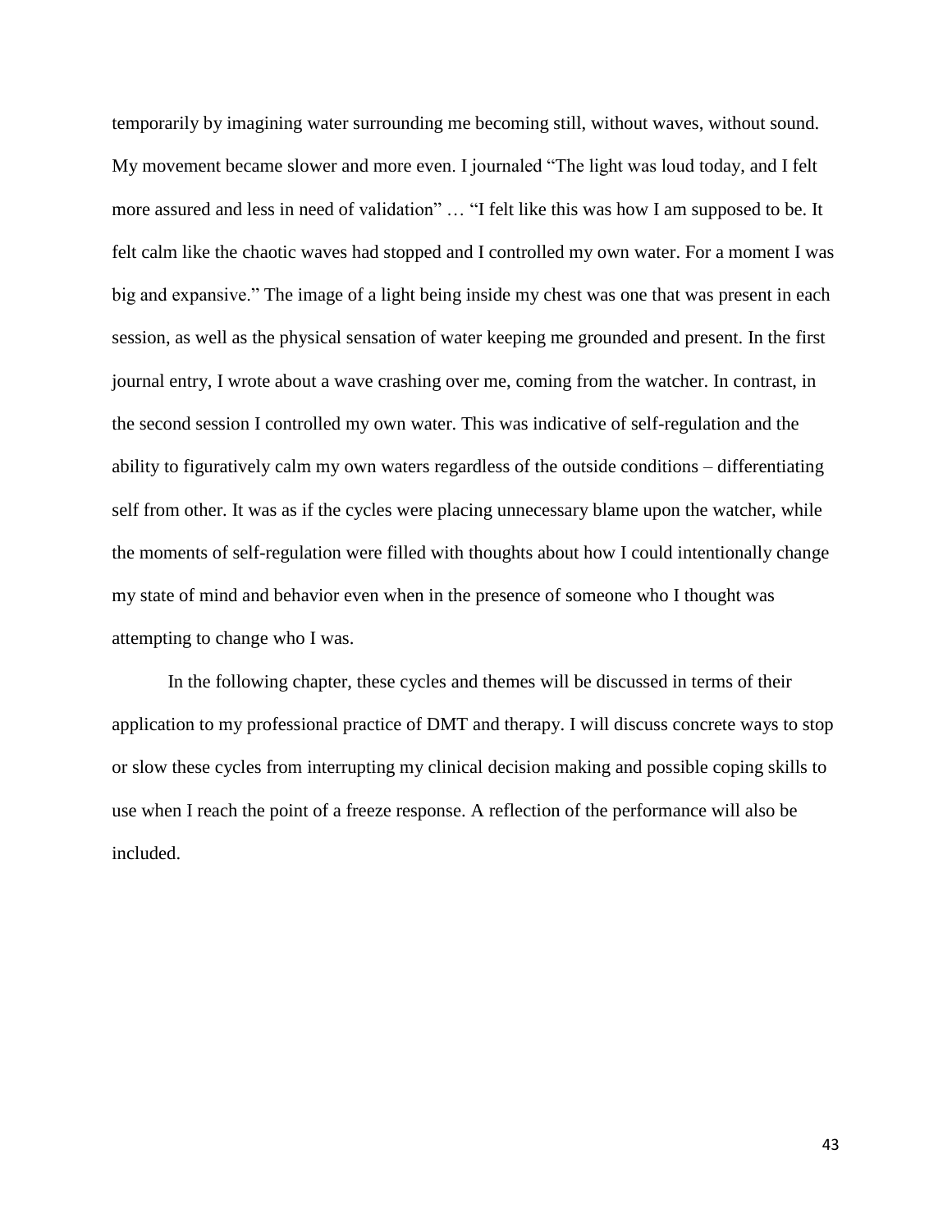temporarily by imagining water surrounding me becoming still, without waves, without sound. My movement became slower and more even. I journaled "The light was loud today, and I felt more assured and less in need of validation" … "I felt like this was how I am supposed to be. It felt calm like the chaotic waves had stopped and I controlled my own water. For a moment I was big and expansive." The image of a light being inside my chest was one that was present in each session, as well as the physical sensation of water keeping me grounded and present. In the first journal entry, I wrote about a wave crashing over me, coming from the watcher. In contrast, in the second session I controlled my own water. This was indicative of self-regulation and the ability to figuratively calm my own waters regardless of the outside conditions – differentiating self from other. It was as if the cycles were placing unnecessary blame upon the watcher, while the moments of self-regulation were filled with thoughts about how I could intentionally change my state of mind and behavior even when in the presence of someone who I thought was attempting to change who I was.

In the following chapter, these cycles and themes will be discussed in terms of their application to my professional practice of DMT and therapy. I will discuss concrete ways to stop or slow these cycles from interrupting my clinical decision making and possible coping skills to use when I reach the point of a freeze response. A reflection of the performance will also be included.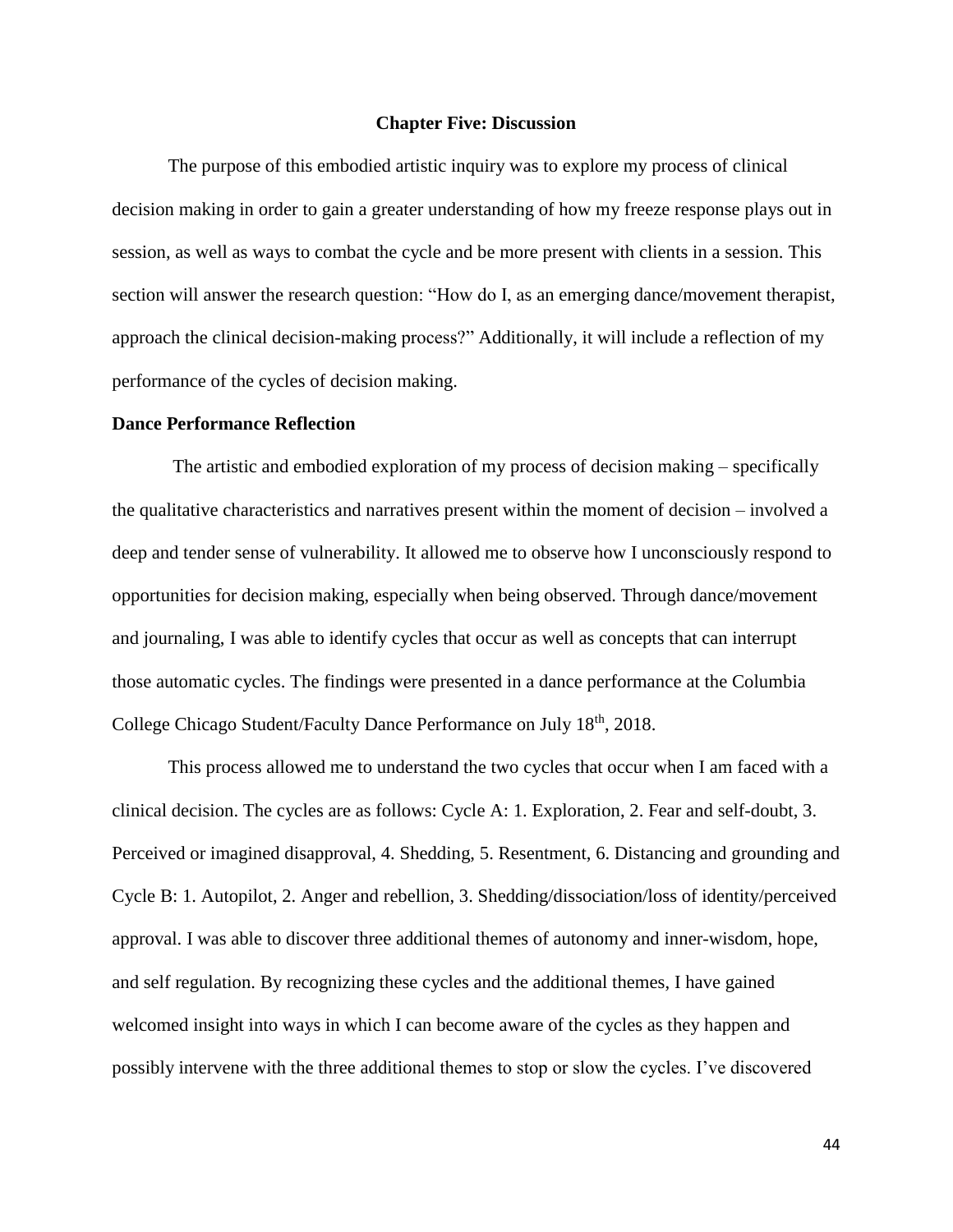## Chapter Five: Discussion

The purpose of this embodied artistic inquiry was to explore my process of clinical decision making in order to gain a greater understanding of how my freeze response plays out in session, as well as ways to combat the cycle and be more present with clients in a session. This section will answer the research question: "How do I, as an emerging dance/movement therapist, approach the clinical decision-making process?" Additionally, it will include a reflection of my performance of the cycles of decision making.

### Dance Performance Reflection

The artistic and embodied exploration of my process of decision making – specifically the qualitative characteristics and narratives present within the moment of decision – involved a deep and tender sense of vulnerability. It allowed me to observe how I unconsciously respond to opportunities for decision making, especially when being observed. Through dance/movement and journaling, I was able to identify cycles that occur as well as concepts that can interrupt those automatic cycles. The findings were presented in a dance performance at the Columbia College Chicago Student/Faculty Dance Performance on July 18th, 2018.

This process allowed me to understand the two cycles that occur when I am faced with a clinical decision. The cycles are as follows: Cycle A: 1. Exploration, 2. Fear and self-doubt, 3. Perceived or imagined disapproval, 4. Shedding, 5. Resentment, 6. Distancing and grounding and Cycle B: 1. Autopilot, 2. Anger and rebellion, 3. Shedding/dissociation/loss of identity/perceived approval. I was able to discover three additional themes of autonomy and inner-wisdom, hope, and self regulation. By recognizing these cycles and the additional themes, I have gained welcomed insight into ways in which I can become aware of the cycles as they happen and possibly intervene with the three additional themes to stop or slow the cycles. I've discovered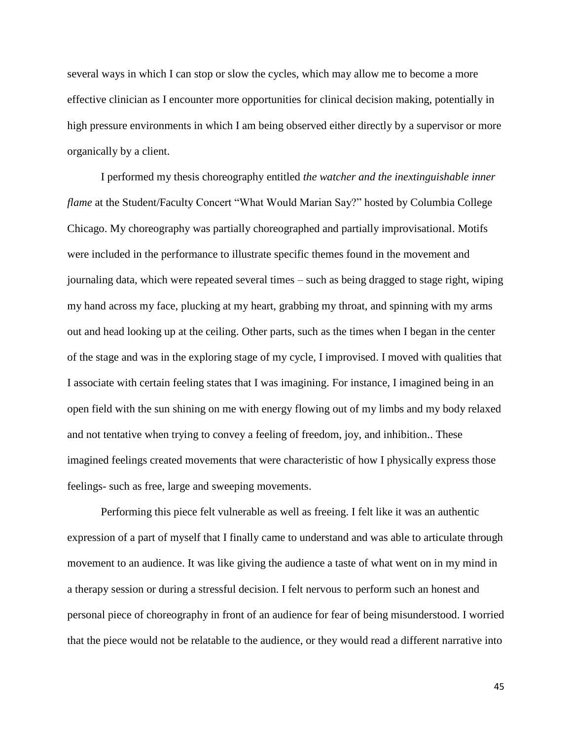several ways in which I can stop or slow the cycles, which may allow me to become a more effective clinician as I encounter more opportunities for clinical decision making, potentially in high pressure environments in which I am being observed either directly by a supervisor or more organically by a client.

I performed my thesis choreography entitled *the watcher and the inextinguishable inner flame* at the Student/Faculty Concert "What Would Marian Say?" hosted by Columbia College Chicago. My choreography was partially choreographed and partially improvisational. Motifs were included in the performance to illustrate specific themes found in the movement and journaling data, which were repeated several times – such as being dragged to stage right, wiping my hand across my face, plucking at my heart, grabbing my throat, and spinning with my arms out and head looking up at the ceiling. Other parts, such as the times when I began in the center of the stage and was in the exploring stage of my cycle, I improvised. I moved with qualities that I associate with certain feeling states that I was imagining. For instance, I imagined being in an open field with the sun shining on me with energy flowing out of my limbs and my body relaxed and not tentative when trying to convey a feeling of freedom, joy, and inhibition.. These imagined feelings created movements that were characteristic of how I physically express those feelings- such as free, large and sweeping movements.

Performing this piece felt vulnerable as well as freeing. I felt like it was an authentic expression of a part of myself that I finally came to understand and was able to articulate through movement to an audience. It was like giving the audience a taste of what went on in my mind in a therapy session or during a stressful decision. I felt nervous to perform such an honest and personal piece of choreography in front of an audience for fear of being misunderstood. I worried that the piece would not be relatable to the audience, or they would read a different narrative into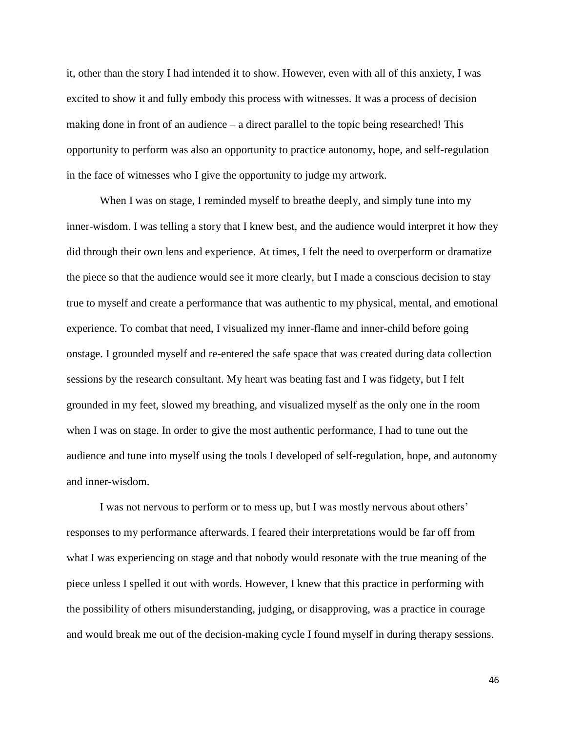it, other than the story I had intended it to show. However, even with all of this anxiety, I was excited to show it and fully embody this process with witnesses. It was a process of decision making done in front of an audience – a direct parallel to the topic being researched! This opportunity to perform was also an opportunity to practice autonomy, hope, and self-regulation in the face of witnesses who I give the opportunity to judge my artwork.

When I was on stage, I reminded myself to breathe deeply, and simply tune into my inner-wisdom. I was telling a story that I knew best, and the audience would interpret it how they did through their own lens and experience. At times, I felt the need to overperform or dramatize the piece so that the audience would see it more clearly, but I made a conscious decision to stay true to myself and create a performance that was authentic to my physical, mental, and emotional experience. To combat that need, I visualized my inner-flame and inner-child before going onstage. I grounded myself and re-entered the safe space that was created during data collection sessions by the research consultant. My heart was beating fast and I was fidgety, but I felt grounded in my feet, slowed my breathing, and visualized myself as the only one in the room when I was on stage. In order to give the most authentic performance, I had to tune out the audience and tune into myself using the tools I developed of self-regulation, hope, and autonomy and inner-wisdom.

I was not nervous to perform or to mess up, but I was mostly nervous about others' responses to my performance afterwards. I feared their interpretations would be far off from what I was experiencing on stage and that nobody would resonate with the true meaning of the piece unless I spelled it out with words. However, I knew that this practice in performing with the possibility of others misunderstanding, judging, or disapproving, was a practice in courage and would break me out of the decision-making cycle I found myself in during therapy sessions.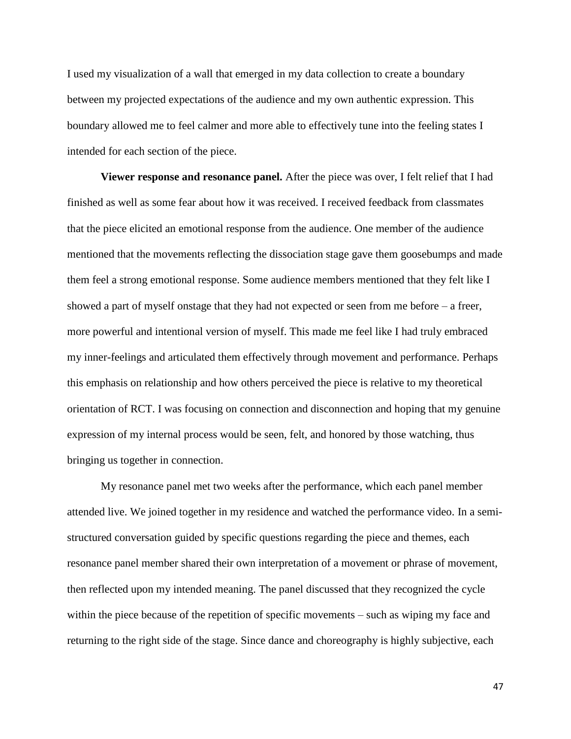I used my visualization of a wall that emerged in my data collection to create a boundary between my projected expectations of the audience and my own authentic expression. This boundary allowed me to feel calmer and more able to effectively tune into the feeling states I intended for each section of the piece.

**Viewer response and resonance panel.** After the piece was over, I felt relief that I had finished as well as some fear about how it was received. I received feedback from classmates that the piece elicited an emotional response from the audience. One member of the audience mentioned that the movements reflecting the dissociation stage gave them goosebumps and made them feel a strong emotional response. Some audience members mentioned that they felt like I showed a part of myself onstage that they had not expected or seen from me before – a freer, more powerful and intentional version of myself. This made me feel like I had truly embraced my inner-feelings and articulated them effectively through movement and performance. Perhaps this emphasis on relationship and how others perceived the piece is relative to my theoretical orientation of RCT. I was focusing on connection and disconnection and hoping that my genuine expression of my internal process would be seen, felt, and honored by those watching, thus bringing us together in connection.

My resonance panel met two weeks after the performance, which each panel member attended live. We joined together in my residence and watched the performance video. In a semi-structured conversation guided by specific questions regarding the piece and themes, each resonance panel member shared their own interpretation of a movement or phrase of movement, then reflected upon my intended meaning. The panel discussed that they recognized the cycle within the piece because of the repetition of specific movements – such as wiping my face and returning to the right side of the stage. Since dance and choreography is highly subjective, each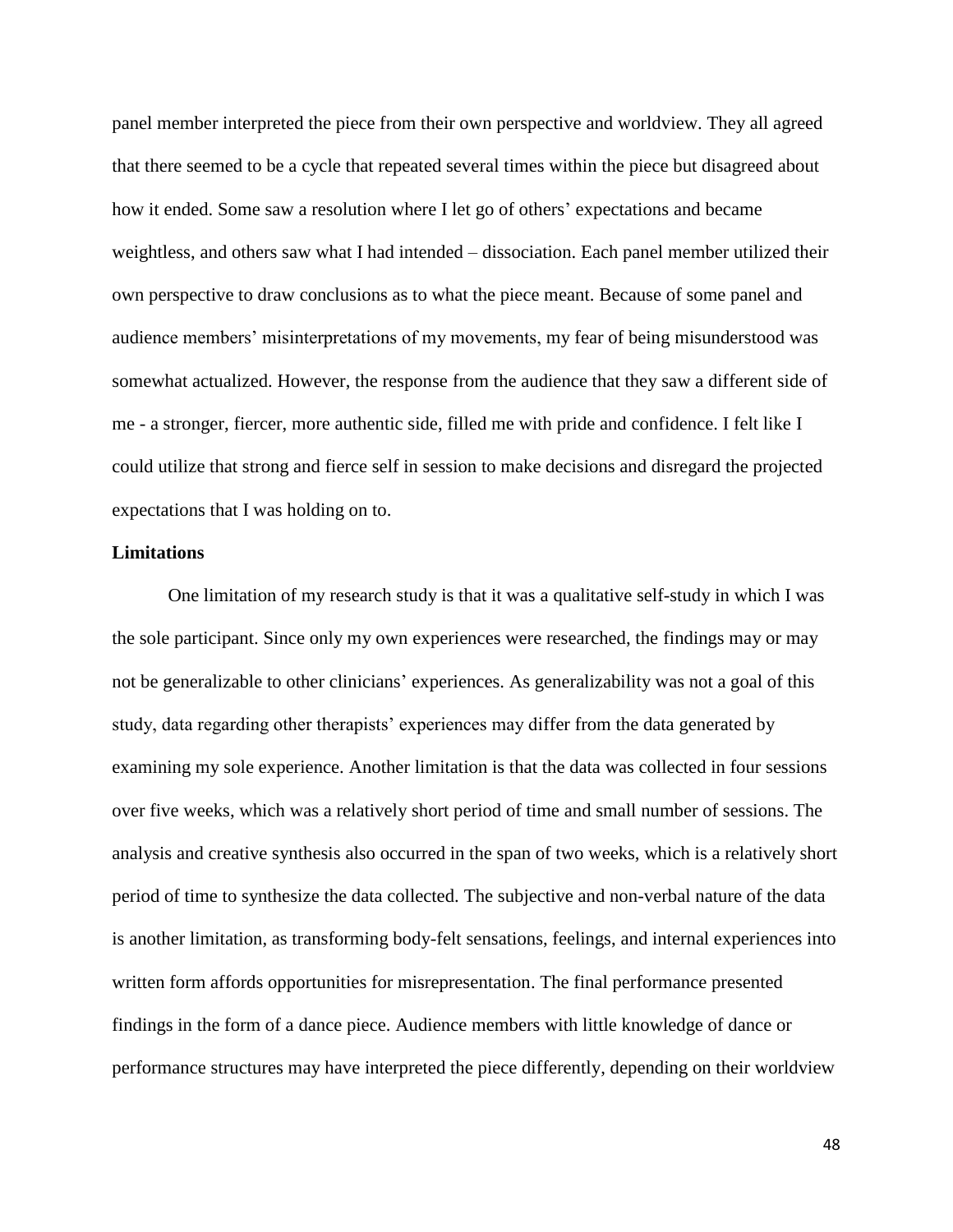panel member interpreted the piece from their own perspective and worldview. They all agreed that there seemed to be a cycle that repeated several times within the piece but disagreed about how it ended. Some saw a resolution where I let go of others' expectations and became weightless, and others saw what I had intended – dissociation. Each panel member utilized their own perspective to draw conclusions as to what the piece meant. Because of some panel and audience members' misinterpretations of my movements, my fear of being misunderstood was somewhat actualized. However, the response from the audience that they saw a different side of me - a stronger, fiercer, more authentic side, filled me with pride and confidence. I felt like I could utilize that strong and fierce self in session to make decisions and disregard the projected expectations that I was holding on to.

**Limitations**

One limitation of my research study is that it was a qualitative self-study in which I was the sole participant. Since only my own experiences were researched, the findings may or may not be generalizable to other clinicians' experiences. As generalizability was not a goal of this study, data regarding other therapists' experiences may differ from the data generated by examining my sole experience. Another limitation is that the data was collected in four sessions over five weeks, which was a relatively short period of time and small number of sessions. The analysis and creative synthesis also occurred in the span of two weeks, which is a relatively short period of time to synthesize the data collected. The subjective and non-verbal nature of the data is another limitation, as transforming body-felt sensations, feelings, and internal experiences into written form affords opportunities for misrepresentation. The final performance presented findings in the form of a dance piece. Audience members with little knowledge of dance or performance structures may have interpreted the piece differently, depending on their worldview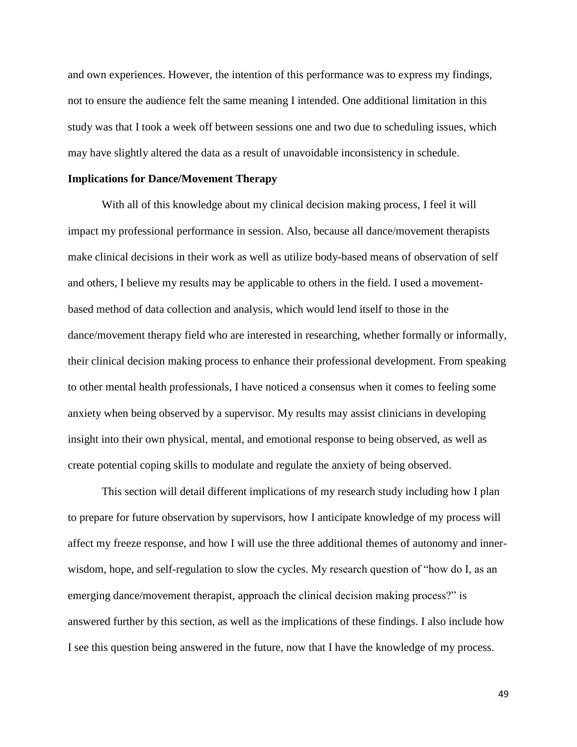and own experiences. However, the intention of this performance was to express my findings, not to ensure the audience felt the same meaning I intended. One additional limitation in this study was that I took a week off between sessions one and two due to scheduling issues, which may have slightly altered the data as a result of unavoidable inconsistency in schedule.

**Implications for Dance/Movement Therapy**

With all of this knowledge about my clinical decision making process, I feel it will impact my professional performance in session. Also, because all dance/movement therapists make clinical decisions in their work as well as utilize body-based means of observation of self and others, I believe my results may be applicable to others in the field. I used a movement-based method of data collection and analysis, which would lend itself to those in the dance/movement therapy field who are interested in researching, whether formally or informally, their clinical decision making process to enhance their professional development. From speaking to other mental health professionals, I have noticed a consensus when it comes to feeling some anxiety when being observed by a supervisor. My results may assist clinicians in developing insight into their own physical, mental, and emotional response to being observed, as well as create potential coping skills to modulate and regulate the anxiety of being observed.

This section will detail different implications of my research study including how I plan to prepare for future observation by supervisors, how I anticipate knowledge of my process will affect my freeze response, and how I will use the three additional themes of autonomy and inner-wisdom, hope, and self-regulation to slow the cycles. My research question of "how do I, as an emerging dance/movement therapist, approach the clinical decision making process?" is answered further by this section, as well as the implications of these findings. I also include how I see this question being answered in the future, now that I have the knowledge of my process.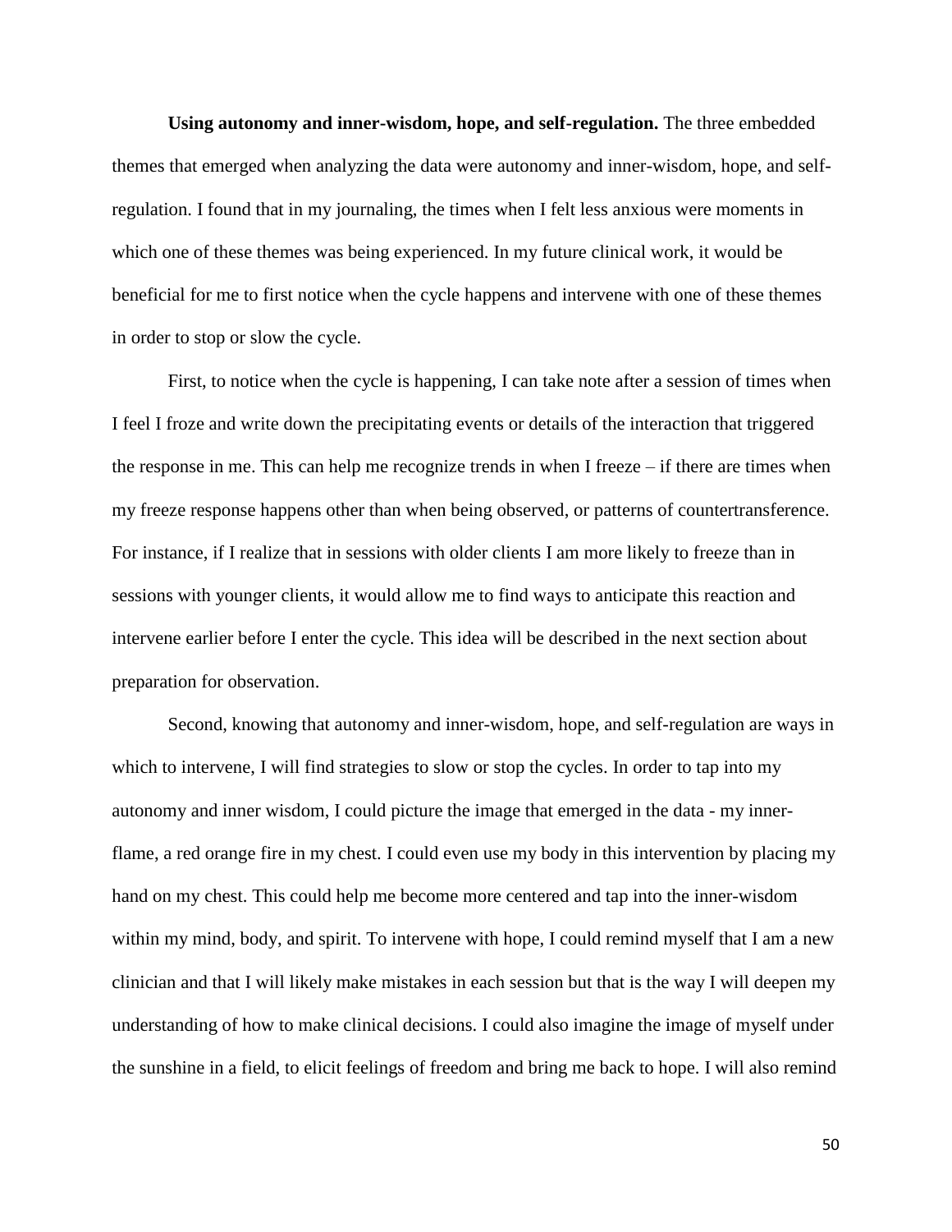**Using autonomy and inner-wisdom, hope, and self-regulation.** The three embedded themes that emerged when analyzing the data were autonomy and inner-wisdom, hope, and self-regulation. I found that in my journaling, the times when I felt less anxious were moments in which one of these themes was being experienced. In my future clinical work, it would be beneficial for me to first notice when the cycle happens and intervene with one of these themes in order to stop or slow the cycle.

First, to notice when the cycle is happening, I can take note after a session of times when I feel I froze and write down the precipitating events or details of the interaction that triggered the response in me. This can help me recognize trends in when I freeze – if there are times when my freeze response happens other than when being observed, or patterns of countertransference. For instance, if I realize that in sessions with older clients I am more likely to freeze than in sessions with younger clients, it would allow me to find ways to anticipate this reaction and intervene earlier before I enter the cycle. This idea will be described in the next section about preparation for observation.

Second, knowing that autonomy and inner-wisdom, hope, and self-regulation are ways in which to intervene, I will find strategies to slow or stop the cycles. In order to tap into my autonomy and inner wisdom, I could picture the image that emerged in the data - my inner-flame, a red orange fire in my chest. I could even use my body in this intervention by placing my hand on my chest. This could help me become more centered and tap into the inner-wisdom within my mind, body, and spirit. To intervene with hope, I could remind myself that I am a new clinician and that I will likely make mistakes in each session but that is the way I will deepen my understanding of how to make clinical decisions. I could also imagine the image of myself under the sunshine in a field, to elicit feelings of freedom and bring me back to hope. I will also remind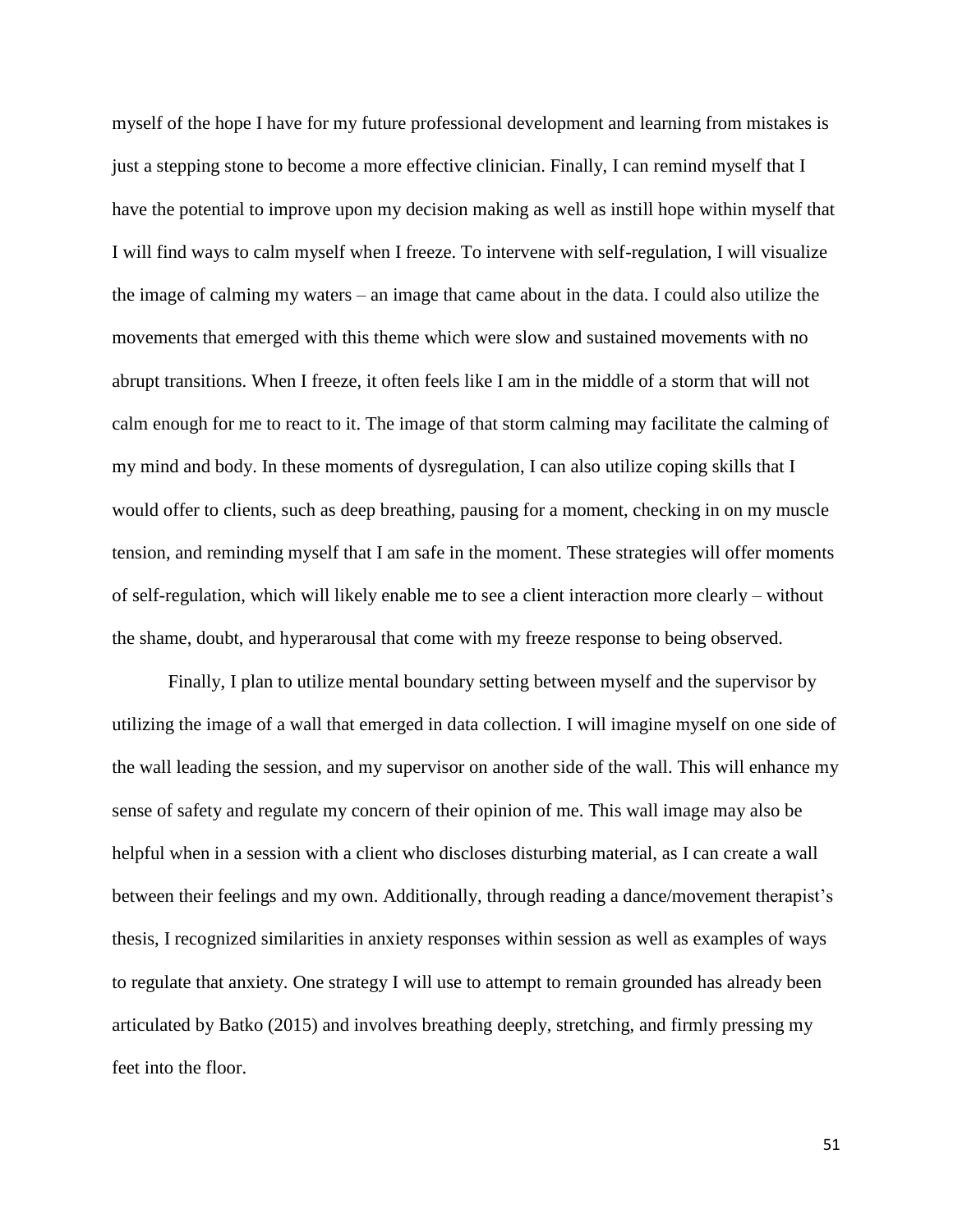myself of the hope I have for my future professional development and learning from mistakes is just a stepping stone to become a more effective clinician. Finally, I can remind myself that I have the potential to improve upon my decision making as well as instill hope within myself that I will find ways to calm myself when I freeze. To intervene with self-regulation, I will visualize the image of calming my waters – an image that came about in the data. I could also utilize the movements that emerged with this theme which were slow and sustained movements with no abrupt transitions. When I freeze, it often feels like I am in the middle of a storm that will not calm enough for me to react to it. The image of that storm calming may facilitate the calming of my mind and body. In these moments of dysregulation, I can also utilize coping skills that I would offer to clients, such as deep breathing, pausing for a moment, checking in on my muscle tension, and reminding myself that I am safe in the moment. These strategies will offer moments of self-regulation, which will likely enable me to see a client interaction more clearly – without the shame, doubt, and hyperarousal that come with my freeze response to being observed.

Finally, I plan to utilize mental boundary setting between myself and the supervisor by utilizing the image of a wall that emerged in data collection. I will imagine myself on one side of the wall leading the session, and my supervisor on another side of the wall. This will enhance my sense of safety and regulate my concern of their opinion of me. This wall image may also be helpful when in a session with a client who discloses disturbing material, as I can create a wall between their feelings and my own. Additionally, through reading a dance/movement therapist's thesis, I recognized similarities in anxiety responses within session as well as examples of ways to regulate that anxiety. One strategy I will use to attempt to remain grounded has already been articulated by Batko (2015) and involves breathing deeply, stretching, and firmly pressing my feet into the floor.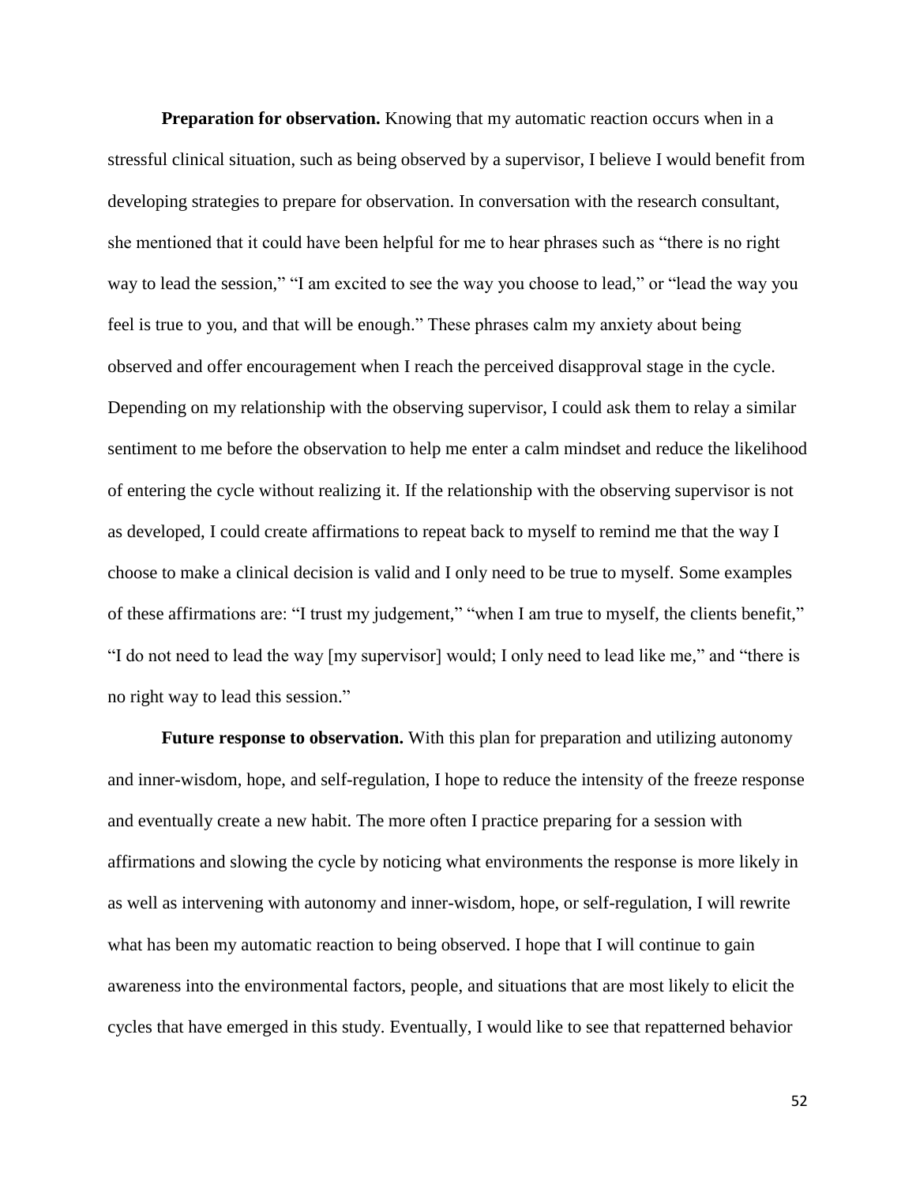**Preparation for observation.** Knowing that my automatic reaction occurs when in a stressful clinical situation, such as being observed by a supervisor, I believe I would benefit from developing strategies to prepare for observation. In conversation with the research consultant, she mentioned that it could have been helpful for me to hear phrases such as "there is no right way to lead the session," "I am excited to see the way you choose to lead," or "lead the way you feel is true to you, and that will be enough." These phrases calm my anxiety about being observed and offer encouragement when I reach the perceived disapproval stage in the cycle. Depending on my relationship with the observing supervisor, I could ask them to relay a similar sentiment to me before the observation to help me enter a calm mindset and reduce the likelihood of entering the cycle without realizing it. If the relationship with the observing supervisor is not as developed, I could create affirmations to repeat back to myself to remind me that the way I choose to make a clinical decision is valid and I only need to be true to myself. Some examples of these affirmations are: "I trust my judgement," "when I am true to myself, the clients benefit," "I do not need to lead the way [my supervisor] would; I only need to lead like me," and "there is no right way to lead this session."

**Future response to observation.** With this plan for preparation and utilizing autonomy and inner-wisdom, hope, and self-regulation, I hope to reduce the intensity of the freeze response and eventually create a new habit. The more often I practice preparing for a session with affirmations and slowing the cycle by noticing what environments the response is more likely in as well as intervening with autonomy and inner-wisdom, hope, or self-regulation, I will rewrite what has been my automatic reaction to being observed. I hope that I will continue to gain awareness into the environmental factors, people, and situations that are most likely to elicit the cycles that have emerged in this study. Eventually, I would like to see that repatterned behavior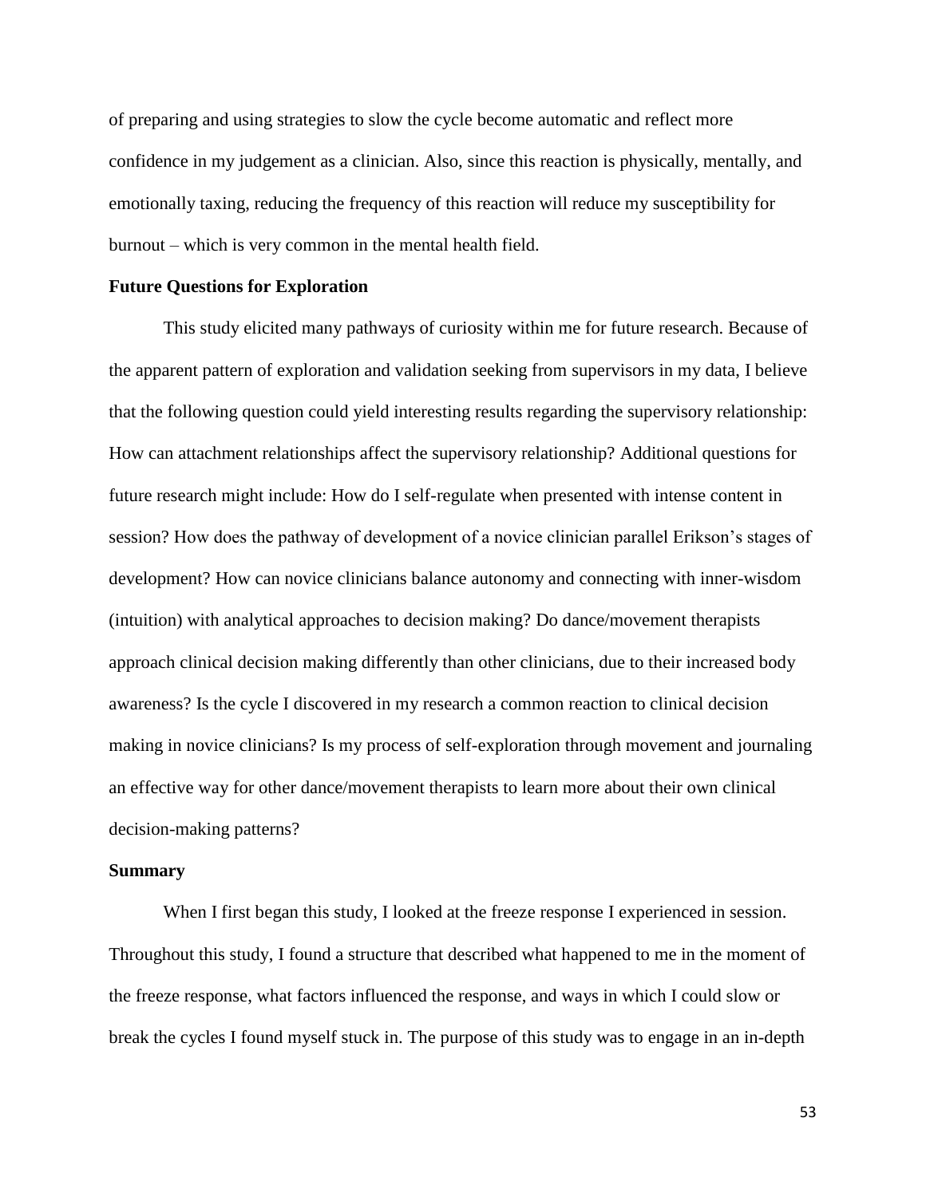of preparing and using strategies to slow the cycle become automatic and reflect more confidence in my judgement as a clinician. Also, since this reaction is physically, mentally, and emotionally taxing, reducing the frequency of this reaction will reduce my susceptibility for burnout – which is very common in the mental health field.

### Future Questions for Exploration

This study elicited many pathways of curiosity within me for future research. Because of the apparent pattern of exploration and validation seeking from supervisors in my data, I believe that the following question could yield interesting results regarding the supervisory relationship: How can attachment relationships affect the supervisory relationship? Additional questions for future research might include: How do I self-regulate when presented with intense content in session? How does the pathway of development of a novice clinician parallel Erikson's stages of development? How can novice clinicians balance autonomy and connecting with inner-wisdom (intuition) with analytical approaches to decision making? Do dance/movement therapists approach clinical decision making differently than other clinicians, due to their increased body awareness? Is the cycle I discovered in my research a common reaction to clinical decision making in novice clinicians? Is my process of self-exploration through movement and journaling an effective way for other dance/movement therapists to learn more about their own clinical decision-making patterns?

### Summary

When I first began this study, I looked at the freeze response I experienced in session. Throughout this study, I found a structure that described what happened to me in the moment of the freeze response, what factors influenced the response, and ways in which I could slow or break the cycles I found myself stuck in. The purpose of this study was to engage in an in-depth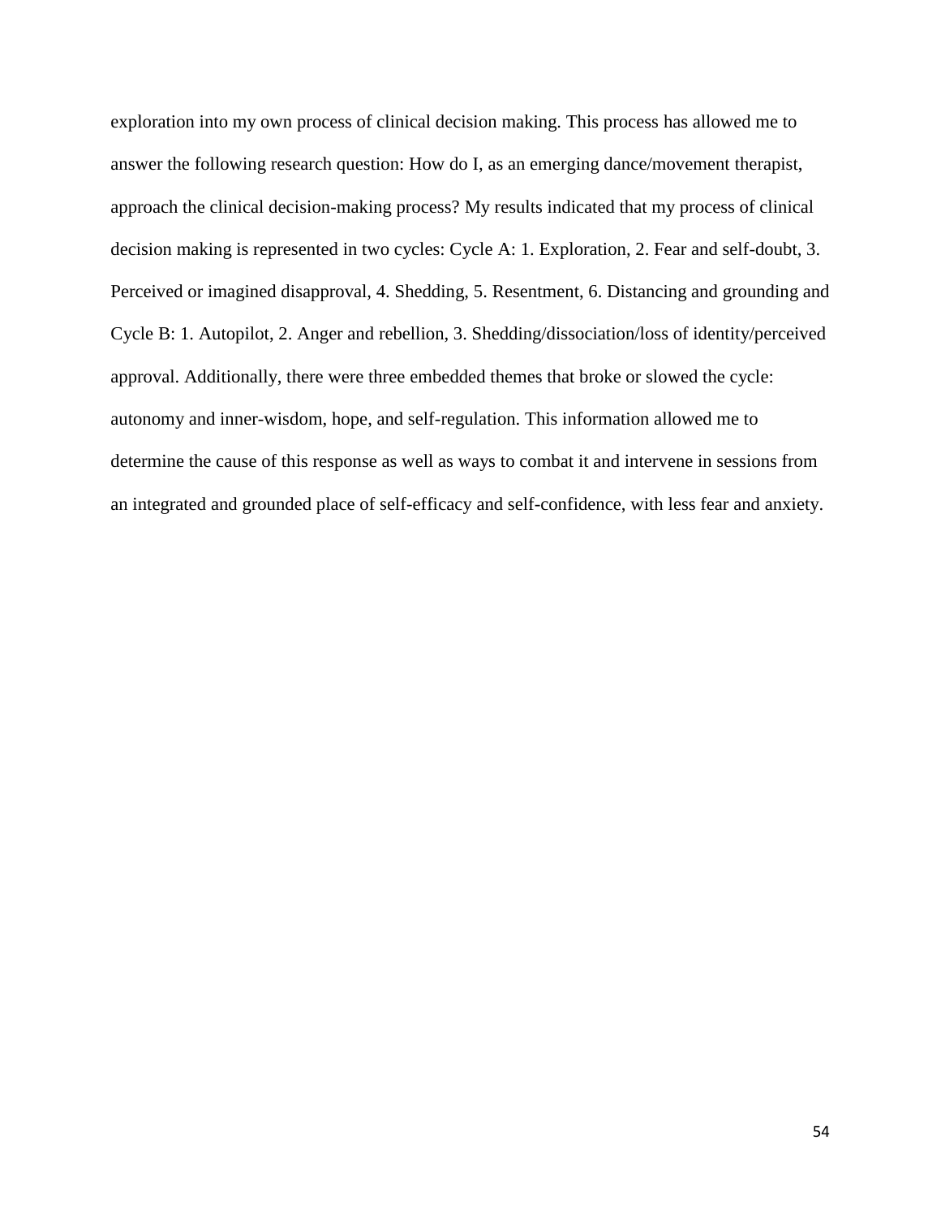exploration into my own process of clinical decision making. This process has allowed me to answer the following research question: How do I, as an emerging dance/movement therapist, approach the clinical decision-making process? My results indicated that my process of clinical decision making is represented in two cycles: Cycle A: 1. Exploration, 2. Fear and self-doubt, 3. Perceived or imagined disapproval, 4. Shedding, 5. Resentment, 6. Distancing and grounding and Cycle B: 1. Autopilot, 2. Anger and rebellion, 3. Shedding/dissociation/loss of identity/perceived approval. Additionally, there were three embedded themes that broke or slowed the cycle: autonomy and inner-wisdom, hope, and self-regulation. This information allowed me to determine the cause of this response as well as ways to combat it and intervene in sessions from an integrated and grounded place of self-efficacy and self-confidence, with less fear and anxiety.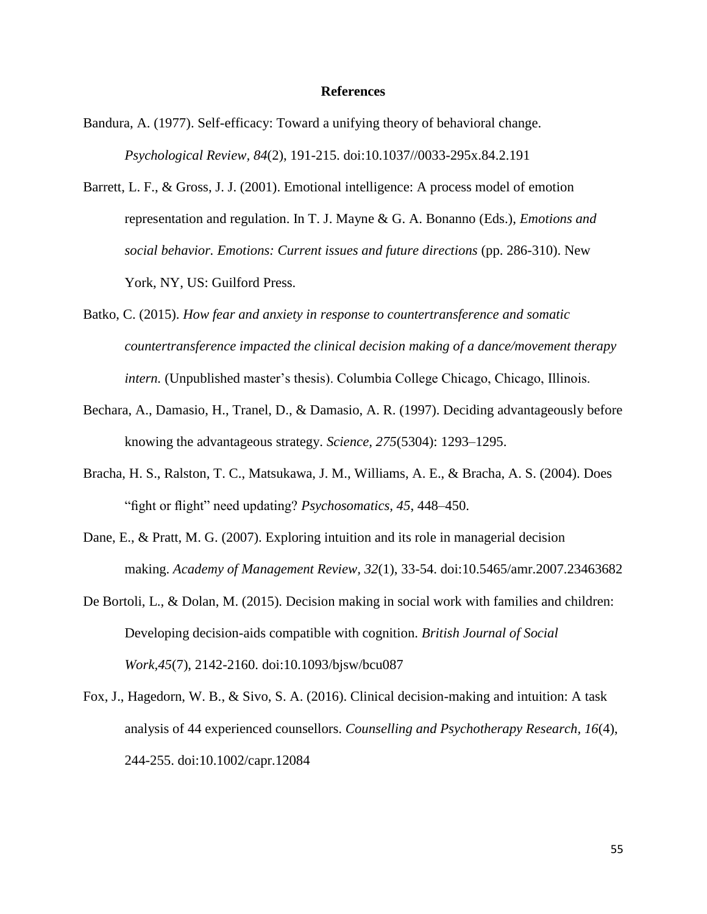# References

Bandura, A. (1977). Self-efficacy: Toward a unifying theory of behavioral change. *Psychological Review, 84*(2), 191-215. doi:10.1037//0033-295x.84.2.191

Barrett, L. F., & Gross, J. J. (2001). Emotional intelligence: A process model of emotion representation and regulation. In T. J. Mayne & G. A. Bonanno (Eds.), *Emotions and social behavior. Emotions: Current issues and future directions* (pp. 286-310). New York, NY, US: Guilford Press.

Batko, C. (2015). *How fear and anxiety in response to countertransference and somatic countertransference impacted the clinical decision making of a dance/movement therapy intern.* (Unpublished master's thesis). Columbia College Chicago, Chicago, Illinois.

Bechara, A., Damasio, H., Tranel, D., & Damasio, A. R. (1997). Deciding advantageously before knowing the advantageous strategy. *Science, 275*(5304): 1293–1295.

Bracha, H. S., Ralston, T. C., Matsukawa, J. M., Williams, A. E., & Bracha, A. S. (2004). Does "fight or flight" need updating? *Psychosomatics, 45*, 448–450.

Dane, E., & Pratt, M. G. (2007). Exploring intuition and its role in managerial decision making. *Academy of Management Review, 32*(1), 33-54. doi:10.5465/amr.2007.23463682

De Bortoli, L., & Dolan, M. (2015). Decision making in social work with families and children: Developing decision-aids compatible with cognition. *British Journal of Social Work,45*(7), 2142-2160. doi:10.1093/bjsw/bcu087

Fox, J., Hagedorn, W. B., & Sivo, S. A. (2016). Clinical decision-making and intuition: A task analysis of 44 experienced counsellors. *Counselling and Psychotherapy Research*, *16*(4), 244-255. doi:10.1002/capr.12084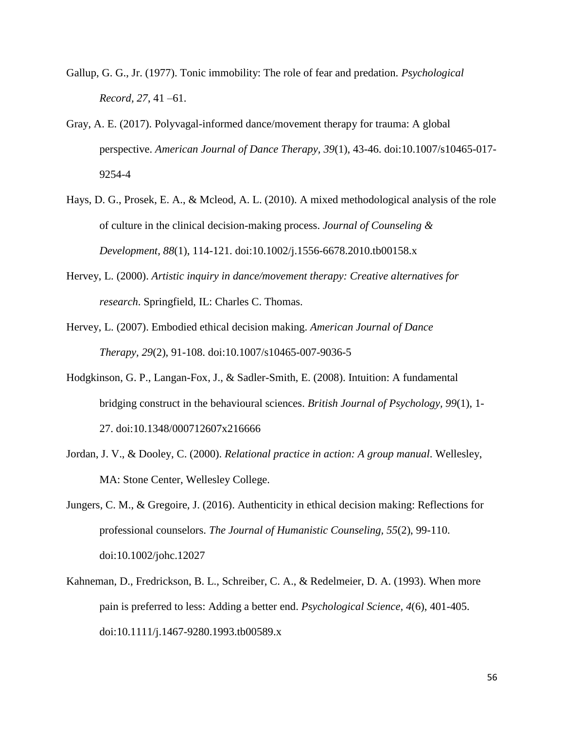Gallup, G. G., Jr. (1977). Tonic immobility: The role of fear and predation. *Psychological Record, 27*, 41 –61.

Gray, A. E. (2017). Polyvagal-informed dance/movement therapy for trauma: A global perspective. *American Journal of Dance Therapy, 39*(1), 43-46. doi:10.1007/s10465-017-9254-4

Hays, D. G., Prosek, E. A., & Mcleod, A. L. (2010). A mixed methodological analysis of the role of culture in the clinical decision-making process. *Journal of Counseling & Development, 88*(1), 114-121. doi:10.1002/j.1556-6678.2010.tb00158.x

Hervey, L. (2000). *Artistic inquiry in dance/movement therapy: Creative alternatives for research*. Springfield, IL: Charles C. Thomas.

Hervey, L. (2007). Embodied ethical decision making. *American Journal of Dance Therapy, 29*(2), 91-108. doi:10.1007/s10465-007-9036-5

Hodgkinson, G. P., Langan-Fox, J., & Sadler-Smith, E. (2008). Intuition: A fundamental bridging construct in the behavioural sciences. *British Journal of Psychology, 99*(1), 1-27. doi:10.1348/000712607x216666

Jordan, J. V., & Dooley, C. (2000). *Relational practice in action: A group manual*. Wellesley, MA: Stone Center, Wellesley College.

Jungers, C. M., & Gregoire, J. (2016). Authenticity in ethical decision making: Reflections for professional counselors. *The Journal of Humanistic Counseling, 55*(2), 99-110. doi:10.1002/johc.12027

Kahneman, D., Fredrickson, B. L., Schreiber, C. A., & Redelmeier, D. A. (1993). When more pain is preferred to less: Adding a better end. *Psychological Science, 4*(6), 401-405. doi:10.1111/j.1467-9280.1993.tb00589.x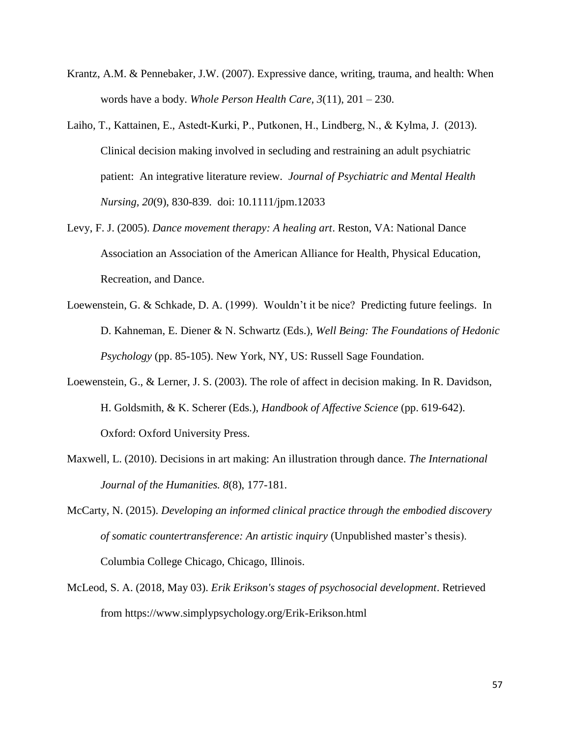Krantz, A.M. & Pennebaker, J.W. (2007). Expressive dance, writing, trauma, and health: When words have a body. *Whole Person Health Care, 3*(11), 201 – 230.

Laiho, T., Kattainen, E., Astedt-Kurki, P., Putkonen, H., Lindberg, N., & Kylma, J. (2013). Clinical decision making involved in secluding and restraining an adult psychiatric patient: An integrative literature review. *Journal of Psychiatric and Mental Health Nursing, 20*(9), 830-839. doi: 10.1111/jpm.12033

Levy, F. J. (2005). *Dance movement therapy: A healing art*. Reston, VA: National Dance Association an Association of the American Alliance for Health, Physical Education, Recreation, and Dance.

Loewenstein, G. & Schkade, D. A. (1999). Wouldn't it be nice? Predicting future feelings. In D. Kahneman, E. Diener & N. Schwartz (Eds.), *Well Being: The Foundations of Hedonic Psychology* (pp. 85-105). New York, NY, US: Russell Sage Foundation.

Loewenstein, G., & Lerner, J. S. (2003). The role of affect in decision making. In R. Davidson, H. Goldsmith, & K. Scherer (Eds.), *Handbook of Affective Science* (pp. 619-642). Oxford: Oxford University Press.

Maxwell, L. (2010). Decisions in art making: An illustration through dance. *The International Journal of the Humanities. 8*(8), 177-181.

McCarty, N. (2015). *Developing an informed clinical practice through the embodied discovery of somatic countertransference: An artistic inquiry* (Unpublished master's thesis). Columbia College Chicago, Chicago, Illinois.

McLeod, S. A. (2018, May 03). *Erik Erikson's stages of psychosocial development*. Retrieved from https://www.simplypsychology.org/Erik-Erikson.html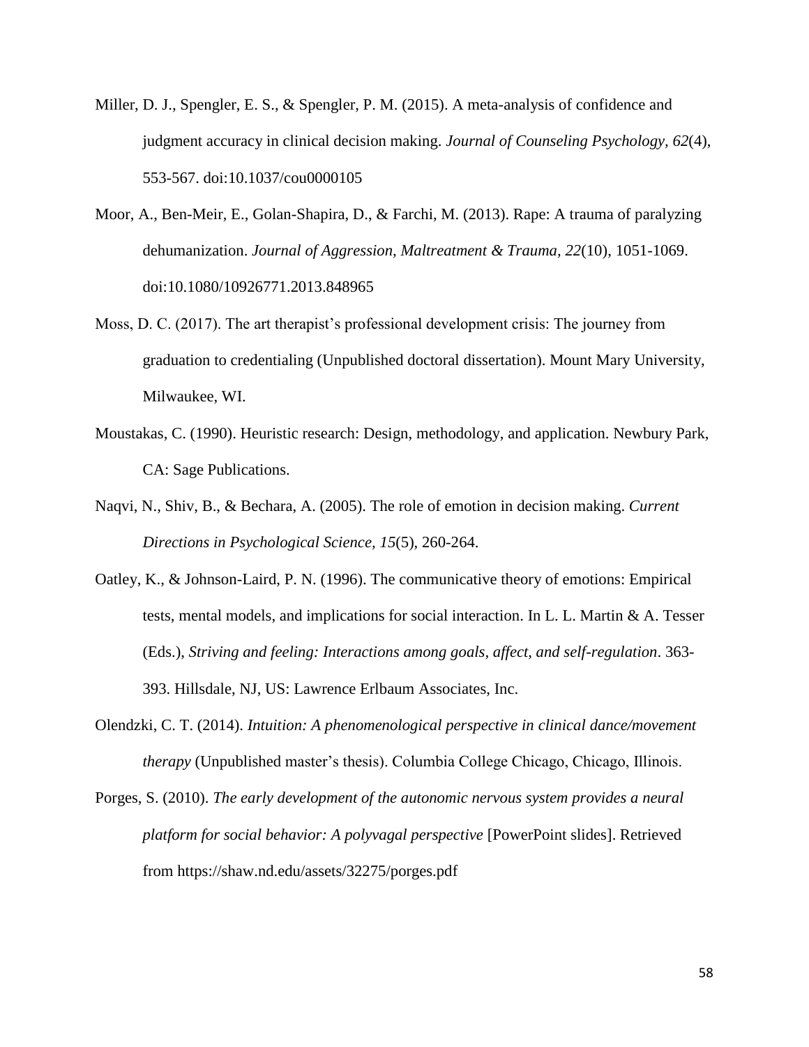Miller, D. J., Spengler, E. S., & Spengler, P. M. (2015). A meta-analysis of confidence and judgment accuracy in clinical decision making. *Journal of Counseling Psychology, 62*(4), 553-567. doi:10.1037/cou0000105

Moor, A., Ben-Meir, E., Golan-Shapira, D., & Farchi, M. (2013). Rape: A trauma of paralyzing dehumanization. *Journal of Aggression, Maltreatment & Trauma, 22*(10), 1051-1069. doi:10.1080/10926771.2013.848965

Moss, D. C. (2017). The art therapist's professional development crisis: The journey from graduation to credentialing (Unpublished doctoral dissertation). Mount Mary University, Milwaukee, WI.

Moustakas, C. (1990). Heuristic research: Design, methodology, and application. Newbury Park, CA: Sage Publications.

Naqvi, N., Shiv, B., & Bechara, A. (2005). The role of emotion in decision making. *Current Directions in Psychological Science, 15*(5), 260-264.

Oatley, K., & Johnson-Laird, P. N. (1996). The communicative theory of emotions: Empirical tests, mental models, and implications for social interaction. In L. L. Martin & A. Tesser (Eds.), *Striving and feeling: Interactions among goals, affect, and self-regulation*. 363-393. Hillsdale, NJ, US: Lawrence Erlbaum Associates, Inc.

Olendzki, C. T. (2014). *Intuition: A phenomenological perspective in clinical dance/movement therapy* (Unpublished master's thesis). Columbia College Chicago, Chicago, Illinois.

Porges, S. (2010). *The early development of the autonomic nervous system provides a neural platform for social behavior: A polyvagal perspective* [PowerPoint slides]. Retrieved from https://shaw.nd.edu/assets/32275/porges.pdf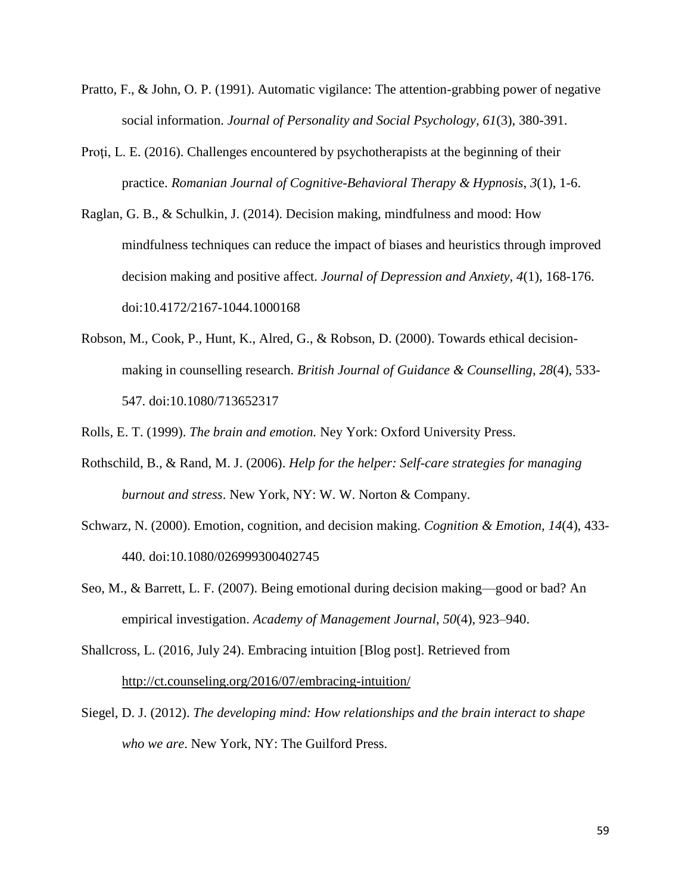Pratto, F., & John, O. P. (1991). Automatic vigilance: The attention-grabbing power of negative social information. *Journal of Personality and Social Psychology, 61*(3), 380-391.

Proţi, L. E. (2016). Challenges encountered by psychotherapists at the beginning of their practice. *Romanian Journal of Cognitive-Behavioral Therapy & Hypnosis*, *3*(1), 1-6.

Raglan, G. B., & Schulkin, J. (2014). Decision making, mindfulness and mood: How mindfulness techniques can reduce the impact of biases and heuristics through improved decision making and positive affect. *Journal of Depression and Anxiety*, *4*(1), 168-176. doi:10.4172/2167-1044.1000168

Robson, M., Cook, P., Hunt, K., Alred, G., & Robson, D. (2000). Towards ethical decision-making in counselling research. *British Journal of Guidance & Counselling, 28*(4), 533-547. doi:10.1080/713652317

Rolls, E. T. (1999). *The brain and emotion.* Ney York: Oxford University Press.

Rothschild, B., & Rand, M. J. (2006). *Help for the helper: Self-care strategies for managing burnout and stress*. New York, NY: W. W. Norton & Company.

Schwarz, N. (2000). Emotion, cognition, and decision making. *Cognition & Emotion, 14*(4), 433-440. doi:10.1080/026999300402745

Seo, M., & Barrett, L. F. (2007). Being emotional during decision making—good or bad? An empirical investigation. *Academy of Management Journal*, *50*(4), 923–940.

Shallcross, L. (2016, July 24). Embracing intuition [Blog post]. Retrieved from http://ct.counseling.org/2016/07/embracing-intuition/

Siegel, D. J. (2012). *The developing mind: How relationships and the brain interact to shape who we are*. New York, NY: The Guilford Press.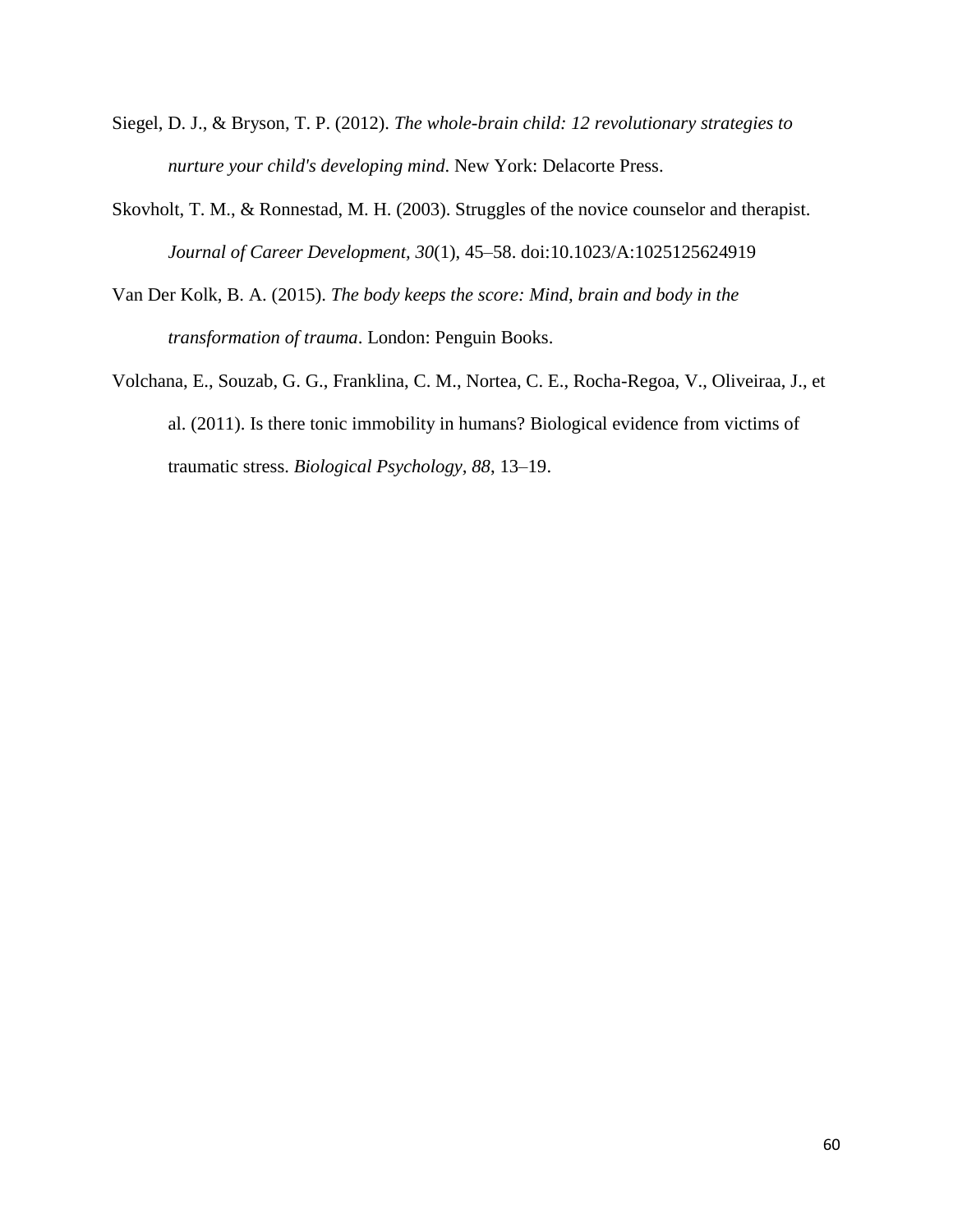Siegel, D. J., & Bryson, T. P. (2012). *The whole-brain child: 12 revolutionary strategies to nurture your child's developing mind*. New York: Delacorte Press.

Skovholt, T. M., & Ronnestad, M. H. (2003). Struggles of the novice counselor and therapist. *Journal of Career Development, 30*(1), 45–58. doi:10.1023/A:1025125624919

Van Der Kolk, B. A. (2015). *The body keeps the score: Mind, brain and body in the transformation of trauma*. London: Penguin Books.

Volchana, E., Souzab, G. G., Franklina, C. M., Nortea, C. E., Rocha-Regoa, V., Oliveiraa, J., et al. (2011). Is there tonic immobility in humans? Biological evidence from victims of traumatic stress. *Biological Psychology*, *88*, 13–19.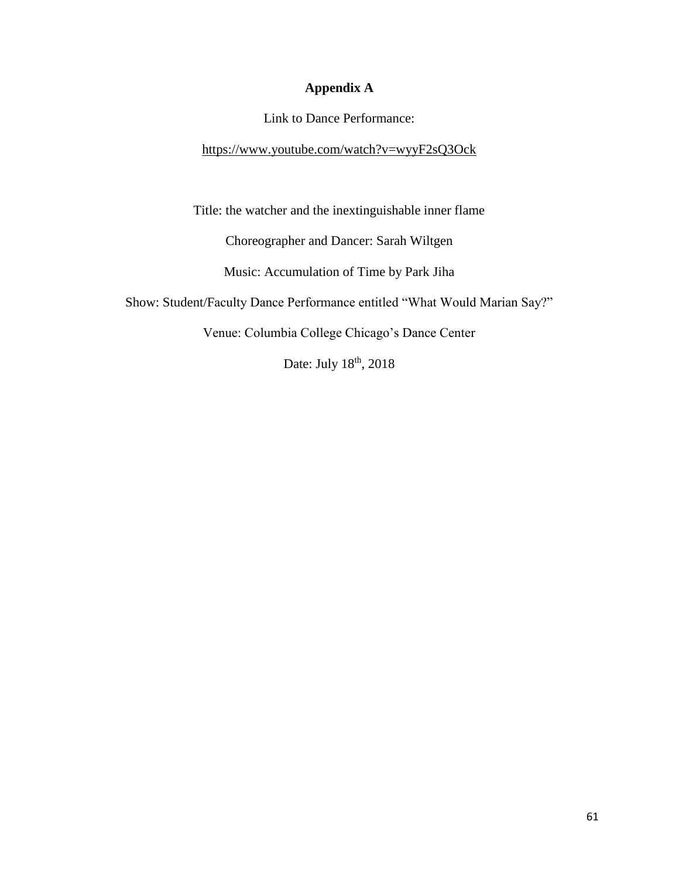# Appendix A

Link to Dance Performance:

https://www.youtube.com/watch?v=wyyF2sQ3Ock

Title: the watcher and the inextinguishable inner flame

Choreographer and Dancer: Sarah Wiltgen

Music: Accumulation of Time by Park Jiha

Show: Student/Faculty Dance Performance entitled "What Would Marian Say?"

Venue: Columbia College Chicago's Dance Center

Date: July 18th, 2018